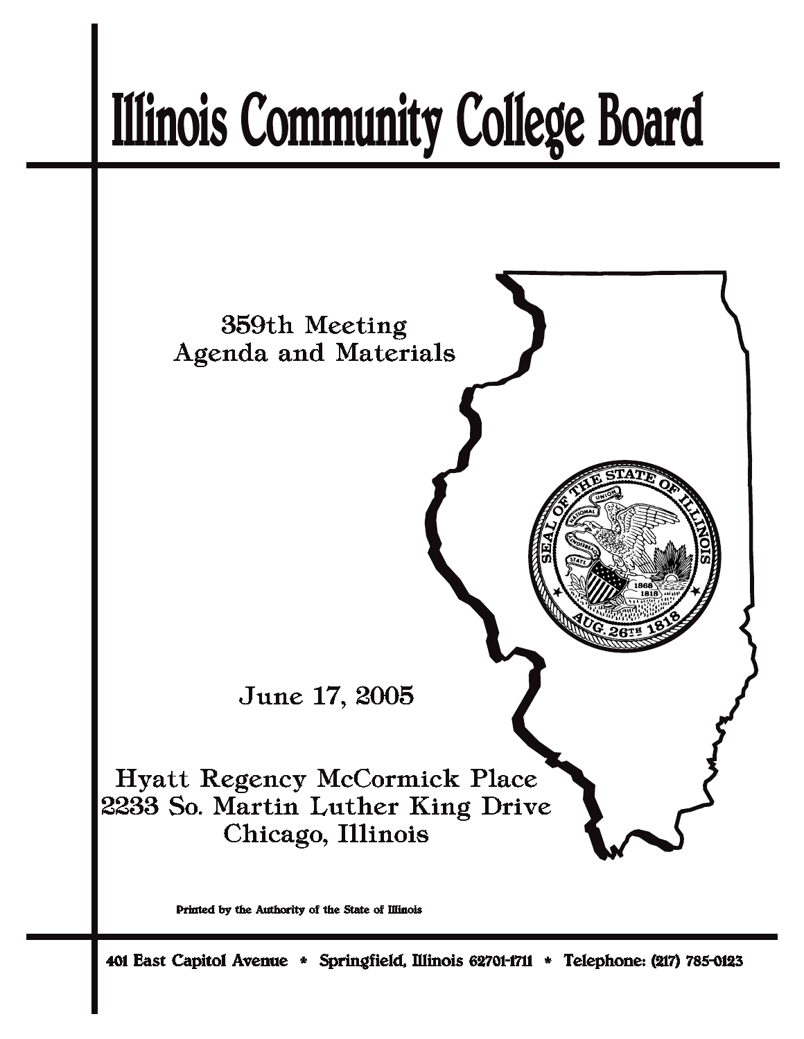# Illinois Community College Board

359th Meeting
Agenda and Materials

June 17, 2005

Hyatt Regency McCormick Place
2233 So. Martin Luther King Drive
Chicago, Illinois

Printed by the Authority of the State of Illinois

401 East Capitol Avenue * Springfield, Illinois 62701-1711 * Telephone: (217) 785-0123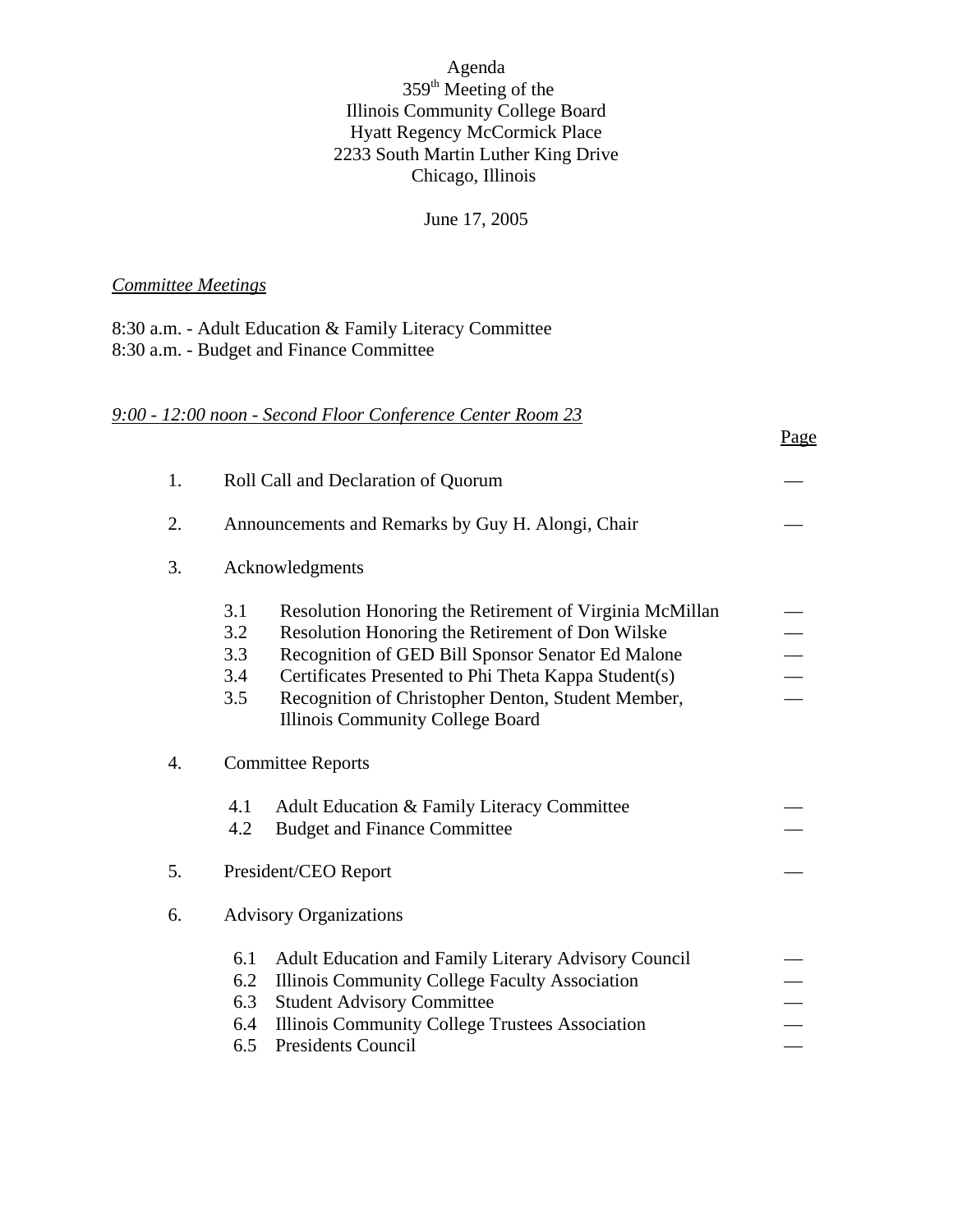Agenda
359th Meeting of the
Illinois Community College Board
Hyatt Regency McCormick Place
2233 South Martin Luther King Drive
Chicago, Illinois

June 17, 2005

*Committee Meetings*

8:30 a.m. - Adult Education & Family Literacy Committee
8:30 a.m. - Budget and Finance Committee

*9:00 - 12:00 noon - Second Floor Conference Center Room 23*

| | | Page |
|---|---|---|
| 1. | Roll Call and Declaration of Quorum | — |
| 2. | Announcements and Remarks by Guy H. Alongi, Chair | — |
| 3. | Acknowledgments | |
| | 3.1 Resolution Honoring the Retirement of Virginia McMillan | — |
| | 3.2 Resolution Honoring the Retirement of Don Wilske | — |
| | 3.3 Recognition of GED Bill Sponsor Senator Ed Malone | — |
| | 3.4 Certificates Presented to Phi Theta Kappa Student(s) | — |
| | 3.5 Recognition of Christopher Denton, Student Member, Illinois Community College Board | — |
| 4. | Committee Reports | |
| | 4.1 Adult Education & Family Literacy Committee | — |
| | 4.2 Budget and Finance Committee | — |
| 5. | President/CEO Report | — |
| 6. | Advisory Organizations | |
| | 6.1 Adult Education and Family Literary Advisory Council | — |
| | 6.2 Illinois Community College Faculty Association | — |
| | 6.3 Student Advisory Committee | — |
| | 6.4 Illinois Community College Trustees Association | — |
| | 6.5 Presidents Council | — |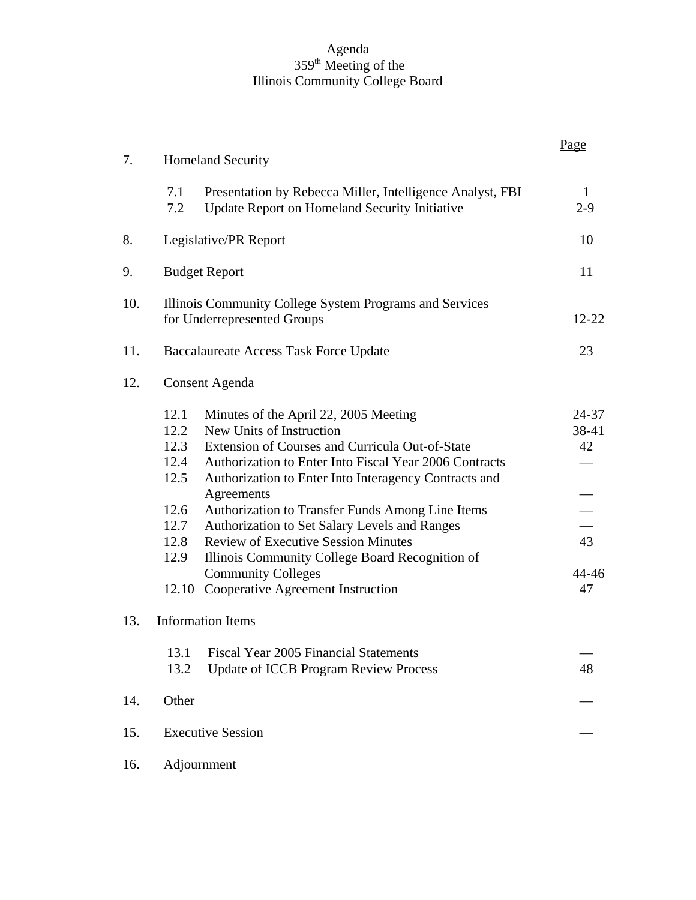# Agenda
## 359th Meeting of the
## Illinois Community College Board

| | | | Page |
|---|---|---|---|
| 7. | Homeland Security | | |
| | 7.1 | Presentation by Rebecca Miller, Intelligence Analyst, FBI | 1 |
| | 7.2 | Update Report on Homeland Security Initiative | 2-9 |
| 8. | Legislative/PR Report | | 10 |
| 9. | Budget Report | | 11 |
| 10. | Illinois Community College System Programs and Services for Underrepresented Groups | | 12-22 |
| 11. | Baccalaureate Access Task Force Update | | 23 |
| 12. | Consent Agenda | | |
| | 12.1 | Minutes of the April 22, 2005 Meeting | 24-37 |
| | 12.2 | New Units of Instruction | 38-41 |
| | 12.3 | Extension of Courses and Curricula Out-of-State | 42 |
| | 12.4 | Authorization to Enter Into Fiscal Year 2006 Contracts | — |
| | 12.5 | Authorization to Enter Into Interagency Contracts and Agreements | — |
| | 12.6 | Authorization to Transfer Funds Among Line Items | — |
| | 12.7 | Authorization to Set Salary Levels and Ranges | — |
| | 12.8 | Review of Executive Session Minutes | 43 |
| | 12.9 | Illinois Community College Board Recognition of Community Colleges | 44-46 |
| | 12.10 | Cooperative Agreement Instruction | 47 |
| 13. | Information Items | | |
| | 13.1 | Fiscal Year 2005 Financial Statements | — |
| | 13.2 | Update of ICCB Program Review Process | 48 |
| 14. | Other | | — |
| 15. | Executive Session | | — |
| 16. | Adjournment | | |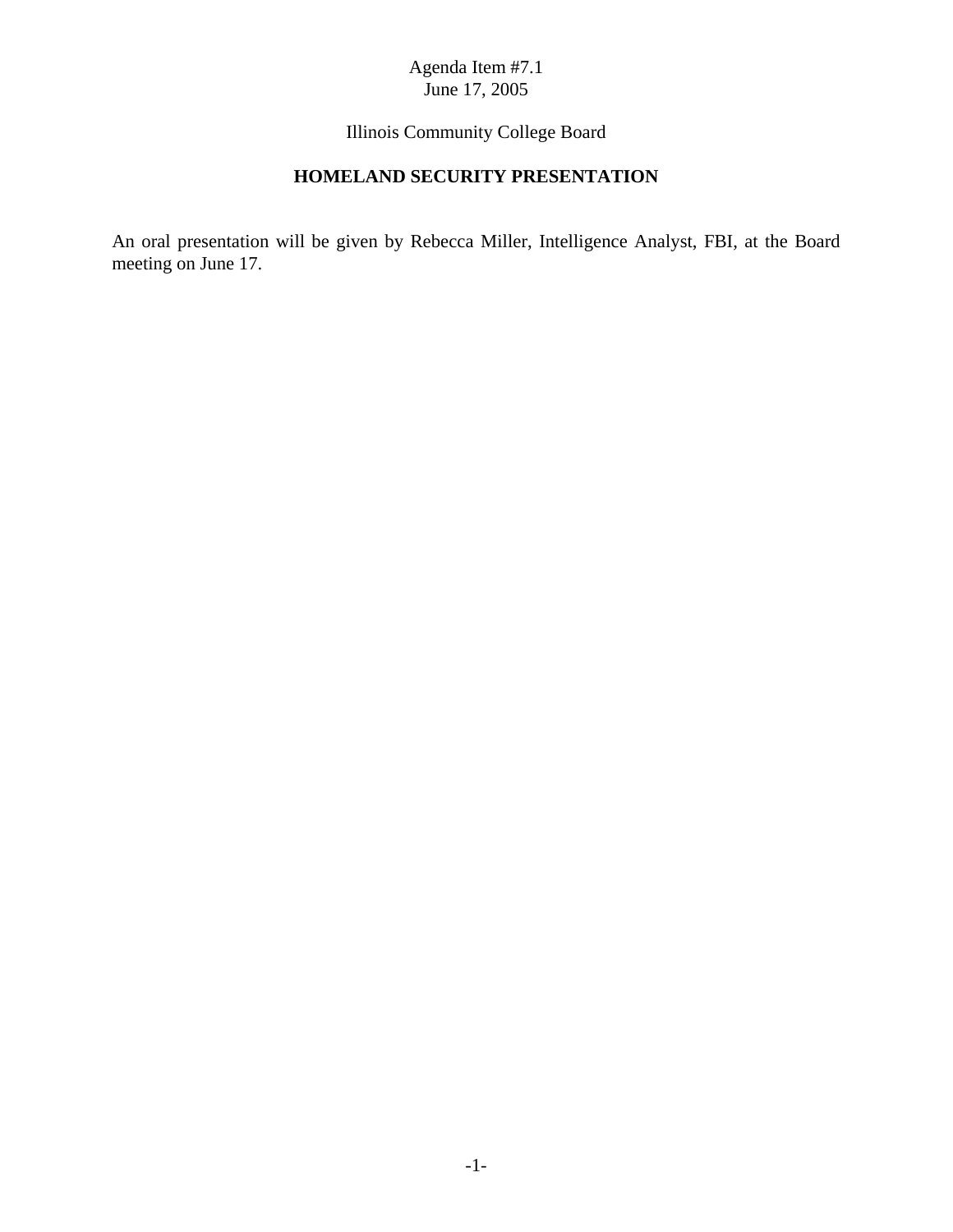Agenda Item #7.1
June 17, 2005

Illinois Community College Board

## HOMELAND SECURITY PRESENTATION

An oral presentation will be given by Rebecca Miller, Intelligence Analyst, FBI, at the Board meeting on June 17.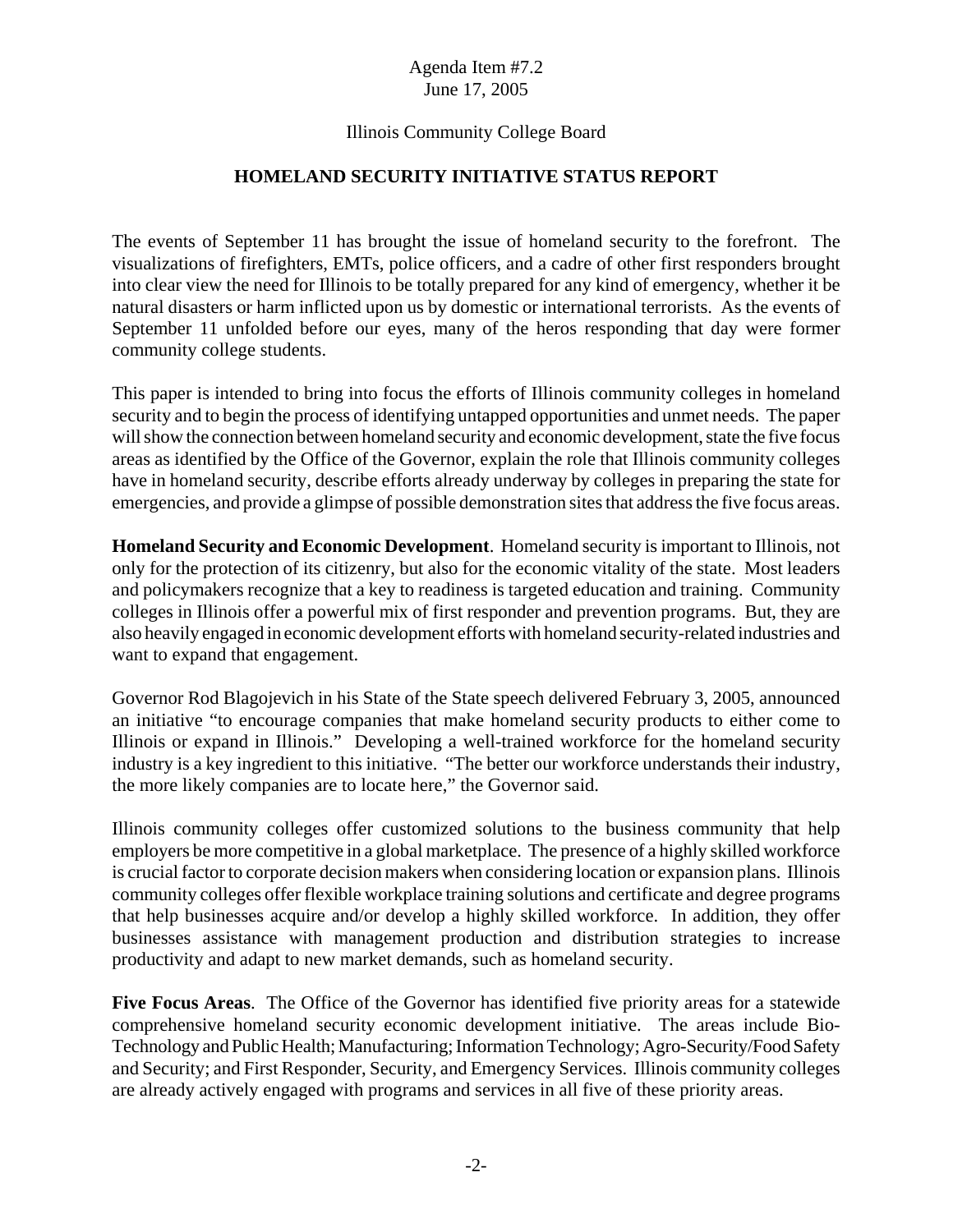Agenda Item #7.2
June 17, 2005

Illinois Community College Board

## HOMELAND SECURITY INITIATIVE STATUS REPORT

The events of September 11 has brought the issue of homeland security to the forefront. The visualizations of firefighters, EMTs, police officers, and a cadre of other first responders brought into clear view the need for Illinois to be totally prepared for any kind of emergency, whether it be natural disasters or harm inflicted upon us by domestic or international terrorists. As the events of September 11 unfolded before our eyes, many of the heros responding that day were former community college students.

This paper is intended to bring into focus the efforts of Illinois community colleges in homeland security and to begin the process of identifying untapped opportunities and unmet needs. The paper will show the connection between homeland security and economic development, state the five focus areas as identified by the Office of the Governor, explain the role that Illinois community colleges have in homeland security, describe efforts already underway by colleges in preparing the state for emergencies, and provide a glimpse of possible demonstration sites that address the five focus areas.

**Homeland Security and Economic Development**. Homeland security is important to Illinois, not only for the protection of its citizenry, but also for the economic vitality of the state. Most leaders and policymakers recognize that a key to readiness is targeted education and training. Community colleges in Illinois offer a powerful mix of first responder and prevention programs. But, they are also heavily engaged in economic development efforts with homeland security-related industries and want to expand that engagement.

Governor Rod Blagojevich in his State of the State speech delivered February 3, 2005, announced an initiative "to encourage companies that make homeland security products to either come to Illinois or expand in Illinois." Developing a well-trained workforce for the homeland security industry is a key ingredient to this initiative. "The better our workforce understands their industry, the more likely companies are to locate here," the Governor said.

Illinois community colleges offer customized solutions to the business community that help employers be more competitive in a global marketplace. The presence of a highly skilled workforce is crucial factor to corporate decision makers when considering location or expansion plans. Illinois community colleges offer flexible workplace training solutions and certificate and degree programs that help businesses acquire and/or develop a highly skilled workforce. In addition, they offer businesses assistance with management production and distribution strategies to increase productivity and adapt to new market demands, such as homeland security.

**Five Focus Areas**. The Office of the Governor has identified five priority areas for a statewide comprehensive homeland security economic development initiative. The areas include Bio-Technology and Public Health; Manufacturing; Information Technology; Agro-Security/Food Safety and Security; and First Responder, Security, and Emergency Services. Illinois community colleges are already actively engaged with programs and services in all five of these priority areas.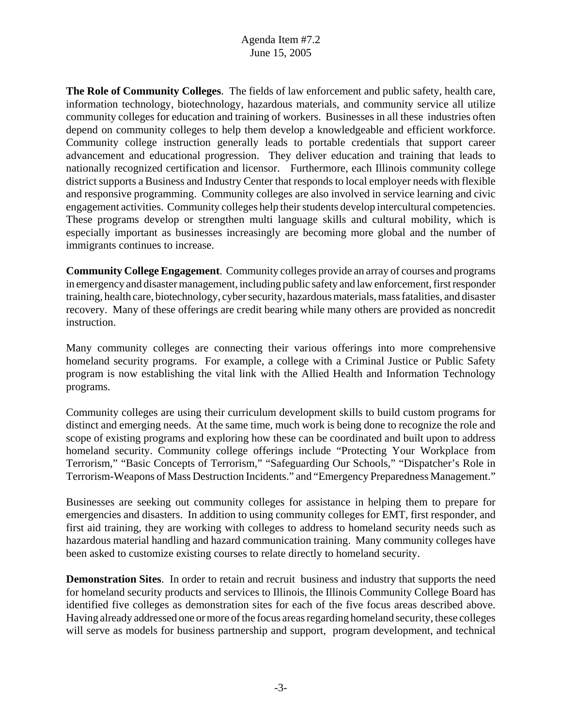**The Role of Community Colleges**. The fields of law enforcement and public safety, health care, information technology, biotechnology, hazardous materials, and community service all utilize community colleges for education and training of workers. Businesses in all these industries often depend on community colleges to help them develop a knowledgeable and efficient workforce. Community college instruction generally leads to portable credentials that support career advancement and educational progression. They deliver education and training that leads to nationally recognized certification and licensor. Furthermore, each Illinois community college district supports a Business and Industry Center that responds to local employer needs with flexible and responsive programming. Community colleges are also involved in service learning and civic engagement activities. Community colleges help their students develop intercultural competencies. These programs develop or strengthen multi language skills and cultural mobility, which is especially important as businesses increasingly are becoming more global and the number of immigrants continues to increase.

**Community College Engagement**. Community colleges provide an array of courses and programs in emergency and disaster management, including public safety and law enforcement, first responder training, health care, biotechnology, cyber security, hazardous materials, mass fatalities, and disaster recovery. Many of these offerings are credit bearing while many others are provided as noncredit instruction.

Many community colleges are connecting their various offerings into more comprehensive homeland security programs. For example, a college with a Criminal Justice or Public Safety program is now establishing the vital link with the Allied Health and Information Technology programs.

Community colleges are using their curriculum development skills to build custom programs for distinct and emerging needs. At the same time, much work is being done to recognize the role and scope of existing programs and exploring how these can be coordinated and built upon to address homeland security. Community college offerings include "Protecting Your Workplace from Terrorism," "Basic Concepts of Terrorism," "Safeguarding Our Schools," "Dispatcher's Role in Terrorism-Weapons of Mass Destruction Incidents." and "Emergency Preparedness Management."

Businesses are seeking out community colleges for assistance in helping them to prepare for emergencies and disasters. In addition to using community colleges for EMT, first responder, and first aid training, they are working with colleges to address to homeland security needs such as hazardous material handling and hazard communication training. Many community colleges have been asked to customize existing courses to relate directly to homeland security.

**Demonstration Sites**. In order to retain and recruit business and industry that supports the need for homeland security products and services to Illinois, the Illinois Community College Board has identified five colleges as demonstration sites for each of the five focus areas described above. Having already addressed one or more of the focus areas regarding homeland security, these colleges will serve as models for business partnership and support, program development, and technical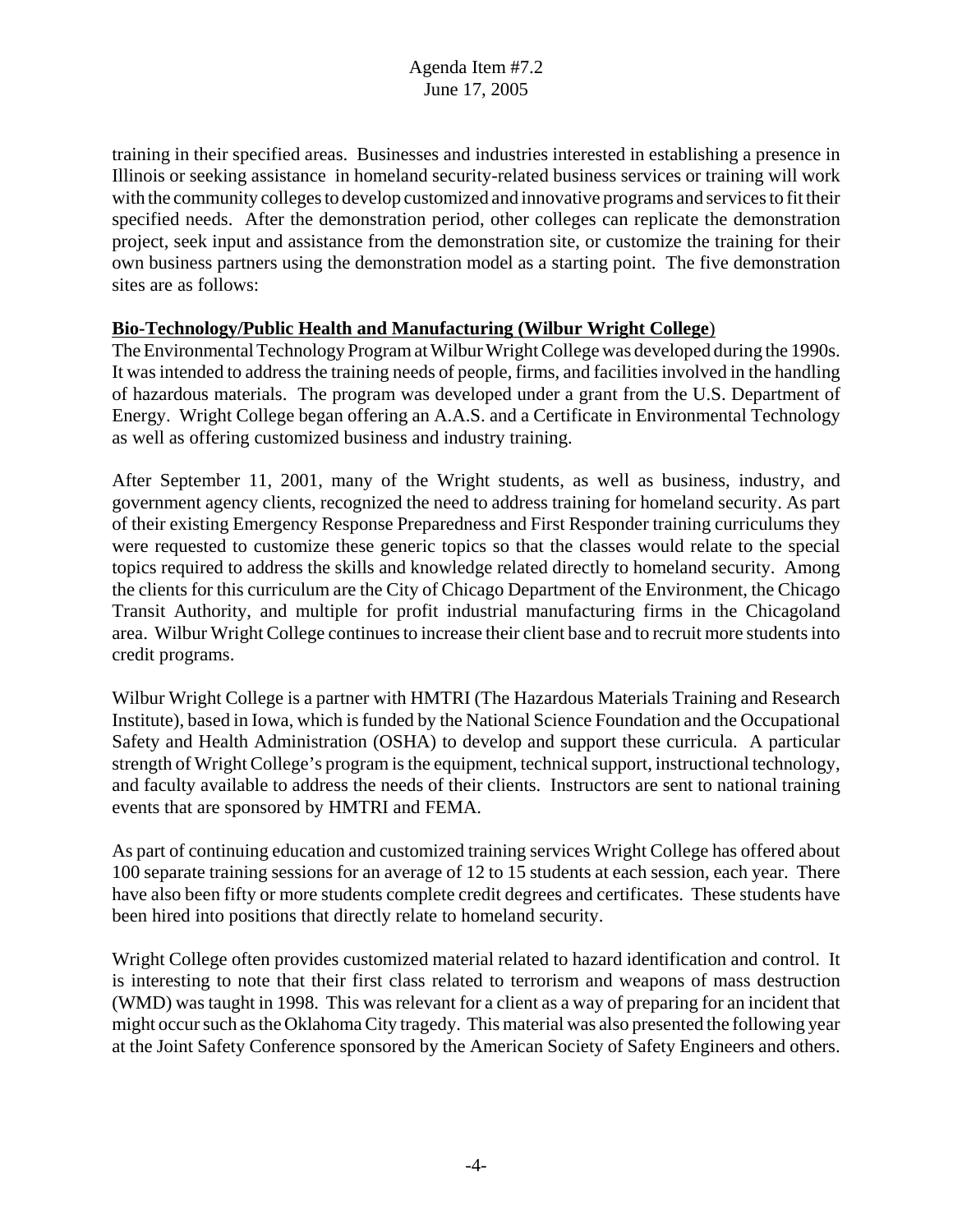training in their specified areas. Businesses and industries interested in establishing a presence in Illinois or seeking assistance in homeland security-related business services or training will work with the community colleges to develop customized and innovative programs and services to fit their specified needs. After the demonstration period, other colleges can replicate the demonstration project, seek input and assistance from the demonstration site, or customize the training for their own business partners using the demonstration model as a starting point. The five demonstration sites are as follows:

**Bio-Technology/Public Health and Manufacturing (Wilbur Wright College)**

The Environmental Technology Program at Wilbur Wright College was developed during the 1990s. It was intended to address the training needs of people, firms, and facilities involved in the handling of hazardous materials. The program was developed under a grant from the U.S. Department of Energy. Wright College began offering an A.A.S. and a Certificate in Environmental Technology as well as offering customized business and industry training.

After September 11, 2001, many of the Wright students, as well as business, industry, and government agency clients, recognized the need to address training for homeland security. As part of their existing Emergency Response Preparedness and First Responder training curriculums they were requested to customize these generic topics so that the classes would relate to the special topics required to address the skills and knowledge related directly to homeland security. Among the clients for this curriculum are the City of Chicago Department of the Environment, the Chicago Transit Authority, and multiple for profit industrial manufacturing firms in the Chicagoland area. Wilbur Wright College continues to increase their client base and to recruit more students into credit programs.

Wilbur Wright College is a partner with HMTRI (The Hazardous Materials Training and Research Institute), based in Iowa, which is funded by the National Science Foundation and the Occupational Safety and Health Administration (OSHA) to develop and support these curricula. A particular strength of Wright College's program is the equipment, technical support, instructional technology, and faculty available to address the needs of their clients. Instructors are sent to national training events that are sponsored by HMTRI and FEMA.

As part of continuing education and customized training services Wright College has offered about 100 separate training sessions for an average of 12 to 15 students at each session, each year. There have also been fifty or more students complete credit degrees and certificates. These students have been hired into positions that directly relate to homeland security.

Wright College often provides customized material related to hazard identification and control. It is interesting to note that their first class related to terrorism and weapons of mass destruction (WMD) was taught in 1998. This was relevant for a client as a way of preparing for an incident that might occur such as the Oklahoma City tragedy. This material was also presented the following year at the Joint Safety Conference sponsored by the American Society of Safety Engineers and others.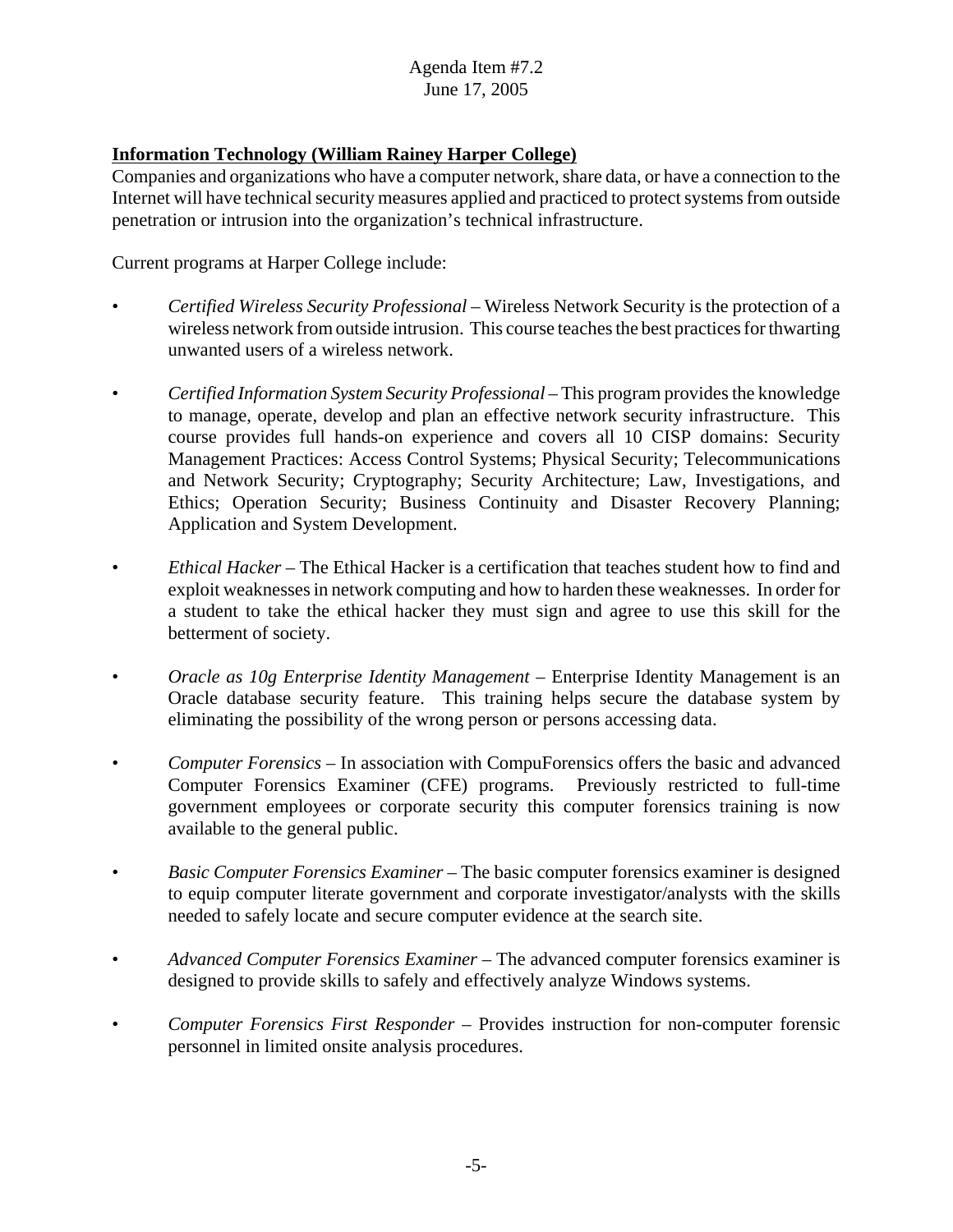**Information Technology (William Rainey Harper College)**

Companies and organizations who have a computer network, share data, or have a connection to the Internet will have technical security measures applied and practiced to protect systems from outside penetration or intrusion into the organization's technical infrastructure.

Current programs at Harper College include:

- *Certified Wireless Security Professional* – Wireless Network Security is the protection of a wireless network from outside intrusion. This course teaches the best practices for thwarting unwanted users of a wireless network.

- *Certified Information System Security Professional* – This program provides the knowledge to manage, operate, develop and plan an effective network security infrastructure. This course provides full hands-on experience and covers all 10 CISP domains: Security Management Practices: Access Control Systems; Physical Security; Telecommunications and Network Security; Cryptography; Security Architecture; Law, Investigations, and Ethics; Operation Security; Business Continuity and Disaster Recovery Planning; Application and System Development.

- *Ethical Hacker* – The Ethical Hacker is a certification that teaches student how to find and exploit weaknesses in network computing and how to harden these weaknesses. In order for a student to take the ethical hacker they must sign and agree to use this skill for the betterment of society.

- *Oracle as 10g Enterprise Identity Management* – Enterprise Identity Management is an Oracle database security feature. This training helps secure the database system by eliminating the possibility of the wrong person or persons accessing data.

- *Computer Forensics* – In association with CompuForensics offers the basic and advanced Computer Forensics Examiner (CFE) programs. Previously restricted to full-time government employees or corporate security this computer forensics training is now available to the general public.

- *Basic Computer Forensics Examiner* – The basic computer forensics examiner is designed to equip computer literate government and corporate investigator/analysts with the skills needed to safely locate and secure computer evidence at the search site.

- *Advanced Computer Forensics Examiner* – The advanced computer forensics examiner is designed to provide skills to safely and effectively analyze Windows systems.

- *Computer Forensics First Responder* – Provides instruction for non-computer forensic personnel in limited onsite analysis procedures.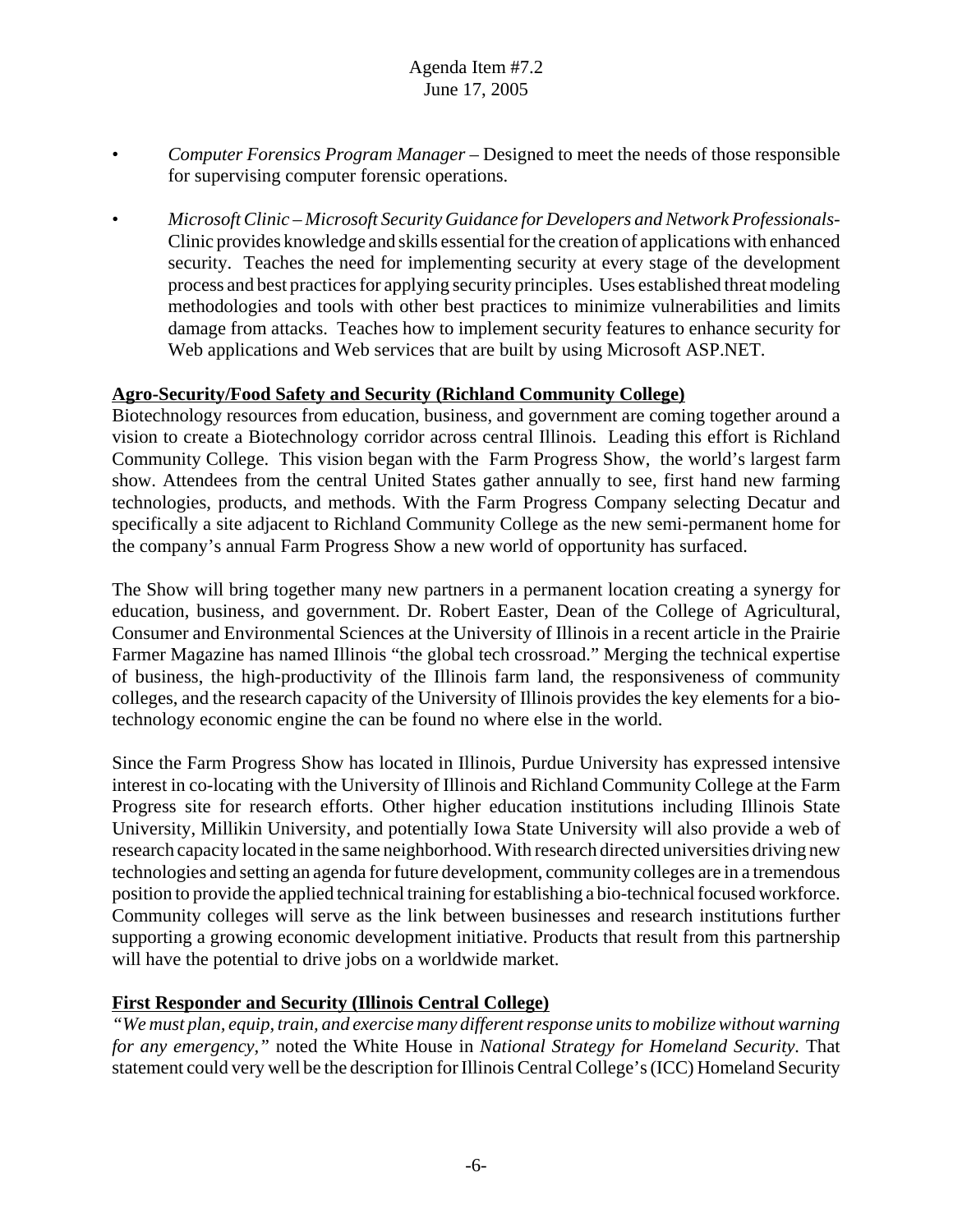- *Computer Forensics Program Manager* – Designed to meet the needs of those responsible for supervising computer forensic operations.

- *Microsoft Clinic – Microsoft Security Guidance for Developers and Network Professionals*- Clinic provides knowledge and skills essential for the creation of applications with enhanced security. Teaches the need for implementing security at every stage of the development process and best practices for applying security principles. Uses established threat modeling methodologies and tools with other best practices to minimize vulnerabilities and limits damage from attacks. Teaches how to implement security features to enhance security for Web applications and Web services that are built by using Microsoft ASP.NET.

**Agro-Security/Food Safety and Security (Richland Community College)**

Biotechnology resources from education, business, and government are coming together around a vision to create a Biotechnology corridor across central Illinois. Leading this effort is Richland Community College. This vision began with the Farm Progress Show, the world's largest farm show. Attendees from the central United States gather annually to see, first hand new farming technologies, products, and methods. With the Farm Progress Company selecting Decatur and specifically a site adjacent to Richland Community College as the new semi-permanent home for the company's annual Farm Progress Show a new world of opportunity has surfaced.

The Show will bring together many new partners in a permanent location creating a synergy for education, business, and government. Dr. Robert Easter, Dean of the College of Agricultural, Consumer and Environmental Sciences at the University of Illinois in a recent article in the Prairie Farmer Magazine has named Illinois "the global tech crossroad." Merging the technical expertise of business, the high-productivity of the Illinois farm land, the responsiveness of community colleges, and the research capacity of the University of Illinois provides the key elements for a bio-technology economic engine the can be found no where else in the world.

Since the Farm Progress Show has located in Illinois, Purdue University has expressed intensive interest in co-locating with the University of Illinois and Richland Community College at the Farm Progress site for research efforts. Other higher education institutions including Illinois State University, Millikin University, and potentially Iowa State University will also provide a web of research capacity located in the same neighborhood. With research directed universities driving new technologies and setting an agenda for future development, community colleges are in a tremendous position to provide the applied technical training for establishing a bio-technical focused workforce. Community colleges will serve as the link between businesses and research institutions further supporting a growing economic development initiative. Products that result from this partnership will have the potential to drive jobs on a worldwide market.

**First Responder and Security (Illinois Central College)**

*"We must plan, equip, train, and exercise many different response units to mobilize without warning for any emergency,"* noted the White House in *National Strategy for Homeland Security.* That statement could very well be the description for Illinois Central College's (ICC) Homeland Security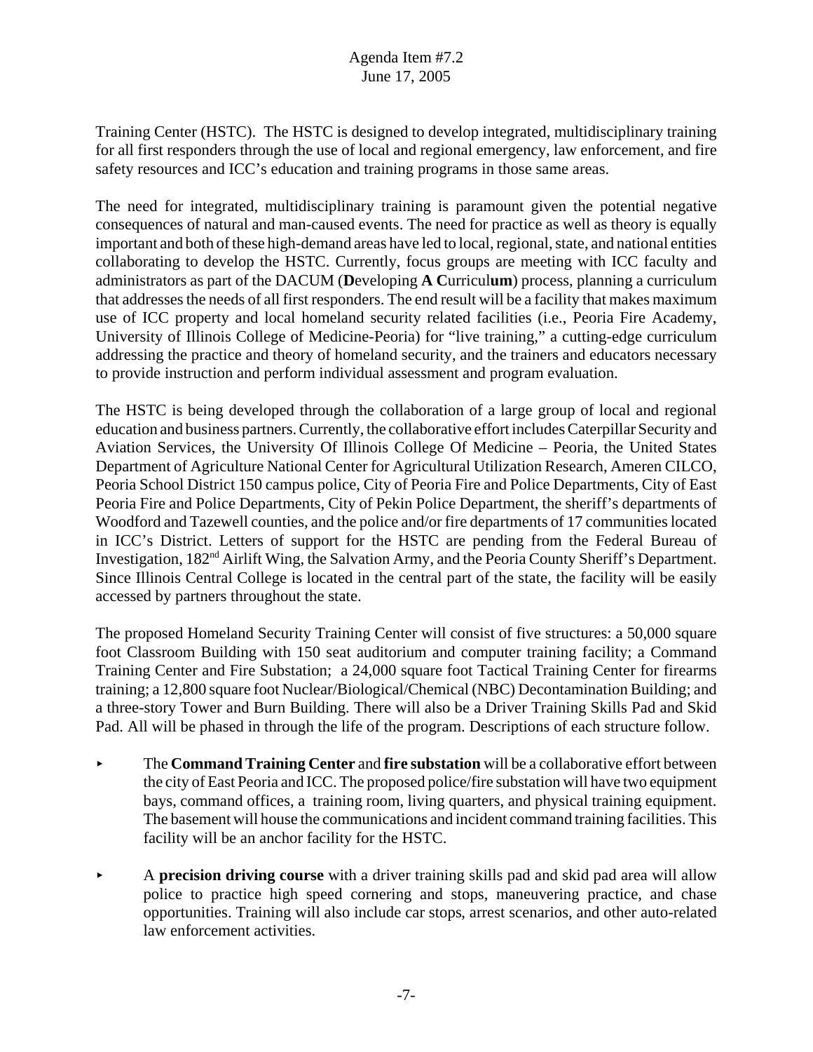Training Center (HSTC). The HSTC is designed to develop integrated, multidisciplinary training for all first responders through the use of local and regional emergency, law enforcement, and fire safety resources and ICC's education and training programs in those same areas.

The need for integrated, multidisciplinary training is paramount given the potential negative consequences of natural and man-caused events. The need for practice as well as theory is equally important and both of these high-demand areas have led to local, regional, state, and national entities collaborating to develop the HSTC. Currently, focus groups are meeting with ICC faculty and administrators as part of the DACUM (**D**eveloping **A C**urricul**um**) process, planning a curriculum that addresses the needs of all first responders. The end result will be a facility that makes maximum use of ICC property and local homeland security related facilities (i.e., Peoria Fire Academy, University of Illinois College of Medicine-Peoria) for "live training," a cutting-edge curriculum addressing the practice and theory of homeland security, and the trainers and educators necessary to provide instruction and perform individual assessment and program evaluation.

The HSTC is being developed through the collaboration of a large group of local and regional education and business partners. Currently, the collaborative effort includes Caterpillar Security and Aviation Services, the University Of Illinois College Of Medicine – Peoria, the United States Department of Agriculture National Center for Agricultural Utilization Research, Ameren CILCO, Peoria School District 150 campus police, City of Peoria Fire and Police Departments, City of East Peoria Fire and Police Departments, City of Pekin Police Department, the sheriff's departments of Woodford and Tazewell counties, and the police and/or fire departments of 17 communities located in ICC's District. Letters of support for the HSTC are pending from the Federal Bureau of Investigation, 182nd Airlift Wing, the Salvation Army, and the Peoria County Sheriff's Department. Since Illinois Central College is located in the central part of the state, the facility will be easily accessed by partners throughout the state.

The proposed Homeland Security Training Center will consist of five structures: a 50,000 square foot Classroom Building with 150 seat auditorium and computer training facility; a Command Training Center and Fire Substation; a 24,000 square foot Tactical Training Center for firearms training; a 12,800 square foot Nuclear/Biological/Chemical (NBC) Decontamination Building; and a three-story Tower and Burn Building. There will also be a Driver Training Skills Pad and Skid Pad. All will be phased in through the life of the program. Descriptions of each structure follow.

- The **Command Training Center** and **fire substation** will be a collaborative effort between the city of East Peoria and ICC. The proposed police/fire substation will have two equipment bays, command offices, a training room, living quarters, and physical training equipment. The basement will house the communications and incident command training facilities. This facility will be an anchor facility for the HSTC.

- A **precision driving course** with a driver training skills pad and skid pad area will allow police to practice high speed cornering and stops, maneuvering practice, and chase opportunities. Training will also include car stops, arrest scenarios, and other auto-related law enforcement activities.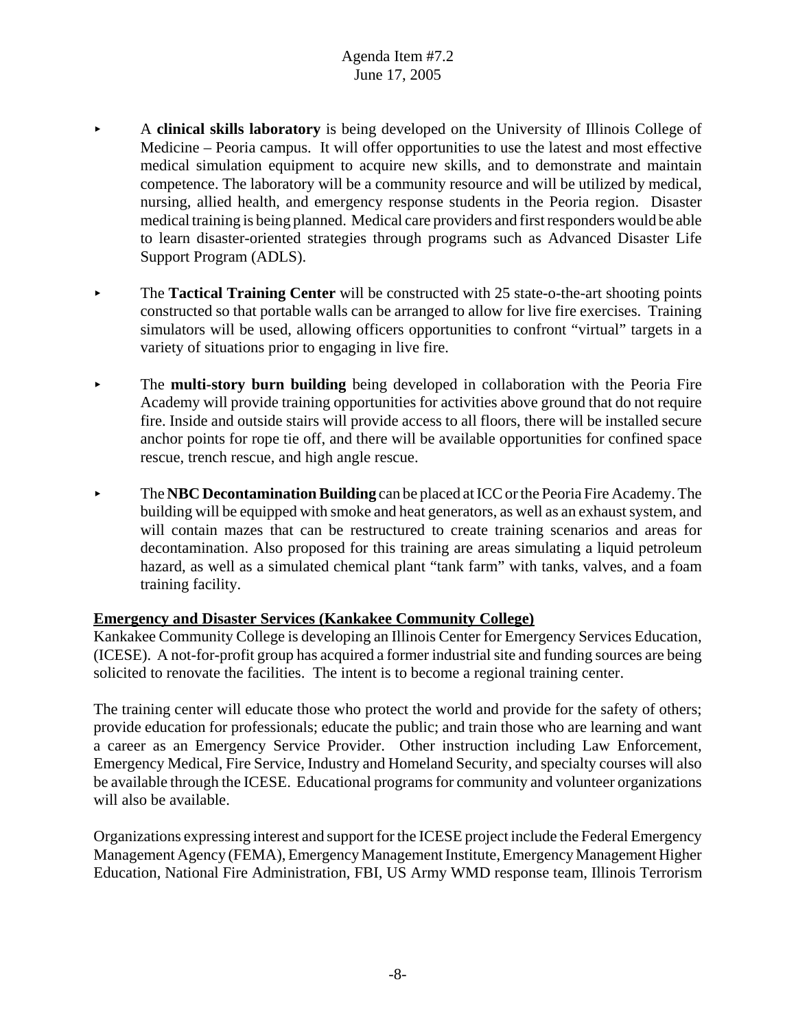- A **clinical skills laboratory** is being developed on the University of Illinois College of Medicine – Peoria campus. It will offer opportunities to use the latest and most effective medical simulation equipment to acquire new skills, and to demonstrate and maintain competence. The laboratory will be a community resource and will be utilized by medical, nursing, allied health, and emergency response students in the Peoria region. Disaster medical training is being planned. Medical care providers and first responders would be able to learn disaster-oriented strategies through programs such as Advanced Disaster Life Support Program (ADLS).

- The **Tactical Training Center** will be constructed with 25 state-o-the-art shooting points constructed so that portable walls can be arranged to allow for live fire exercises. Training simulators will be used, allowing officers opportunities to confront "virtual" targets in a variety of situations prior to engaging in live fire.

- The **multi-story burn building** being developed in collaboration with the Peoria Fire Academy will provide training opportunities for activities above ground that do not require fire. Inside and outside stairs will provide access to all floors, there will be installed secure anchor points for rope tie off, and there will be available opportunities for confined space rescue, trench rescue, and high angle rescue.

- The **NBC Decontamination Building** can be placed at ICC or the Peoria Fire Academy. The building will be equipped with smoke and heat generators, as well as an exhaust system, and will contain mazes that can be restructured to create training scenarios and areas for decontamination. Also proposed for this training are areas simulating a liquid petroleum hazard, as well as a simulated chemical plant "tank farm" with tanks, valves, and a foam training facility.

**Emergency and Disaster Services (Kankakee Community College)**

Kankakee Community College is developing an Illinois Center for Emergency Services Education, (ICESE). A not-for-profit group has acquired a former industrial site and funding sources are being solicited to renovate the facilities. The intent is to become a regional training center.

The training center will educate those who protect the world and provide for the safety of others; provide education for professionals; educate the public; and train those who are learning and want a career as an Emergency Service Provider. Other instruction including Law Enforcement, Emergency Medical, Fire Service, Industry and Homeland Security, and specialty courses will also be available through the ICESE. Educational programs for community and volunteer organizations will also be available.

Organizations expressing interest and support for the ICESE project include the Federal Emergency Management Agency (FEMA), Emergency Management Institute, Emergency Management Higher Education, National Fire Administration, FBI, US Army WMD response team, Illinois Terrorism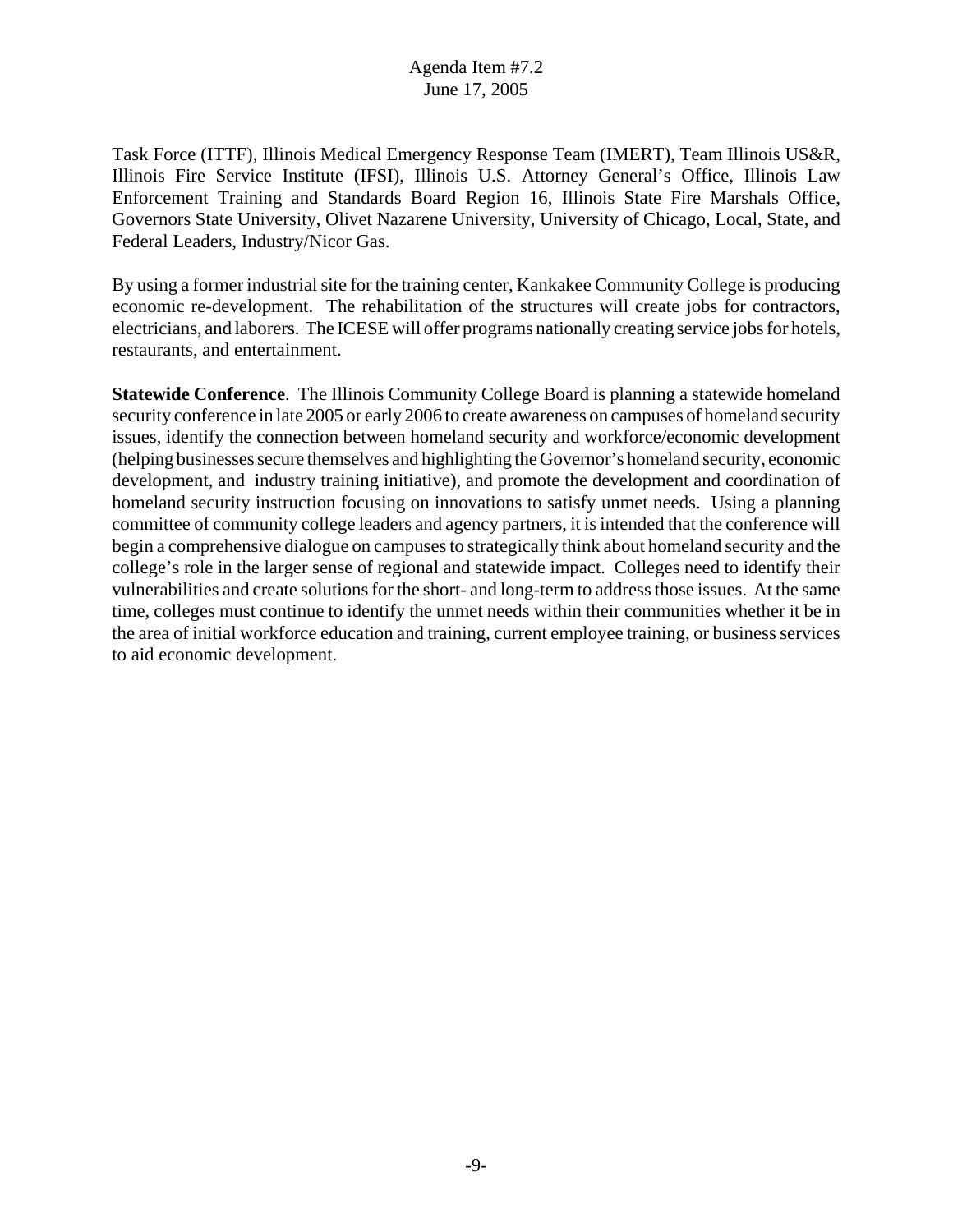Task Force (ITTF), Illinois Medical Emergency Response Team (IMERT), Team Illinois US&R, Illinois Fire Service Institute (IFSI), Illinois U.S. Attorney General's Office, Illinois Law Enforcement Training and Standards Board Region 16, Illinois State Fire Marshals Office, Governors State University, Olivet Nazarene University, University of Chicago, Local, State, and Federal Leaders, Industry/Nicor Gas.

By using a former industrial site for the training center, Kankakee Community College is producing economic re-development. The rehabilitation of the structures will create jobs for contractors, electricians, and laborers. The ICESE will offer programs nationally creating service jobs for hotels, restaurants, and entertainment.

**Statewide Conference**. The Illinois Community College Board is planning a statewide homeland security conference in late 2005 or early 2006 to create awareness on campuses of homeland security issues, identify the connection between homeland security and workforce/economic development (helping businesses secure themselves and highlighting the Governor's homeland security, economic development, and industry training initiative), and promote the development and coordination of homeland security instruction focusing on innovations to satisfy unmet needs. Using a planning committee of community college leaders and agency partners, it is intended that the conference will begin a comprehensive dialogue on campuses to strategically think about homeland security and the college's role in the larger sense of regional and statewide impact. Colleges need to identify their vulnerabilities and create solutions for the short- and long-term to address those issues. At the same time, colleges must continue to identify the unmet needs within their communities whether it be in the area of initial workforce education and training, current employee training, or business services to aid economic development.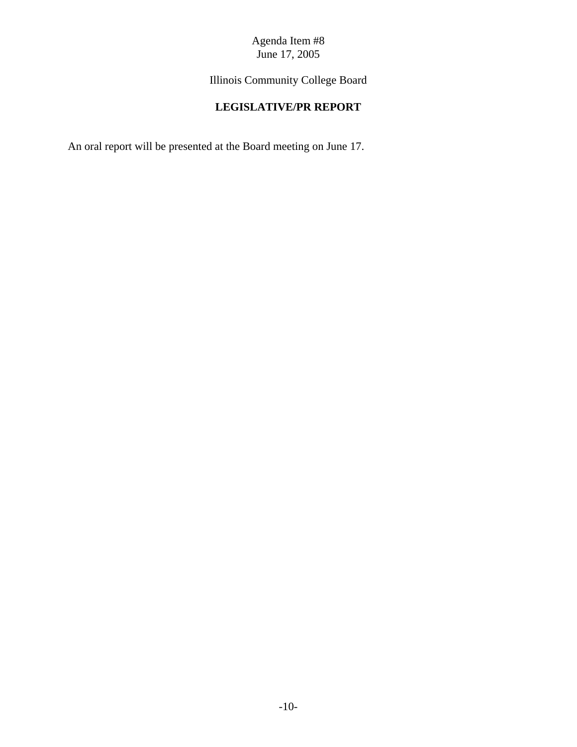Agenda Item #8
June 17, 2005

Illinois Community College Board

## LEGISLATIVE/PR REPORT

An oral report will be presented at the Board meeting on June 17.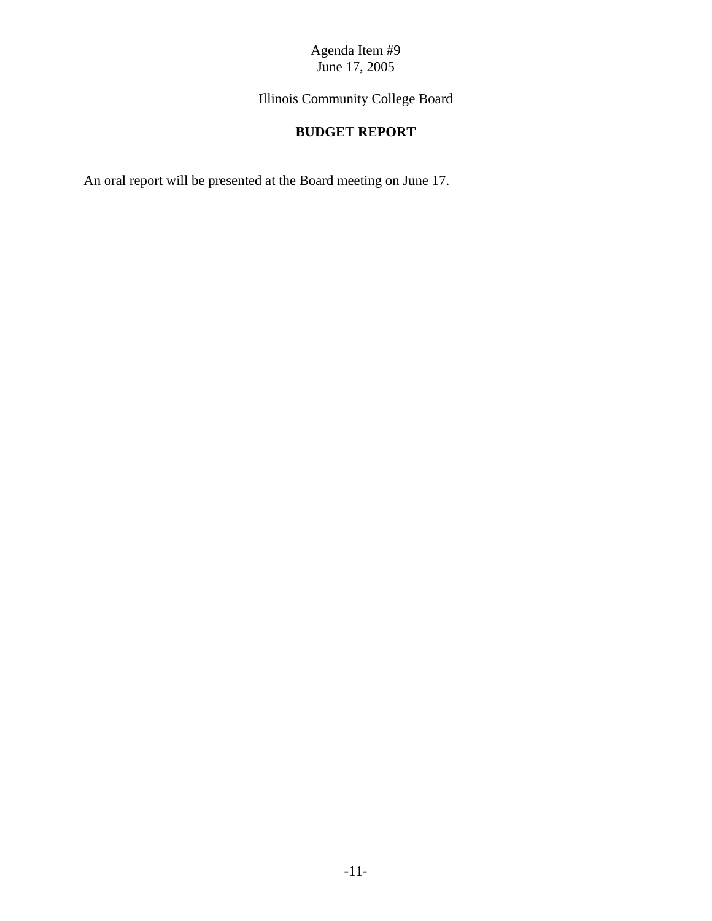Agenda Item #9
June 17, 2005

Illinois Community College Board

## BUDGET REPORT

An oral report will be presented at the Board meeting on June 17.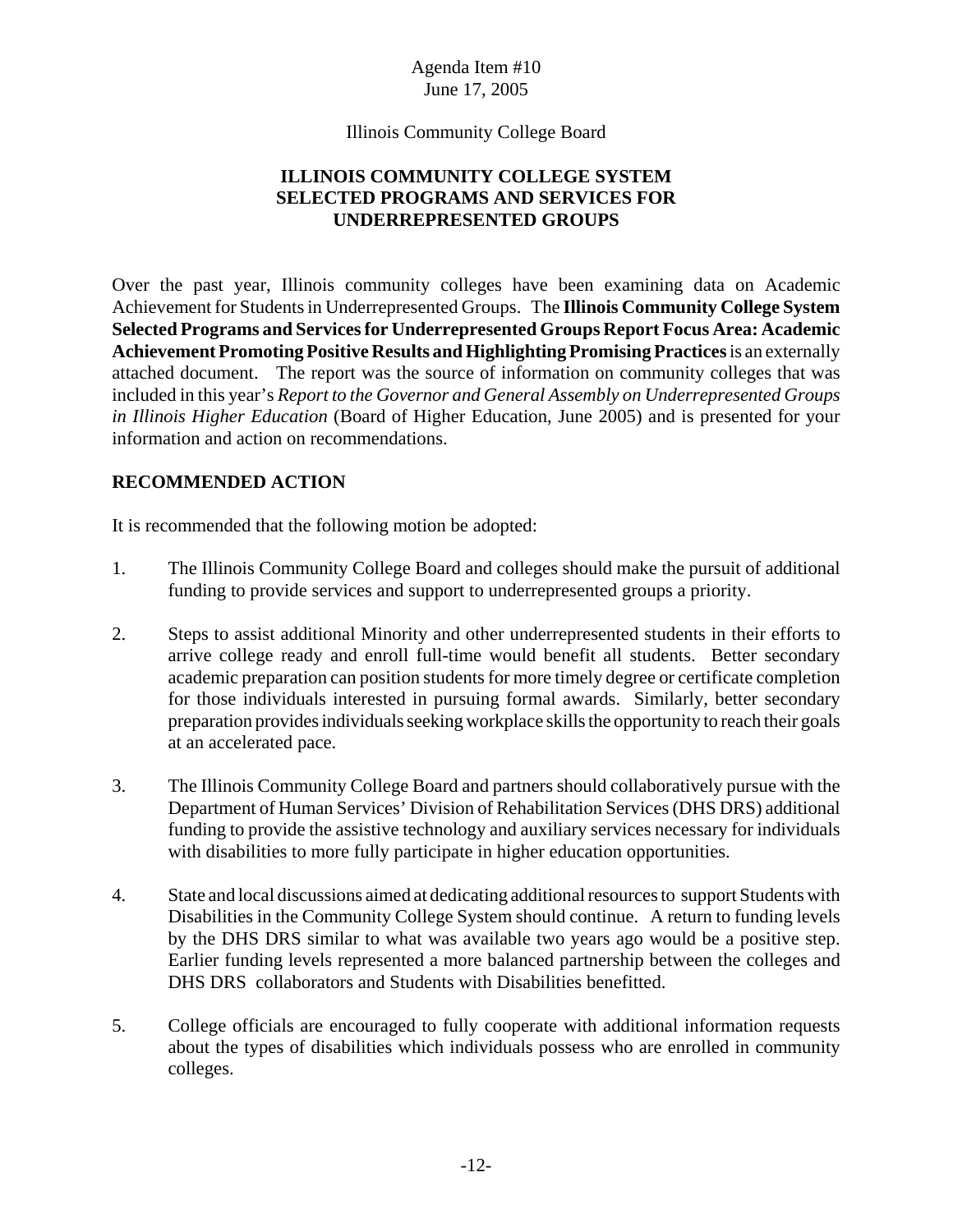Agenda Item #10
June 17, 2005

Illinois Community College Board

## ILLINOIS COMMUNITY COLLEGE SYSTEM SELECTED PROGRAMS AND SERVICES FOR UNDERREPRESENTED GROUPS

Over the past year, Illinois community colleges have been examining data on Academic Achievement for Students in Underrepresented Groups. The **Illinois Community College System Selected Programs and Services for Underrepresented Groups Report Focus Area: Academic Achievement Promoting Positive Results and Highlighting Promising Practices** is an externally attached document. The report was the source of information on community colleges that was included in this year's *Report to the Governor and General Assembly on Underrepresented Groups in Illinois Higher Education* (Board of Higher Education, June 2005) and is presented for your information and action on recommendations.

### RECOMMENDED ACTION

It is recommended that the following motion be adopted:

1. The Illinois Community College Board and colleges should make the pursuit of additional funding to provide services and support to underrepresented groups a priority.

2. Steps to assist additional Minority and other underrepresented students in their efforts to arrive college ready and enroll full-time would benefit all students. Better secondary academic preparation can position students for more timely degree or certificate completion for those individuals interested in pursuing formal awards. Similarly, better secondary preparation provides individuals seeking workplace skills the opportunity to reach their goals at an accelerated pace.

3. The Illinois Community College Board and partners should collaboratively pursue with the Department of Human Services' Division of Rehabilitation Services (DHS DRS) additional funding to provide the assistive technology and auxiliary services necessary for individuals with disabilities to more fully participate in higher education opportunities.

4. State and local discussions aimed at dedicating additional resources to support Students with Disabilities in the Community College System should continue. A return to funding levels by the DHS DRS similar to what was available two years ago would be a positive step. Earlier funding levels represented a more balanced partnership between the colleges and DHS DRS collaborators and Students with Disabilities benefitted.

5. College officials are encouraged to fully cooperate with additional information requests about the types of disabilities which individuals possess who are enrolled in community colleges.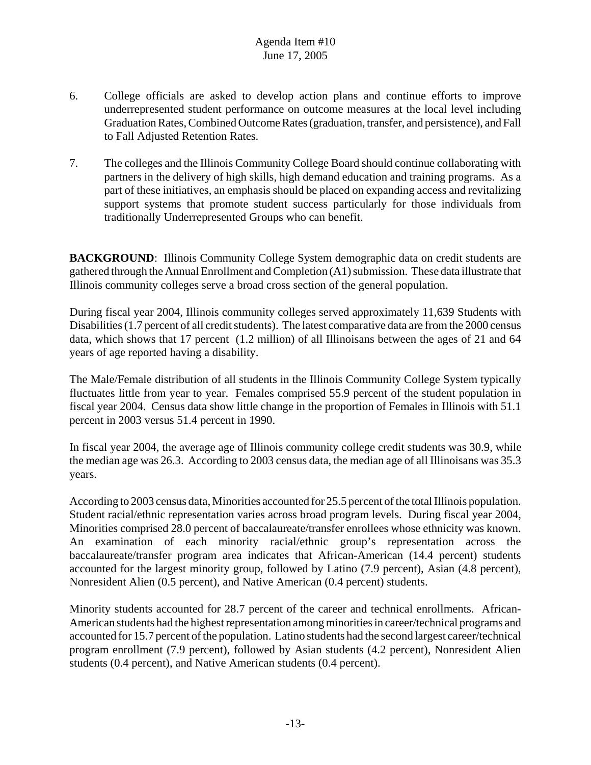6. College officials are asked to develop action plans and continue efforts to improve underrepresented student performance on outcome measures at the local level including Graduation Rates, Combined Outcome Rates (graduation, transfer, and persistence), and Fall to Fall Adjusted Retention Rates.

7. The colleges and the Illinois Community College Board should continue collaborating with partners in the delivery of high skills, high demand education and training programs. As a part of these initiatives, an emphasis should be placed on expanding access and revitalizing support systems that promote student success particularly for those individuals from traditionally Underrepresented Groups who can benefit.

**BACKGROUND**: Illinois Community College System demographic data on credit students are gathered through the Annual Enrollment and Completion (A1) submission. These data illustrate that Illinois community colleges serve a broad cross section of the general population.

During fiscal year 2004, Illinois community colleges served approximately 11,639 Students with Disabilities (1.7 percent of all credit students). The latest comparative data are from the 2000 census data, which shows that 17 percent (1.2 million) of all Illinoisans between the ages of 21 and 64 years of age reported having a disability.

The Male/Female distribution of all students in the Illinois Community College System typically fluctuates little from year to year. Females comprised 55.9 percent of the student population in fiscal year 2004. Census data show little change in the proportion of Females in Illinois with 51.1 percent in 2003 versus 51.4 percent in 1990.

In fiscal year 2004, the average age of Illinois community college credit students was 30.9, while the median age was 26.3. According to 2003 census data, the median age of all Illinoisans was 35.3 years.

According to 2003 census data, Minorities accounted for 25.5 percent of the total Illinois population. Student racial/ethnic representation varies across broad program levels. During fiscal year 2004, Minorities comprised 28.0 percent of baccalaureate/transfer enrollees whose ethnicity was known. An examination of each minority racial/ethnic group's representation across the baccalaureate/transfer program area indicates that African-American (14.4 percent) students accounted for the largest minority group, followed by Latino (7.9 percent), Asian (4.8 percent), Nonresident Alien (0.5 percent), and Native American (0.4 percent) students.

Minority students accounted for 28.7 percent of the career and technical enrollments. African-American students had the highest representation among minorities in career/technical programs and accounted for 15.7 percent of the population. Latino students had the second largest career/technical program enrollment (7.9 percent), followed by Asian students (4.2 percent), Nonresident Alien students (0.4 percent), and Native American students (0.4 percent).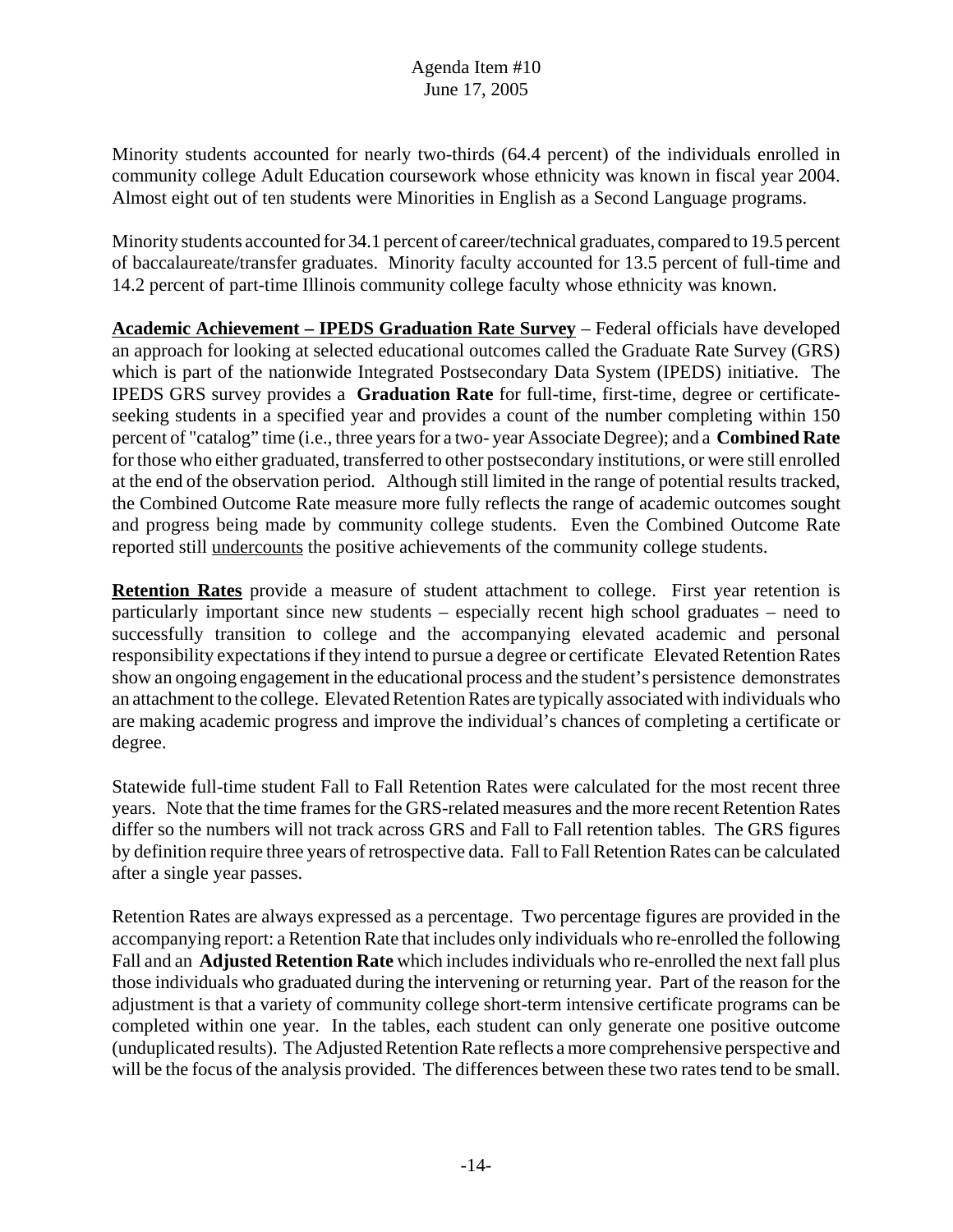Minority students accounted for nearly two-thirds (64.4 percent) of the individuals enrolled in community college Adult Education coursework whose ethnicity was known in fiscal year 2004. Almost eight out of ten students were Minorities in English as a Second Language programs.

Minority students accounted for 34.1 percent of career/technical graduates, compared to 19.5 percent of baccalaureate/transfer graduates. Minority faculty accounted for 13.5 percent of full-time and 14.2 percent of part-time Illinois community college faculty whose ethnicity was known.

**Academic Achievement – IPEDS Graduation Rate Survey** – Federal officials have developed an approach for looking at selected educational outcomes called the Graduate Rate Survey (GRS) which is part of the nationwide Integrated Postsecondary Data System (IPEDS) initiative. The IPEDS GRS survey provides a **Graduation Rate** for full-time, first-time, degree or certificate-seeking students in a specified year and provides a count of the number completing within 150 percent of "catalog" time (i.e., three years for a two- year Associate Degree); and a **Combined Rate** for those who either graduated, transferred to other postsecondary institutions, or were still enrolled at the end of the observation period. Although still limited in the range of potential results tracked, the Combined Outcome Rate measure more fully reflects the range of academic outcomes sought and progress being made by community college students. Even the Combined Outcome Rate reported still undercounts the positive achievements of the community college students.

**Retention Rates** provide a measure of student attachment to college. First year retention is particularly important since new students – especially recent high school graduates – need to successfully transition to college and the accompanying elevated academic and personal responsibility expectations if they intend to pursue a degree or certificate Elevated Retention Rates show an ongoing engagement in the educational process and the student's persistence demonstrates an attachment to the college. Elevated Retention Rates are typically associated with individuals who are making academic progress and improve the individual's chances of completing a certificate or degree.

Statewide full-time student Fall to Fall Retention Rates were calculated for the most recent three years. Note that the time frames for the GRS-related measures and the more recent Retention Rates differ so the numbers will not track across GRS and Fall to Fall retention tables. The GRS figures by definition require three years of retrospective data. Fall to Fall Retention Rates can be calculated after a single year passes.

Retention Rates are always expressed as a percentage. Two percentage figures are provided in the accompanying report: a Retention Rate that includes only individuals who re-enrolled the following Fall and an **Adjusted Retention Rate** which includes individuals who re-enrolled the next fall plus those individuals who graduated during the intervening or returning year. Part of the reason for the adjustment is that a variety of community college short-term intensive certificate programs can be completed within one year. In the tables, each student can only generate one positive outcome (unduplicated results). The Adjusted Retention Rate reflects a more comprehensive perspective and will be the focus of the analysis provided. The differences between these two rates tend to be small.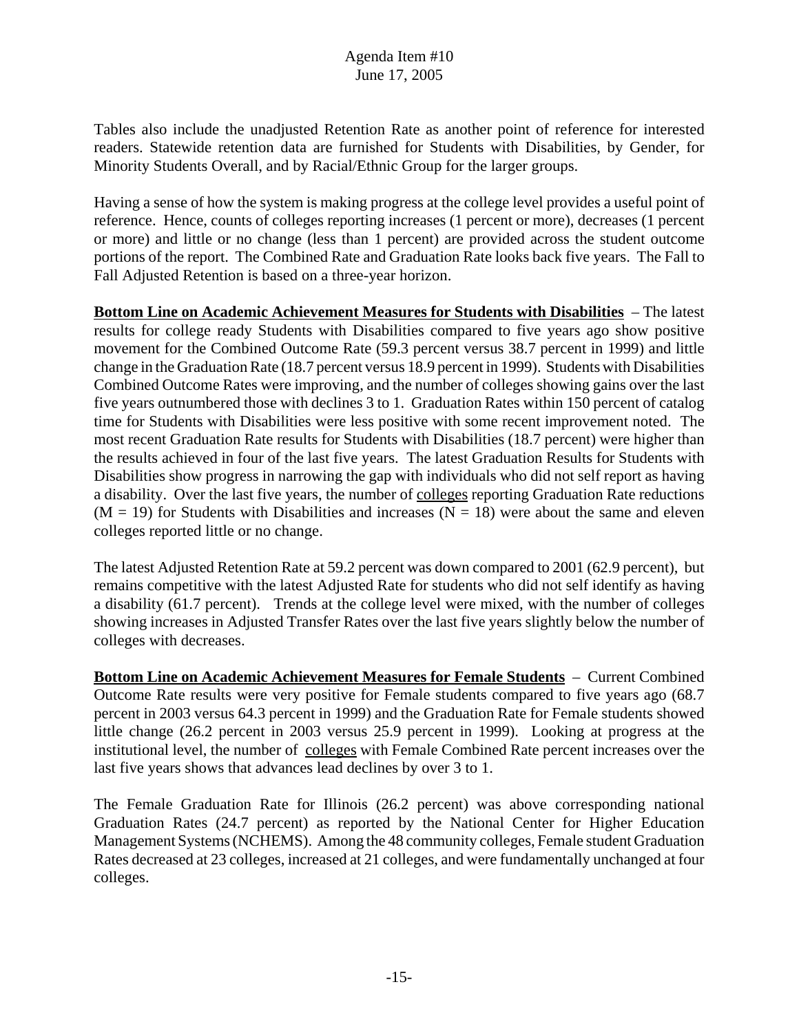Tables also include the unadjusted Retention Rate as another point of reference for interested readers. Statewide retention data are furnished for Students with Disabilities, by Gender, for Minority Students Overall, and by Racial/Ethnic Group for the larger groups.

Having a sense of how the system is making progress at the college level provides a useful point of reference. Hence, counts of colleges reporting increases (1 percent or more), decreases (1 percent or more) and little or no change (less than 1 percent) are provided across the student outcome portions of the report. The Combined Rate and Graduation Rate looks back five years. The Fall to Fall Adjusted Retention is based on a three-year horizon.

**Bottom Line on Academic Achievement Measures for Students with Disabilities** – The latest results for college ready Students with Disabilities compared to five years ago show positive movement for the Combined Outcome Rate (59.3 percent versus 38.7 percent in 1999) and little change in the Graduation Rate (18.7 percent versus 18.9 percent in 1999). Students with Disabilities Combined Outcome Rates were improving, and the number of colleges showing gains over the last five years outnumbered those with declines 3 to 1. Graduation Rates within 150 percent of catalog time for Students with Disabilities were less positive with some recent improvement noted. The most recent Graduation Rate results for Students with Disabilities (18.7 percent) were higher than the results achieved in four of the last five years. The latest Graduation Results for Students with Disabilities show progress in narrowing the gap with individuals who did not self report as having a disability. Over the last five years, the number of colleges reporting Graduation Rate reductions (M = 19) for Students with Disabilities and increases (N = 18) were about the same and eleven colleges reported little or no change.

The latest Adjusted Retention Rate at 59.2 percent was down compared to 2001 (62.9 percent), but remains competitive with the latest Adjusted Rate for students who did not self identify as having a disability (61.7 percent). Trends at the college level were mixed, with the number of colleges showing increases in Adjusted Transfer Rates over the last five years slightly below the number of colleges with decreases.

**Bottom Line on Academic Achievement Measures for Female Students** – Current Combined Outcome Rate results were very positive for Female students compared to five years ago (68.7 percent in 2003 versus 64.3 percent in 1999) and the Graduation Rate for Female students showed little change (26.2 percent in 2003 versus 25.9 percent in 1999). Looking at progress at the institutional level, the number of colleges with Female Combined Rate percent increases over the last five years shows that advances lead declines by over 3 to 1.

The Female Graduation Rate for Illinois (26.2 percent) was above corresponding national Graduation Rates (24.7 percent) as reported by the National Center for Higher Education Management Systems (NCHEMS). Among the 48 community colleges, Female student Graduation Rates decreased at 23 colleges, increased at 21 colleges, and were fundamentally unchanged at four colleges.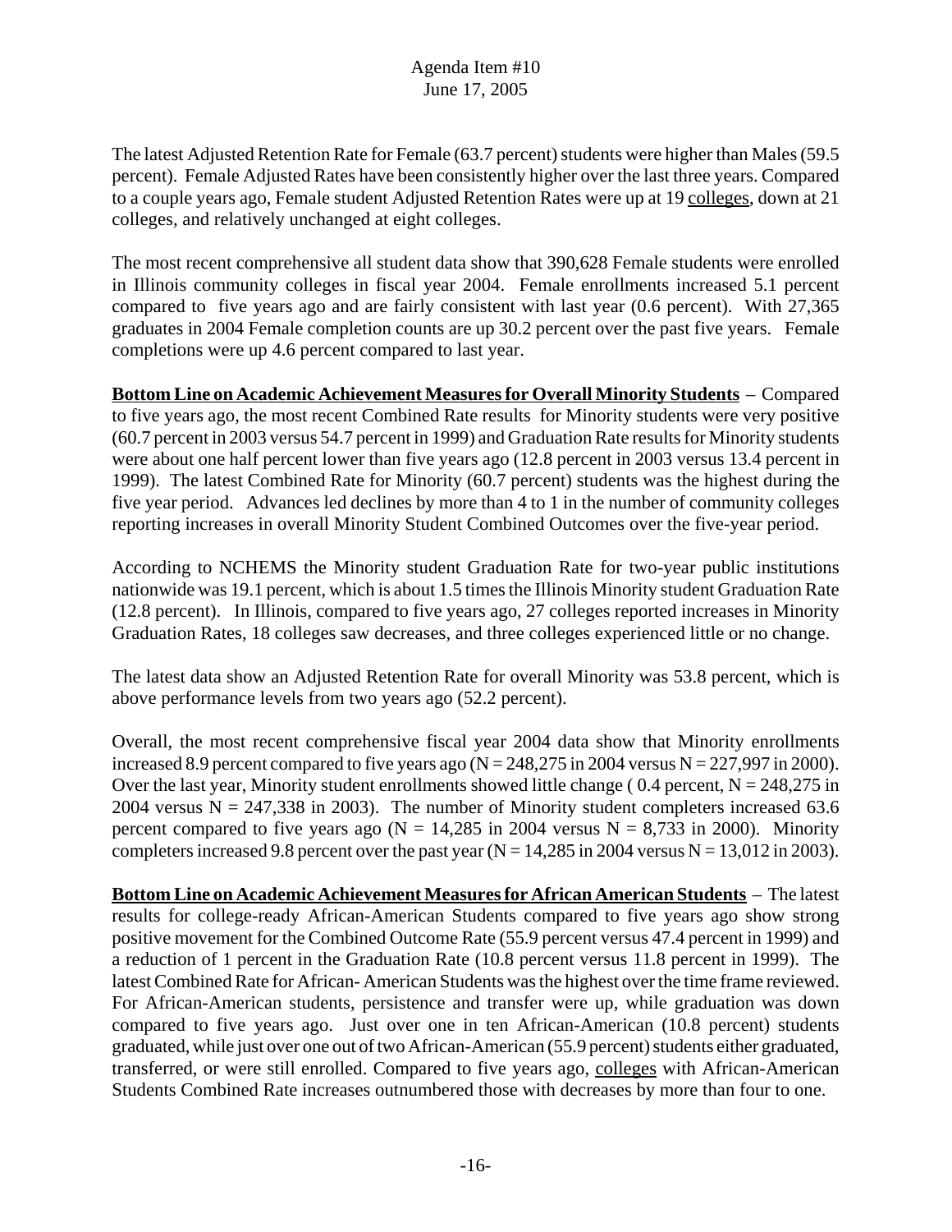The latest Adjusted Retention Rate for Female (63.7 percent) students were higher than Males (59.5 percent). Female Adjusted Rates have been consistently higher over the last three years. Compared to a couple years ago, Female student Adjusted Retention Rates were up at 19 colleges, down at 21 colleges, and relatively unchanged at eight colleges.

The most recent comprehensive all student data show that 390,628 Female students were enrolled in Illinois community colleges in fiscal year 2004. Female enrollments increased 5.1 percent compared to five years ago and are fairly consistent with last year (0.6 percent). With 27,365 graduates in 2004 Female completion counts are up 30.2 percent over the past five years. Female completions were up 4.6 percent compared to last year.

**Bottom Line on Academic Achievement Measures for Overall Minority Students** – Compared to five years ago, the most recent Combined Rate results for Minority students were very positive (60.7 percent in 2003 versus 54.7 percent in 1999) and Graduation Rate results for Minority students were about one half percent lower than five years ago (12.8 percent in 2003 versus 13.4 percent in 1999). The latest Combined Rate for Minority (60.7 percent) students was the highest during the five year period. Advances led declines by more than 4 to 1 in the number of community colleges reporting increases in overall Minority Student Combined Outcomes over the five-year period.

According to NCHEMS the Minority student Graduation Rate for two-year public institutions nationwide was 19.1 percent, which is about 1.5 times the Illinois Minority student Graduation Rate (12.8 percent). In Illinois, compared to five years ago, 27 colleges reported increases in Minority Graduation Rates, 18 colleges saw decreases, and three colleges experienced little or no change.

The latest data show an Adjusted Retention Rate for overall Minority was 53.8 percent, which is above performance levels from two years ago (52.2 percent).

Overall, the most recent comprehensive fiscal year 2004 data show that Minority enrollments increased 8.9 percent compared to five years ago (N = 248,275 in 2004 versus N = 227,997 in 2000). Over the last year, Minority student enrollments showed little change ( 0.4 percent, N = 248,275 in 2004 versus N = 247,338 in 2003). The number of Minority student completers increased 63.6 percent compared to five years ago (N = 14,285 in 2004 versus N = 8,733 in 2000). Minority completers increased 9.8 percent over the past year (N = 14,285 in 2004 versus N = 13,012 in 2003).

**Bottom Line on Academic Achievement Measures for African American Students** – The latest results for college-ready African-American Students compared to five years ago show strong positive movement for the Combined Outcome Rate (55.9 percent versus 47.4 percent in 1999) and a reduction of 1 percent in the Graduation Rate (10.8 percent versus 11.8 percent in 1999). The latest Combined Rate for African- American Students was the highest over the time frame reviewed. For African-American students, persistence and transfer were up, while graduation was down compared to five years ago. Just over one in ten African-American (10.8 percent) students graduated, while just over one out of two African-American (55.9 percent) students either graduated, transferred, or were still enrolled. Compared to five years ago, colleges with African-American Students Combined Rate increases outnumbered those with decreases by more than four to one.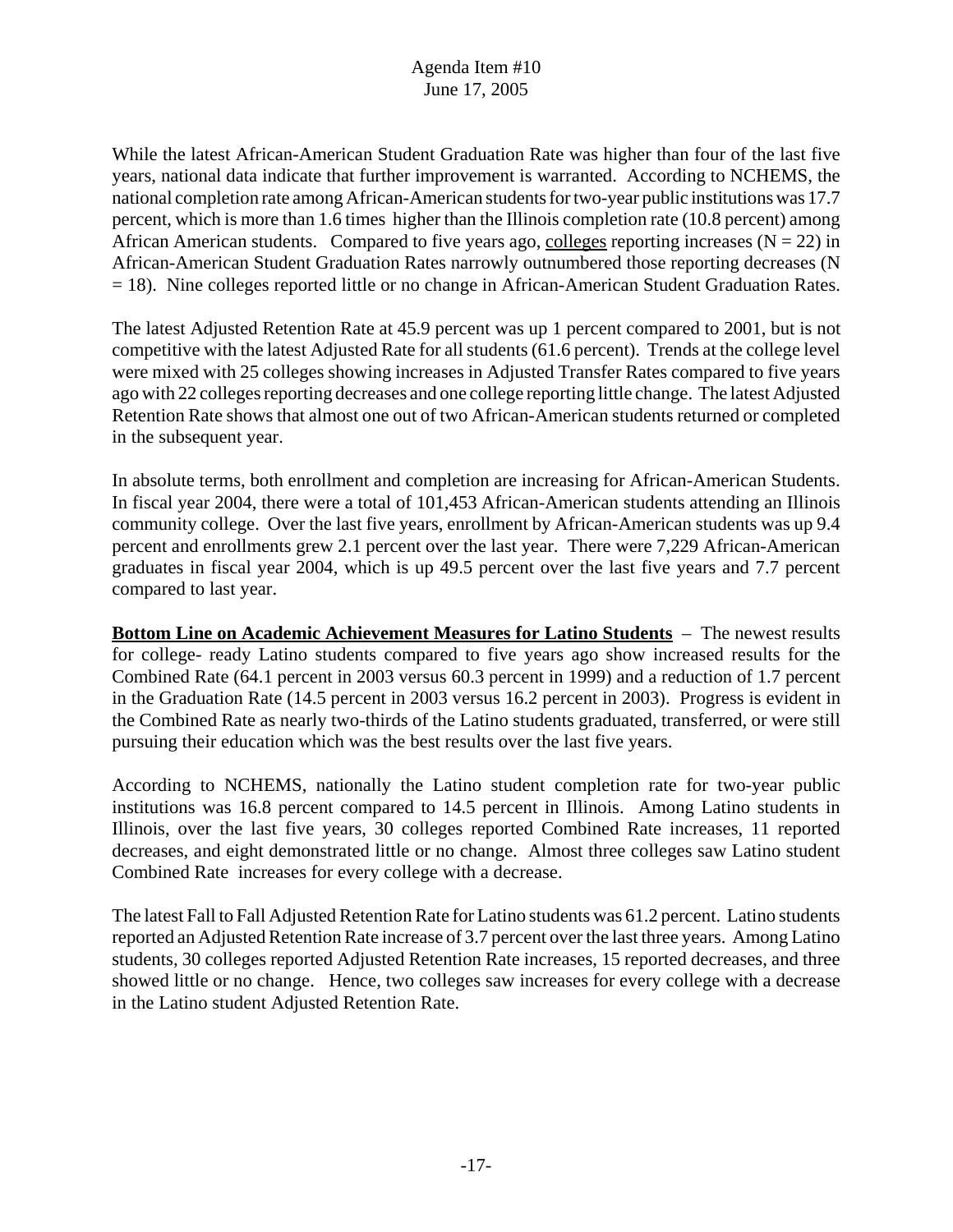While the latest African-American Student Graduation Rate was higher than four of the last five years, national data indicate that further improvement is warranted. According to NCHEMS, the national completion rate among African-American students for two-year public institutions was 17.7 percent, which is more than 1.6 times higher than the Illinois completion rate (10.8 percent) among African American students. Compared to five years ago, colleges reporting increases (N = 22) in African-American Student Graduation Rates narrowly outnumbered those reporting decreases (N = 18). Nine colleges reported little or no change in African-American Student Graduation Rates.

The latest Adjusted Retention Rate at 45.9 percent was up 1 percent compared to 2001, but is not competitive with the latest Adjusted Rate for all students (61.6 percent). Trends at the college level were mixed with 25 colleges showing increases in Adjusted Transfer Rates compared to five years ago with 22 colleges reporting decreases and one college reporting little change. The latest Adjusted Retention Rate shows that almost one out of two African-American students returned or completed in the subsequent year.

In absolute terms, both enrollment and completion are increasing for African-American Students. In fiscal year 2004, there were a total of 101,453 African-American students attending an Illinois community college. Over the last five years, enrollment by African-American students was up 9.4 percent and enrollments grew 2.1 percent over the last year. There were 7,229 African-American graduates in fiscal year 2004, which is up 49.5 percent over the last five years and 7.7 percent compared to last year.

**Bottom Line on Academic Achievement Measures for Latino Students** – The newest results for college- ready Latino students compared to five years ago show increased results for the Combined Rate (64.1 percent in 2003 versus 60.3 percent in 1999) and a reduction of 1.7 percent in the Graduation Rate (14.5 percent in 2003 versus 16.2 percent in 2003). Progress is evident in the Combined Rate as nearly two-thirds of the Latino students graduated, transferred, or were still pursuing their education which was the best results over the last five years.

According to NCHEMS, nationally the Latino student completion rate for two-year public institutions was 16.8 percent compared to 14.5 percent in Illinois. Among Latino students in Illinois, over the last five years, 30 colleges reported Combined Rate increases, 11 reported decreases, and eight demonstrated little or no change. Almost three colleges saw Latino student Combined Rate increases for every college with a decrease.

The latest Fall to Fall Adjusted Retention Rate for Latino students was 61.2 percent. Latino students reported an Adjusted Retention Rate increase of 3.7 percent over the last three years. Among Latino students, 30 colleges reported Adjusted Retention Rate increases, 15 reported decreases, and three showed little or no change. Hence, two colleges saw increases for every college with a decrease in the Latino student Adjusted Retention Rate.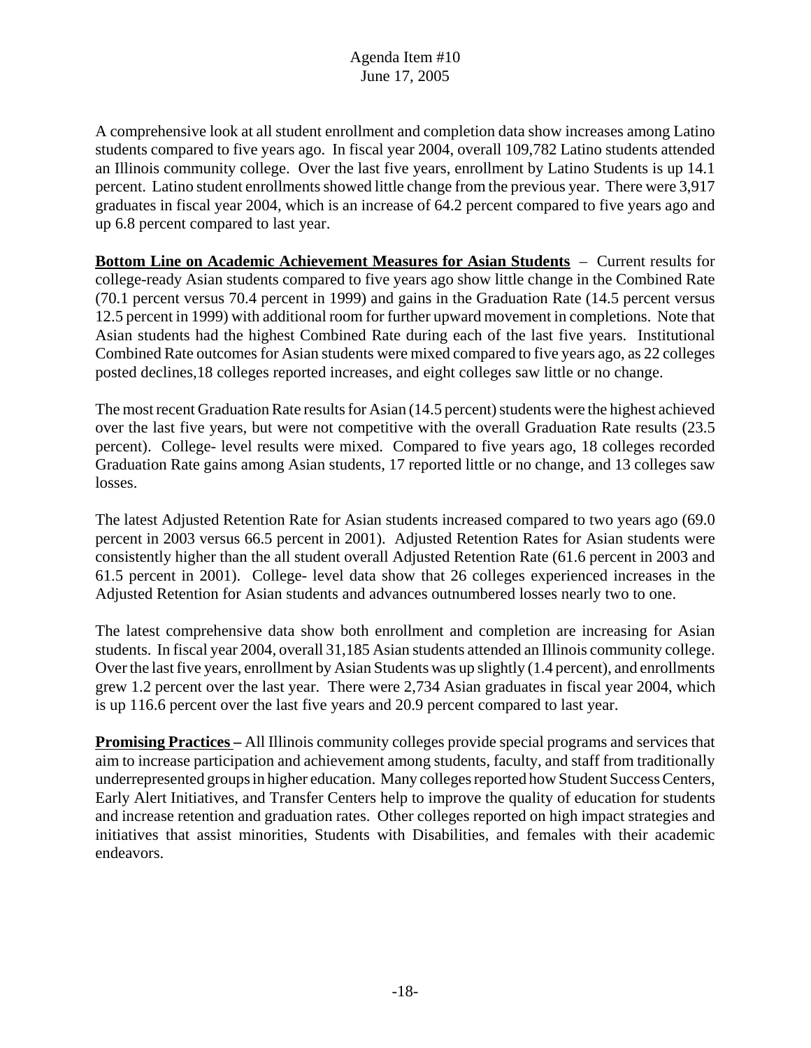A comprehensive look at all student enrollment and completion data show increases among Latino students compared to five years ago. In fiscal year 2004, overall 109,782 Latino students attended an Illinois community college. Over the last five years, enrollment by Latino Students is up 14.1 percent. Latino student enrollments showed little change from the previous year. There were 3,917 graduates in fiscal year 2004, which is an increase of 64.2 percent compared to five years ago and up 6.8 percent compared to last year.

**Bottom Line on Academic Achievement Measures for Asian Students** – Current results for college-ready Asian students compared to five years ago show little change in the Combined Rate (70.1 percent versus 70.4 percent in 1999) and gains in the Graduation Rate (14.5 percent versus 12.5 percent in 1999) with additional room for further upward movement in completions. Note that Asian students had the highest Combined Rate during each of the last five years. Institutional Combined Rate outcomes for Asian students were mixed compared to five years ago, as 22 colleges posted declines,18 colleges reported increases, and eight colleges saw little or no change.

The most recent Graduation Rate results for Asian (14.5 percent) students were the highest achieved over the last five years, but were not competitive with the overall Graduation Rate results (23.5 percent). College- level results were mixed. Compared to five years ago, 18 colleges recorded Graduation Rate gains among Asian students, 17 reported little or no change, and 13 colleges saw losses.

The latest Adjusted Retention Rate for Asian students increased compared to two years ago (69.0 percent in 2003 versus 66.5 percent in 2001). Adjusted Retention Rates for Asian students were consistently higher than the all student overall Adjusted Retention Rate (61.6 percent in 2003 and 61.5 percent in 2001). College- level data show that 26 colleges experienced increases in the Adjusted Retention for Asian students and advances outnumbered losses nearly two to one.

The latest comprehensive data show both enrollment and completion are increasing for Asian students. In fiscal year 2004, overall 31,185 Asian students attended an Illinois community college. Over the last five years, enrollment by Asian Students was up slightly (1.4 percent), and enrollments grew 1.2 percent over the last year. There were 2,734 Asian graduates in fiscal year 2004, which is up 116.6 percent over the last five years and 20.9 percent compared to last year.

**Promising Practices –** All Illinois community colleges provide special programs and services that aim to increase participation and achievement among students, faculty, and staff from traditionally underrepresented groups in higher education. Many colleges reported how Student Success Centers, Early Alert Initiatives, and Transfer Centers help to improve the quality of education for students and increase retention and graduation rates. Other colleges reported on high impact strategies and initiatives that assist minorities, Students with Disabilities, and females with their academic endeavors.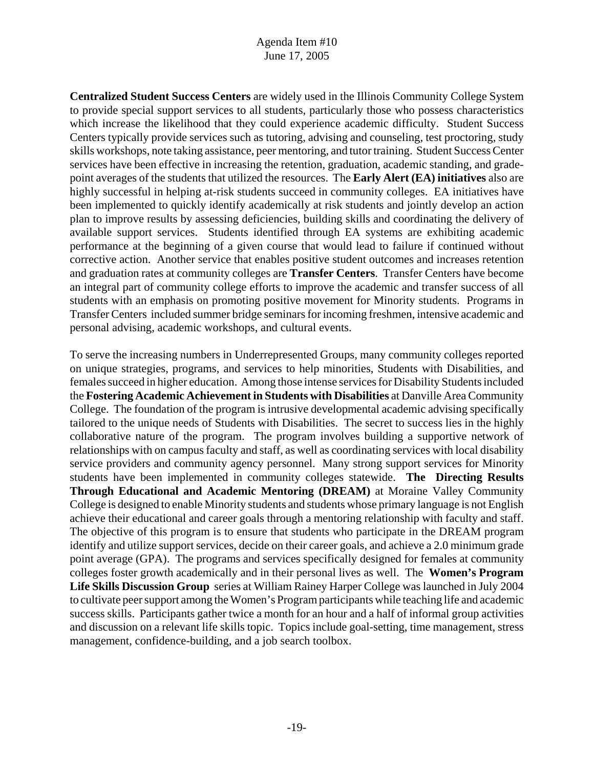**Centralized Student Success Centers** are widely used in the Illinois Community College System to provide special support services to all students, particularly those who possess characteristics which increase the likelihood that they could experience academic difficulty. Student Success Centers typically provide services such as tutoring, advising and counseling, test proctoring, study skills workshops, note taking assistance, peer mentoring, and tutor training. Student Success Center services have been effective in increasing the retention, graduation, academic standing, and grade-point averages of the students that utilized the resources. The **Early Alert (EA) initiatives** also are highly successful in helping at-risk students succeed in community colleges. EA initiatives have been implemented to quickly identify academically at risk students and jointly develop an action plan to improve results by assessing deficiencies, building skills and coordinating the delivery of available support services. Students identified through EA systems are exhibiting academic performance at the beginning of a given course that would lead to failure if continued without corrective action. Another service that enables positive student outcomes and increases retention and graduation rates at community colleges are **Transfer Centers**. Transfer Centers have become an integral part of community college efforts to improve the academic and transfer success of all students with an emphasis on promoting positive movement for Minority students. Programs in Transfer Centers included summer bridge seminars for incoming freshmen, intensive academic and personal advising, academic workshops, and cultural events.

To serve the increasing numbers in Underrepresented Groups, many community colleges reported on unique strategies, programs, and services to help minorities, Students with Disabilities, and females succeed in higher education. Among those intense services for Disability Students included the **Fostering Academic Achievement in Students with Disabilities** at Danville Area Community College. The foundation of the program is intrusive developmental academic advising specifically tailored to the unique needs of Students with Disabilities. The secret to success lies in the highly collaborative nature of the program. The program involves building a supportive network of relationships with on campus faculty and staff, as well as coordinating services with local disability service providers and community agency personnel. Many strong support services for Minority students have been implemented in community colleges statewide. **The Directing Results Through Educational and Academic Mentoring (DREAM)** at Moraine Valley Community College is designed to enable Minority students and students whose primary language is not English achieve their educational and career goals through a mentoring relationship with faculty and staff. The objective of this program is to ensure that students who participate in the DREAM program identify and utilize support services, decide on their career goals, and achieve a 2.0 minimum grade point average (GPA). The programs and services specifically designed for females at community colleges foster growth academically and in their personal lives as well. The **Women's Program Life Skills Discussion Group** series at William Rainey Harper College was launched in July 2004 to cultivate peer support among the Women's Program participants while teaching life and academic success skills. Participants gather twice a month for an hour and a half of informal group activities and discussion on a relevant life skills topic. Topics include goal-setting, time management, stress management, confidence-building, and a job search toolbox.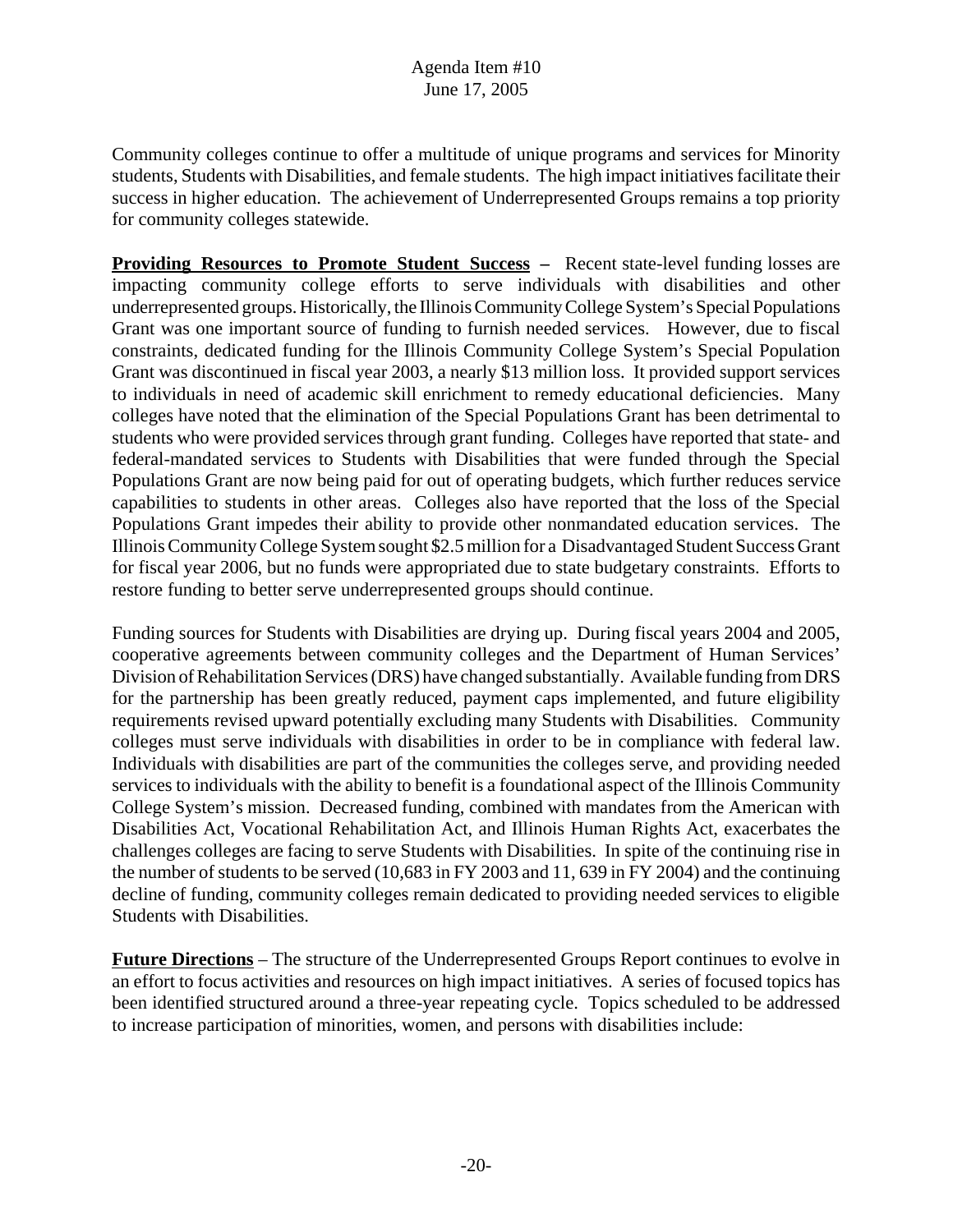Community colleges continue to offer a multitude of unique programs and services for Minority students, Students with Disabilities, and female students. The high impact initiatives facilitate their success in higher education. The achievement of Underrepresented Groups remains a top priority for community colleges statewide.

**Providing Resources to Promote Student Success** – Recent state-level funding losses are impacting community college efforts to serve individuals with disabilities and other underrepresented groups. Historically, the Illinois Community College System's Special Populations Grant was one important source of funding to furnish needed services. However, due to fiscal constraints, dedicated funding for the Illinois Community College System's Special Population Grant was discontinued in fiscal year 2003, a nearly $13 million loss. It provided support services to individuals in need of academic skill enrichment to remedy educational deficiencies. Many colleges have noted that the elimination of the Special Populations Grant has been detrimental to students who were provided services through grant funding. Colleges have reported that state- and federal-mandated services to Students with Disabilities that were funded through the Special Populations Grant are now being paid for out of operating budgets, which further reduces service capabilities to students in other areas. Colleges also have reported that the loss of the Special Populations Grant impedes their ability to provide other nonmandated education services. The Illinois Community College System sought $2.5 million for a Disadvantaged Student Success Grant for fiscal year 2006, but no funds were appropriated due to state budgetary constraints. Efforts to restore funding to better serve underrepresented groups should continue.

Funding sources for Students with Disabilities are drying up. During fiscal years 2004 and 2005, cooperative agreements between community colleges and the Department of Human Services' Division of Rehabilitation Services (DRS) have changed substantially. Available funding from DRS for the partnership has been greatly reduced, payment caps implemented, and future eligibility requirements revised upward potentially excluding many Students with Disabilities. Community colleges must serve individuals with disabilities in order to be in compliance with federal law. Individuals with disabilities are part of the communities the colleges serve, and providing needed services to individuals with the ability to benefit is a foundational aspect of the Illinois Community College System's mission. Decreased funding, combined with mandates from the American with Disabilities Act, Vocational Rehabilitation Act, and Illinois Human Rights Act, exacerbates the challenges colleges are facing to serve Students with Disabilities. In spite of the continuing rise in the number of students to be served (10,683 in FY 2003 and 11, 639 in FY 2004) and the continuing decline of funding, community colleges remain dedicated to providing needed services to eligible Students with Disabilities.

**Future Directions** – The structure of the Underrepresented Groups Report continues to evolve in an effort to focus activities and resources on high impact initiatives. A series of focused topics has been identified structured around a three-year repeating cycle. Topics scheduled to be addressed to increase participation of minorities, women, and persons with disabilities include: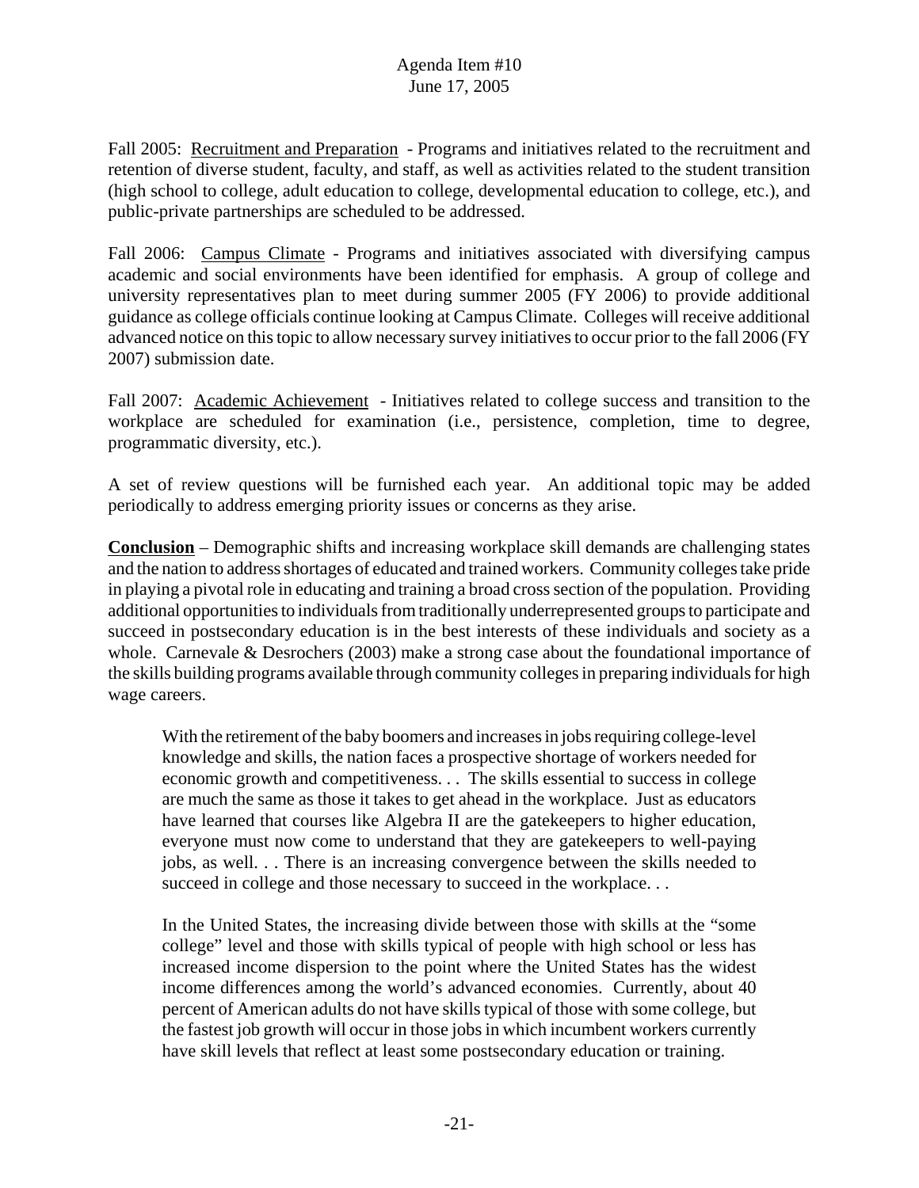Fall 2005: Recruitment and Preparation - Programs and initiatives related to the recruitment and retention of diverse student, faculty, and staff, as well as activities related to the student transition (high school to college, adult education to college, developmental education to college, etc.), and public-private partnerships are scheduled to be addressed.

Fall 2006: Campus Climate - Programs and initiatives associated with diversifying campus academic and social environments have been identified for emphasis. A group of college and university representatives plan to meet during summer 2005 (FY 2006) to provide additional guidance as college officials continue looking at Campus Climate. Colleges will receive additional advanced notice on this topic to allow necessary survey initiatives to occur prior to the fall 2006 (FY 2007) submission date.

Fall 2007: Academic Achievement - Initiatives related to college success and transition to the workplace are scheduled for examination (i.e., persistence, completion, time to degree, programmatic diversity, etc.).

A set of review questions will be furnished each year. An additional topic may be added periodically to address emerging priority issues or concerns as they arise.

**Conclusion** – Demographic shifts and increasing workplace skill demands are challenging states and the nation to address shortages of educated and trained workers. Community colleges take pride in playing a pivotal role in educating and training a broad cross section of the population. Providing additional opportunities to individuals from traditionally underrepresented groups to participate and succeed in postsecondary education is in the best interests of these individuals and society as a whole. Carnevale & Desrochers (2003) make a strong case about the foundational importance of the skills building programs available through community colleges in preparing individuals for high wage careers.

> With the retirement of the baby boomers and increases in jobs requiring college-level knowledge and skills, the nation faces a prospective shortage of workers needed for economic growth and competitiveness. . . The skills essential to success in college are much the same as those it takes to get ahead in the workplace. Just as educators have learned that courses like Algebra II are the gatekeepers to higher education, everyone must now come to understand that they are gatekeepers to well-paying jobs, as well. . . There is an increasing convergence between the skills needed to succeed in college and those necessary to succeed in the workplace. . .
>
> In the United States, the increasing divide between those with skills at the "some college" level and those with skills typical of people with high school or less has increased income dispersion to the point where the United States has the widest income differences among the world's advanced economies. Currently, about 40 percent of American adults do not have skills typical of those with some college, but the fastest job growth will occur in those jobs in which incumbent workers currently have skill levels that reflect at least some postsecondary education or training.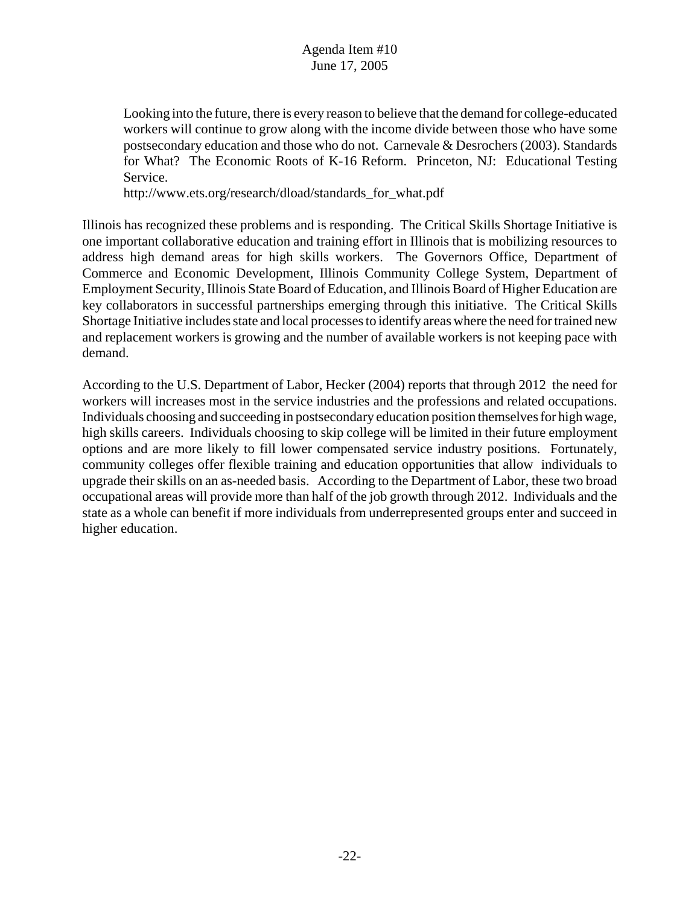> Looking into the future, there is every reason to believe that the demand for college-educated workers will continue to grow along with the income divide between those who have some postsecondary education and those who do not. Carnevale & Desrochers (2003). Standards for What? The Economic Roots of K-16 Reform. Princeton, NJ: Educational Testing Service.
> http://www.ets.org/research/dload/standards_for_what.pdf

Illinois has recognized these problems and is responding. The Critical Skills Shortage Initiative is one important collaborative education and training effort in Illinois that is mobilizing resources to address high demand areas for high skills workers. The Governors Office, Department of Commerce and Economic Development, Illinois Community College System, Department of Employment Security, Illinois State Board of Education, and Illinois Board of Higher Education are key collaborators in successful partnerships emerging through this initiative. The Critical Skills Shortage Initiative includes state and local processes to identify areas where the need for trained new and replacement workers is growing and the number of available workers is not keeping pace with demand.

According to the U.S. Department of Labor, Hecker (2004) reports that through 2012 the need for workers will increases most in the service industries and the professions and related occupations. Individuals choosing and succeeding in postsecondary education position themselves for high wage, high skills careers. Individuals choosing to skip college will be limited in their future employment options and are more likely to fill lower compensated service industry positions. Fortunately, community colleges offer flexible training and education opportunities that allow individuals to upgrade their skills on an as-needed basis. According to the Department of Labor, these two broad occupational areas will provide more than half of the job growth through 2012. Individuals and the state as a whole can benefit if more individuals from underrepresented groups enter and succeed in higher education.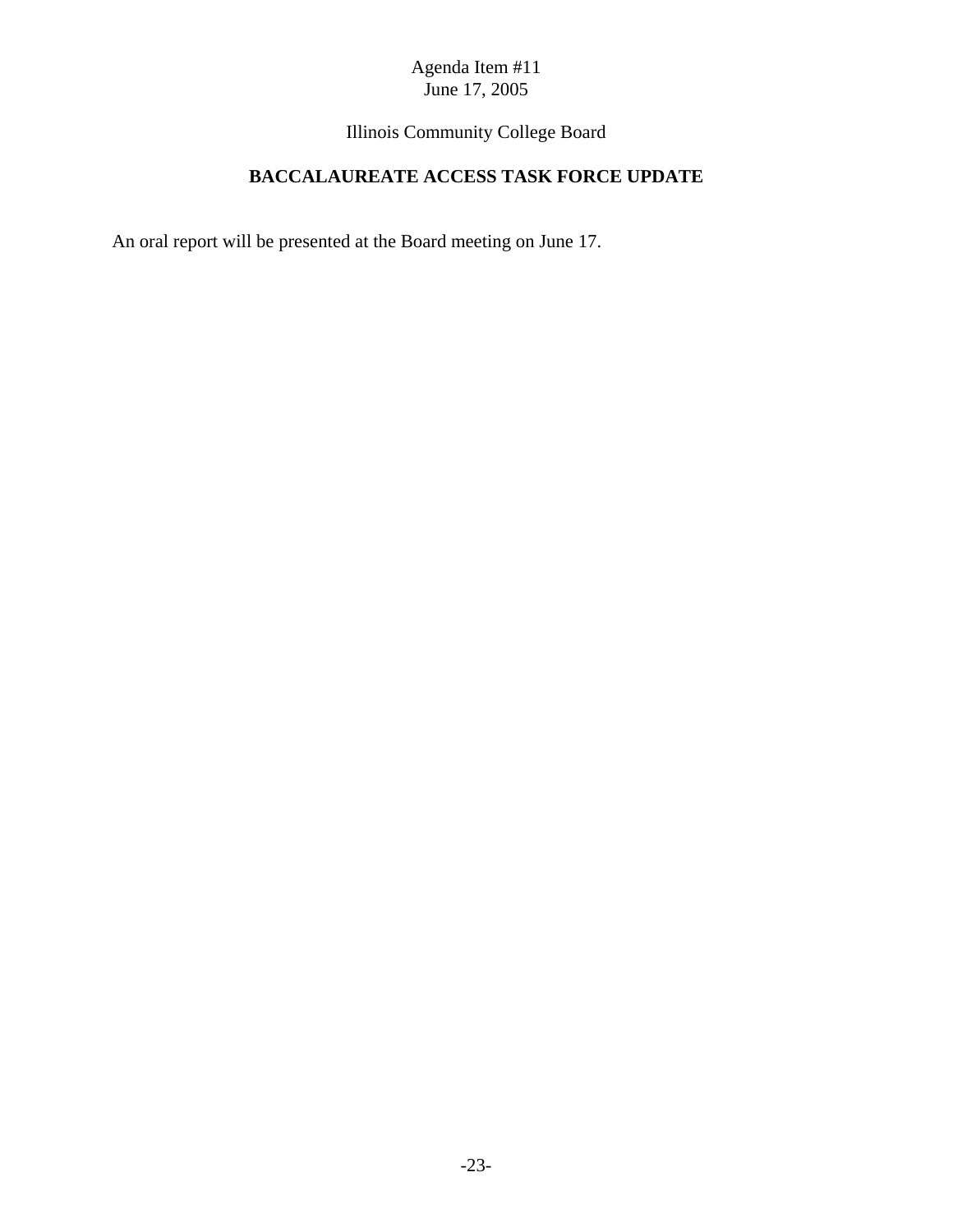Agenda Item #11
June 17, 2005

Illinois Community College Board

## BACCALAUREATE ACCESS TASK FORCE UPDATE

An oral report will be presented at the Board meeting on June 17.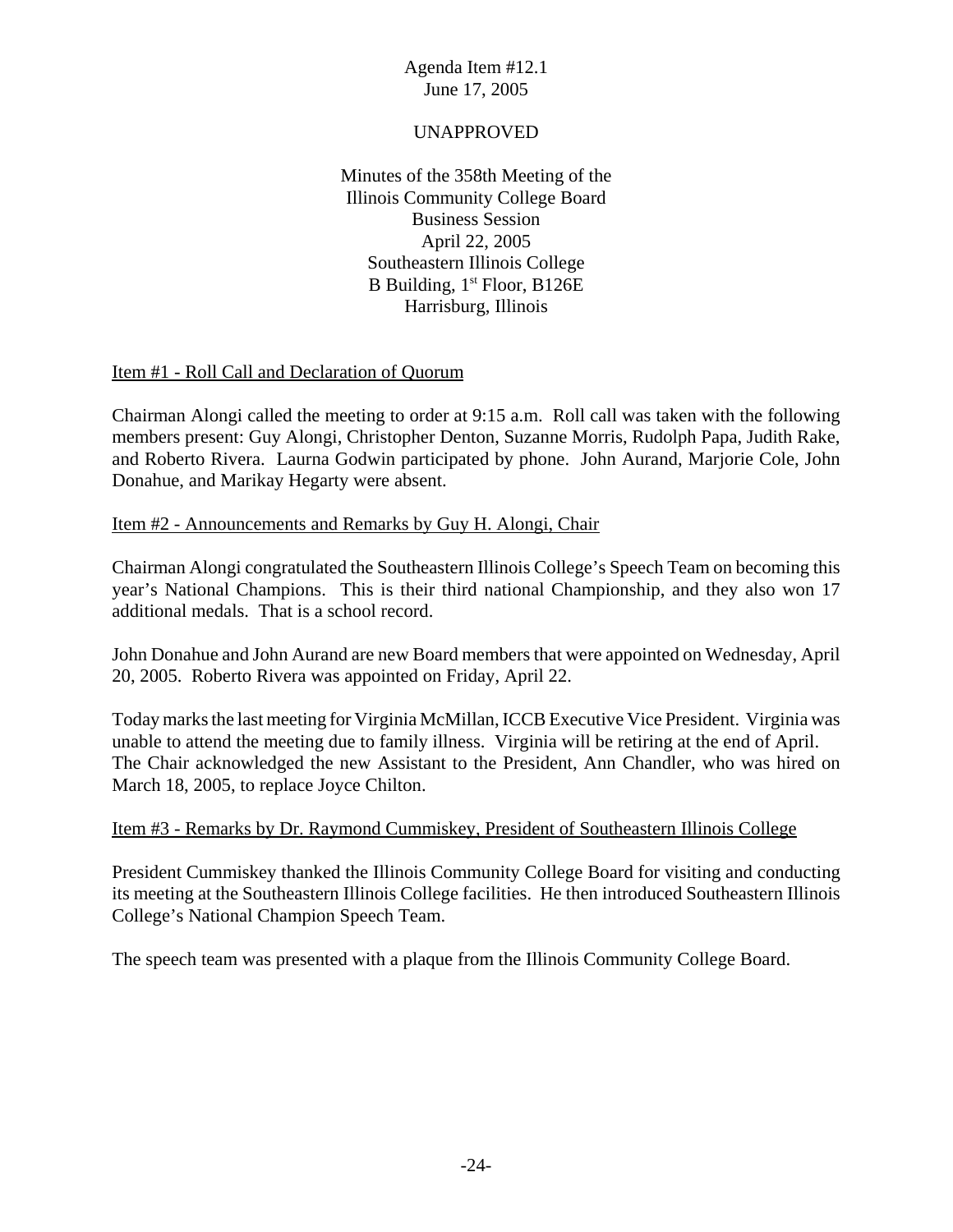Agenda Item #12.1
June 17, 2005

UNAPPROVED

Minutes of the 358th Meeting of the
Illinois Community College Board
Business Session
April 22, 2005
Southeastern Illinois College
B Building, 1st Floor, B126E
Harrisburg, Illinois

Item #1 - Roll Call and Declaration of Quorum

Chairman Alongi called the meeting to order at 9:15 a.m. Roll call was taken with the following members present: Guy Alongi, Christopher Denton, Suzanne Morris, Rudolph Papa, Judith Rake, and Roberto Rivera. Laurna Godwin participated by phone. John Aurand, Marjorie Cole, John Donahue, and Marikay Hegarty were absent.

Item #2 - Announcements and Remarks by Guy H. Alongi, Chair

Chairman Alongi congratulated the Southeastern Illinois College's Speech Team on becoming this year's National Champions. This is their third national Championship, and they also won 17 additional medals. That is a school record.

John Donahue and John Aurand are new Board members that were appointed on Wednesday, April 20, 2005. Roberto Rivera was appointed on Friday, April 22.

Today marks the last meeting for Virginia McMillan, ICCB Executive Vice President. Virginia was unable to attend the meeting due to family illness. Virginia will be retiring at the end of April. The Chair acknowledged the new Assistant to the President, Ann Chandler, who was hired on March 18, 2005, to replace Joyce Chilton.

Item #3 - Remarks by Dr. Raymond Cummiskey, President of Southeastern Illinois College

President Cummiskey thanked the Illinois Community College Board for visiting and conducting its meeting at the Southeastern Illinois College facilities. He then introduced Southeastern Illinois College's National Champion Speech Team.

The speech team was presented with a plaque from the Illinois Community College Board.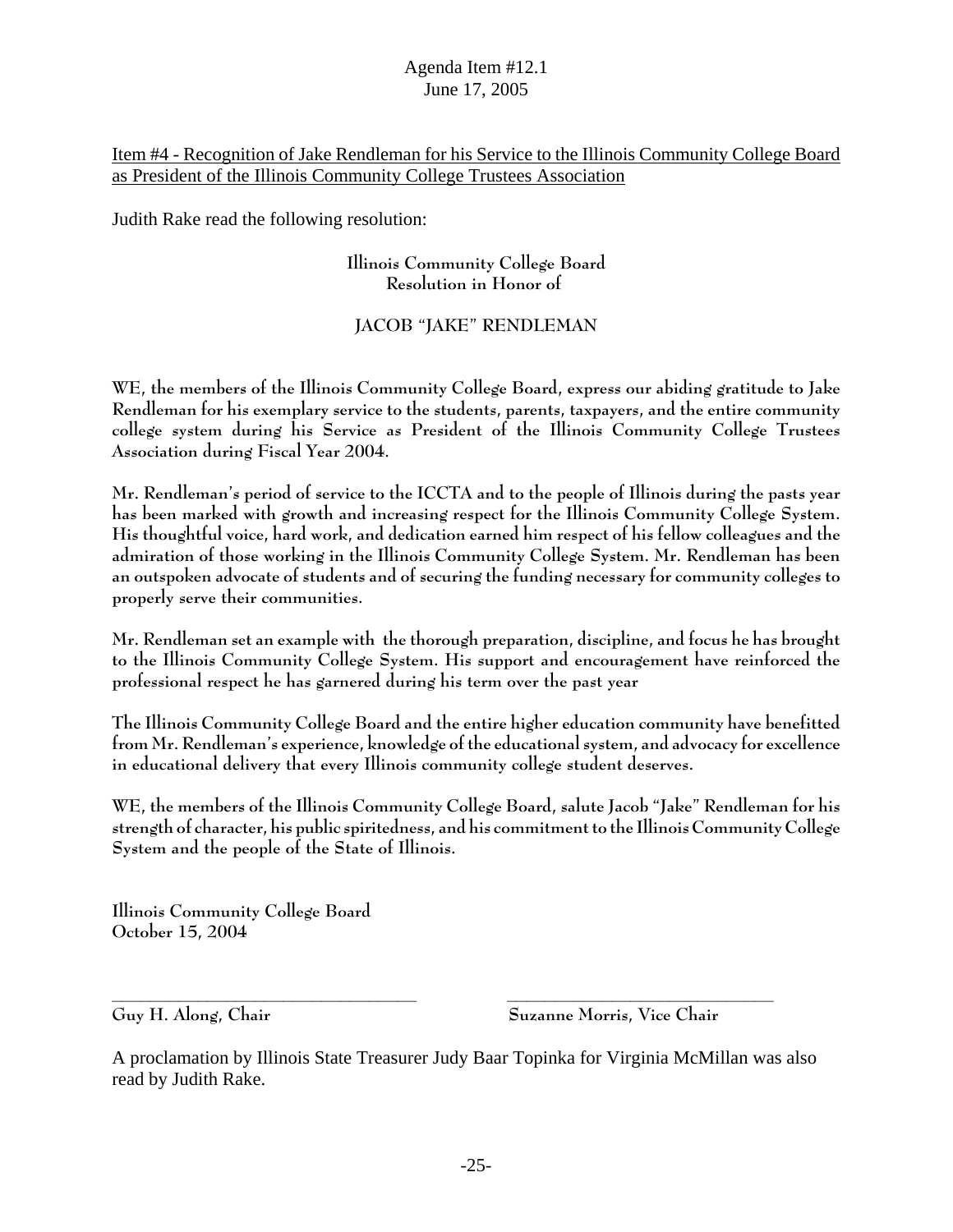Agenda Item #12.1
June 17, 2005

Item #4 - Recognition of Jake Rendleman for his Service to the Illinois Community College Board as President of the Illinois Community College Trustees Association

Judith Rake read the following resolution:

**Illinois Community College Board**
**Resolution in Honor of**

**JACOB "JAKE" RENDLEMAN**

**WE, the members of the Illinois Community College Board, express our abiding gratitude to Jake Rendleman for his exemplary service to the students, parents, taxpayers, and the entire community college system during his Service as President of the Illinois Community College Trustees Association during Fiscal Year 2004.**

**Mr. Rendleman's period of service to the ICCTA and to the people of Illinois during the pasts year has been marked with growth and increasing respect for the Illinois Community College System. His thoughtful voice, hard work, and dedication earned him respect of his fellow colleagues and the admiration of those working in the Illinois Community College System. Mr. Rendleman has been an outspoken advocate of students and of securing the funding necessary for community colleges to properly serve their communities.**

**Mr. Rendleman set an example with the thorough preparation, discipline, and focus he has brought to the Illinois Community College System. His support and encouragement have reinforced the professional respect he has garnered during his term over the past year**

**The Illinois Community College Board and the entire higher education community have benefitted from Mr. Rendleman's experience, knowledge of the educational system, and advocacy for excellence in educational delivery that every Illinois community college student deserves.**

**WE, the members of the Illinois Community College Board, salute Jacob "Jake" Rendleman for his strength of character, his public spiritedness, and his commitment to the Illinois Community College System and the people of the State of Illinois.**

**Illinois Community College Board**
**October 15, 2004**

\_\_\_\_\_\_\_\_\_\_\_\_\_\_\_\_\_\_\_\_\_\_\_\_\_\_\_\_\_\_
**Guy H. Along, Chair**

\_\_\_\_\_\_\_\_\_\_\_\_\_\_\_\_\_\_\_\_\_\_\_\_\_\_\_\_\_\_
**Suzanne Morris, Vice Chair**

A proclamation by Illinois State Treasurer Judy Baar Topinka for Virginia McMillan was also read by Judith Rake.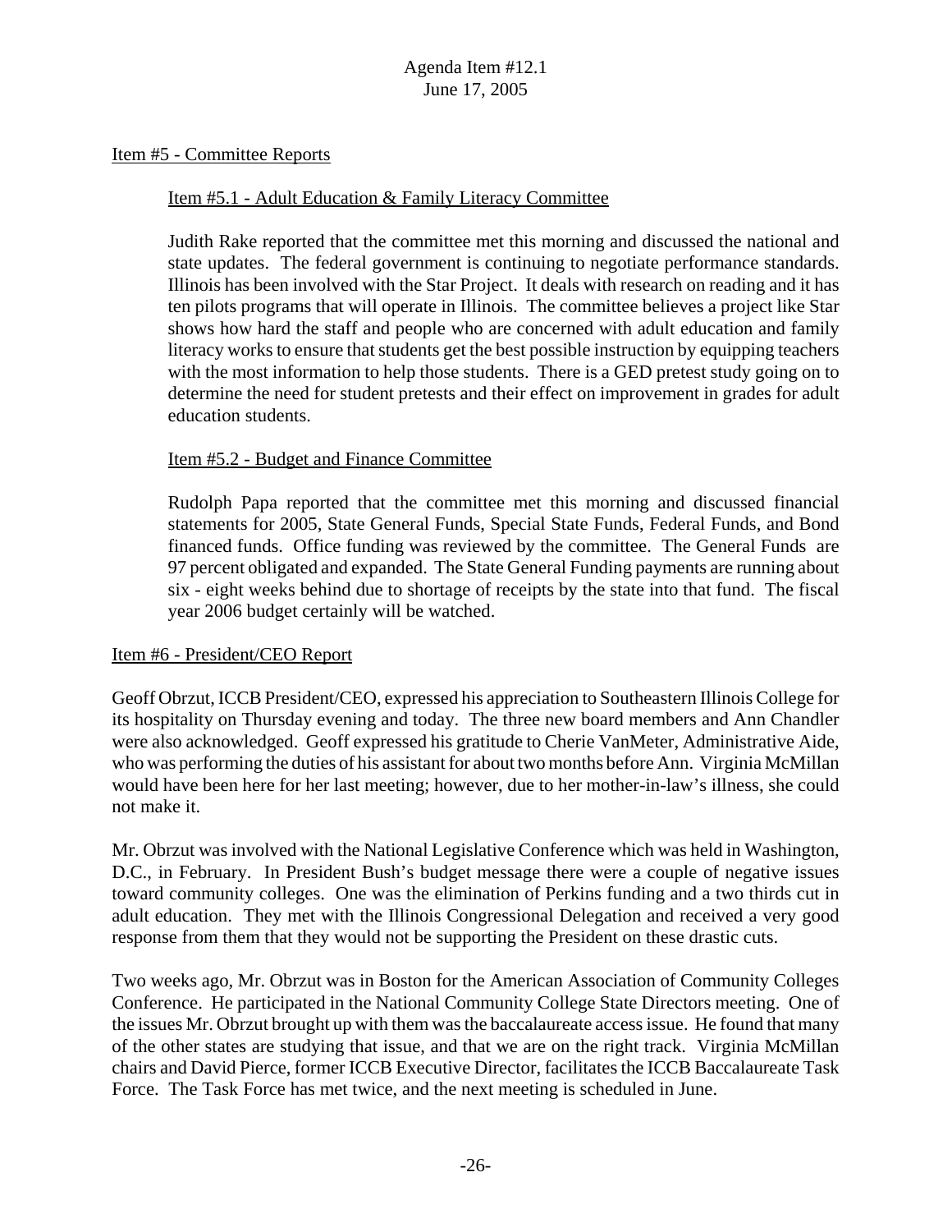Item #5 - Committee Reports

Item #5.1 - Adult Education & Family Literacy Committee

Judith Rake reported that the committee met this morning and discussed the national and state updates. The federal government is continuing to negotiate performance standards. Illinois has been involved with the Star Project. It deals with research on reading and it has ten pilots programs that will operate in Illinois. The committee believes a project like Star shows how hard the staff and people who are concerned with adult education and family literacy works to ensure that students get the best possible instruction by equipping teachers with the most information to help those students. There is a GED pretest study going on to determine the need for student pretests and their effect on improvement in grades for adult education students.

Item #5.2 - Budget and Finance Committee

Rudolph Papa reported that the committee met this morning and discussed financial statements for 2005, State General Funds, Special State Funds, Federal Funds, and Bond financed funds. Office funding was reviewed by the committee. The General Funds are 97 percent obligated and expanded. The State General Funding payments are running about six - eight weeks behind due to shortage of receipts by the state into that fund. The fiscal year 2006 budget certainly will be watched.

Item #6 - President/CEO Report

Geoff Obrzut, ICCB President/CEO, expressed his appreciation to Southeastern Illinois College for its hospitality on Thursday evening and today. The three new board members and Ann Chandler were also acknowledged. Geoff expressed his gratitude to Cherie VanMeter, Administrative Aide, who was performing the duties of his assistant for about two months before Ann. Virginia McMillan would have been here for her last meeting; however, due to her mother-in-law's illness, she could not make it.

Mr. Obrzut was involved with the National Legislative Conference which was held in Washington, D.C., in February. In President Bush's budget message there were a couple of negative issues toward community colleges. One was the elimination of Perkins funding and a two thirds cut in adult education. They met with the Illinois Congressional Delegation and received a very good response from them that they would not be supporting the President on these drastic cuts.

Two weeks ago, Mr. Obrzut was in Boston for the American Association of Community Colleges Conference. He participated in the National Community College State Directors meeting. One of the issues Mr. Obrzut brought up with them was the baccalaureate access issue. He found that many of the other states are studying that issue, and that we are on the right track. Virginia McMillan chairs and David Pierce, former ICCB Executive Director, facilitates the ICCB Baccalaureate Task Force. The Task Force has met twice, and the next meeting is scheduled in June.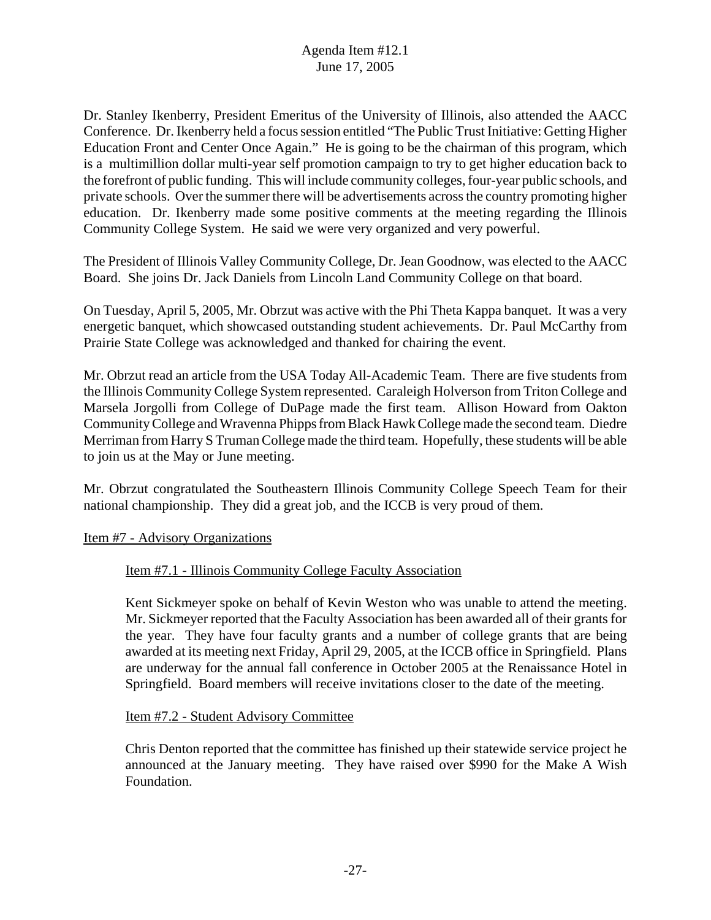Dr. Stanley Ikenberry, President Emeritus of the University of Illinois, also attended the AACC Conference. Dr. Ikenberry held a focus session entitled "The Public Trust Initiative: Getting Higher Education Front and Center Once Again." He is going to be the chairman of this program, which is a multimillion dollar multi-year self promotion campaign to try to get higher education back to the forefront of public funding. This will include community colleges, four-year public schools, and private schools. Over the summer there will be advertisements across the country promoting higher education. Dr. Ikenberry made some positive comments at the meeting regarding the Illinois Community College System. He said we were very organized and very powerful.

The President of Illinois Valley Community College, Dr. Jean Goodnow, was elected to the AACC Board. She joins Dr. Jack Daniels from Lincoln Land Community College on that board.

On Tuesday, April 5, 2005, Mr. Obrzut was active with the Phi Theta Kappa banquet. It was a very energetic banquet, which showcased outstanding student achievements. Dr. Paul McCarthy from Prairie State College was acknowledged and thanked for chairing the event.

Mr. Obrzut read an article from the USA Today All-Academic Team. There are five students from the Illinois Community College System represented. Caraleigh Holverson from Triton College and Marsela Jorgolli from College of DuPage made the first team. Allison Howard from Oakton Community College and Wravenna Phipps from Black Hawk College made the second team. Diedre Merriman from Harry S Truman College made the third team. Hopefully, these students will be able to join us at the May or June meeting.

Mr. Obrzut congratulated the Southeastern Illinois Community College Speech Team for their national championship. They did a great job, and the ICCB is very proud of them.

Item #7 - Advisory Organizations

Item #7.1 - Illinois Community College Faculty Association

Kent Sickmeyer spoke on behalf of Kevin Weston who was unable to attend the meeting. Mr. Sickmeyer reported that the Faculty Association has been awarded all of their grants for the year. They have four faculty grants and a number of college grants that are being awarded at its meeting next Friday, April 29, 2005, at the ICCB office in Springfield. Plans are underway for the annual fall conference in October 2005 at the Renaissance Hotel in Springfield. Board members will receive invitations closer to the date of the meeting.

Item #7.2 - Student Advisory Committee

Chris Denton reported that the committee has finished up their statewide service project he announced at the January meeting. They have raised over $990 for the Make A Wish Foundation.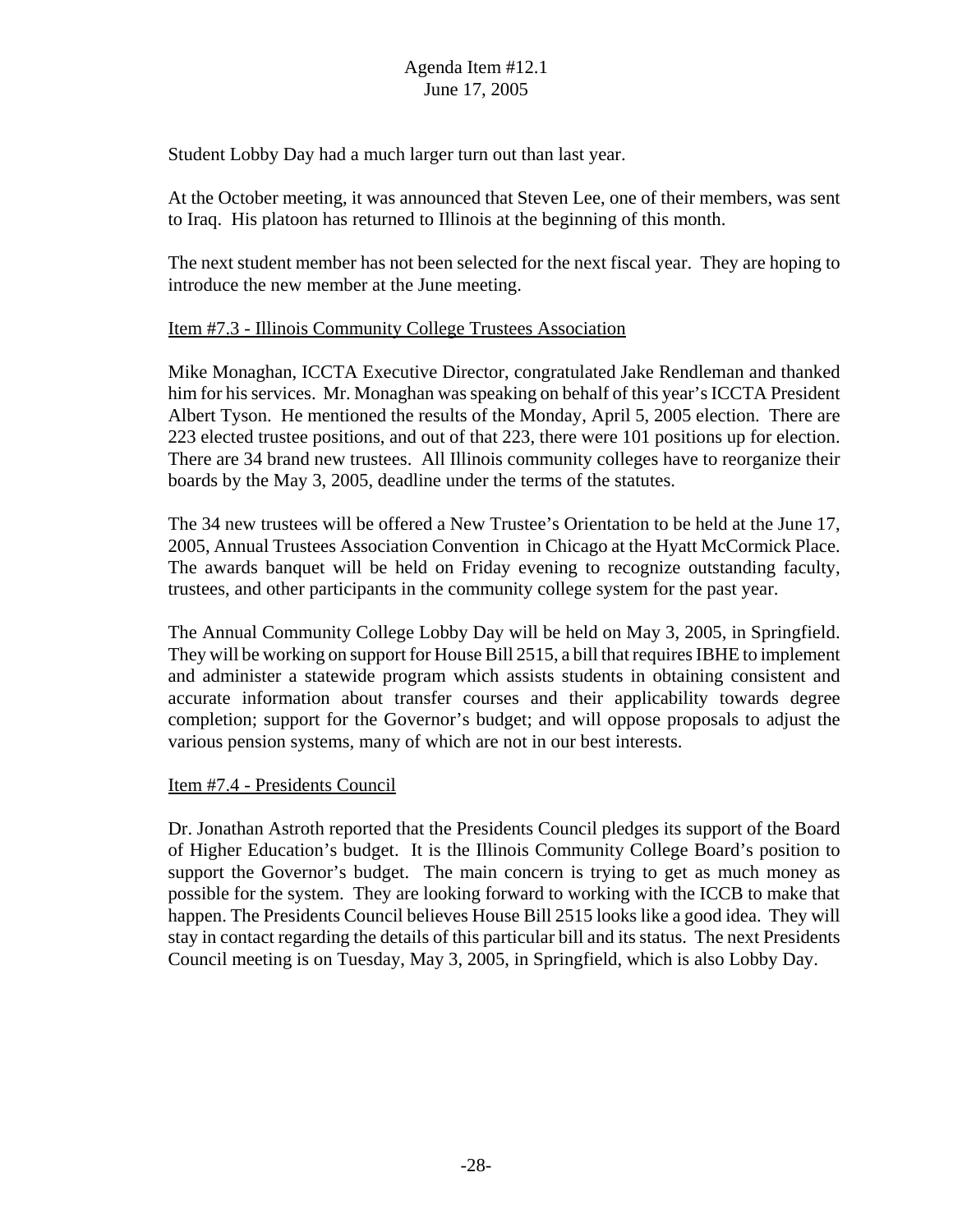Student Lobby Day had a much larger turn out than last year.

At the October meeting, it was announced that Steven Lee, one of their members, was sent to Iraq. His platoon has returned to Illinois at the beginning of this month.

The next student member has not been selected for the next fiscal year. They are hoping to introduce the new member at the June meeting.

Item #7.3 - Illinois Community College Trustees Association

Mike Monaghan, ICCTA Executive Director, congratulated Jake Rendleman and thanked him for his services. Mr. Monaghan was speaking on behalf of this year's ICCTA President Albert Tyson. He mentioned the results of the Monday, April 5, 2005 election. There are 223 elected trustee positions, and out of that 223, there were 101 positions up for election. There are 34 brand new trustees. All Illinois community colleges have to reorganize their boards by the May 3, 2005, deadline under the terms of the statutes.

The 34 new trustees will be offered a New Trustee's Orientation to be held at the June 17, 2005, Annual Trustees Association Convention in Chicago at the Hyatt McCormick Place. The awards banquet will be held on Friday evening to recognize outstanding faculty, trustees, and other participants in the community college system for the past year.

The Annual Community College Lobby Day will be held on May 3, 2005, in Springfield. They will be working on support for House Bill 2515, a bill that requires IBHE to implement and administer a statewide program which assists students in obtaining consistent and accurate information about transfer courses and their applicability towards degree completion; support for the Governor's budget; and will oppose proposals to adjust the various pension systems, many of which are not in our best interests.

Item #7.4 - Presidents Council

Dr. Jonathan Astroth reported that the Presidents Council pledges its support of the Board of Higher Education's budget. It is the Illinois Community College Board's position to support the Governor's budget. The main concern is trying to get as much money as possible for the system. They are looking forward to working with the ICCB to make that happen. The Presidents Council believes House Bill 2515 looks like a good idea. They will stay in contact regarding the details of this particular bill and its status. The next Presidents Council meeting is on Tuesday, May 3, 2005, in Springfield, which is also Lobby Day.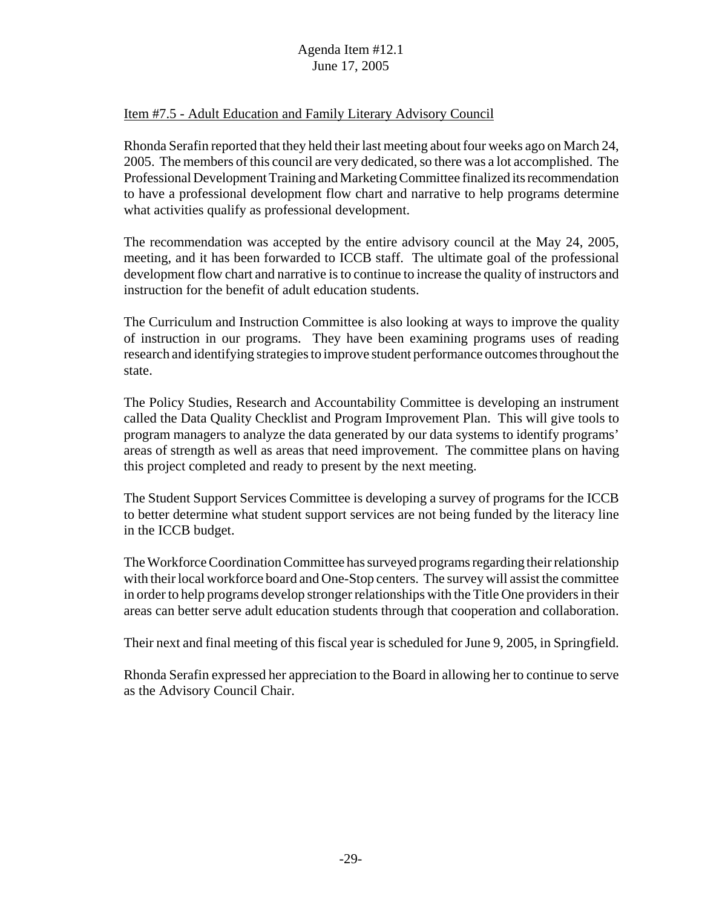Item #7.5 - Adult Education and Family Literary Advisory Council

Rhonda Serafin reported that they held their last meeting about four weeks ago on March 24, 2005. The members of this council are very dedicated, so there was a lot accomplished. The Professional Development Training and Marketing Committee finalized its recommendation to have a professional development flow chart and narrative to help programs determine what activities qualify as professional development.

The recommendation was accepted by the entire advisory council at the May 24, 2005, meeting, and it has been forwarded to ICCB staff. The ultimate goal of the professional development flow chart and narrative is to continue to increase the quality of instructors and instruction for the benefit of adult education students.

The Curriculum and Instruction Committee is also looking at ways to improve the quality of instruction in our programs. They have been examining programs uses of reading research and identifying strategies to improve student performance outcomes throughout the state.

The Policy Studies, Research and Accountability Committee is developing an instrument called the Data Quality Checklist and Program Improvement Plan. This will give tools to program managers to analyze the data generated by our data systems to identify programs' areas of strength as well as areas that need improvement. The committee plans on having this project completed and ready to present by the next meeting.

The Student Support Services Committee is developing a survey of programs for the ICCB to better determine what student support services are not being funded by the literacy line in the ICCB budget.

The Workforce Coordination Committee has surveyed programs regarding their relationship with their local workforce board and One-Stop centers. The survey will assist the committee in order to help programs develop stronger relationships with the Title One providers in their areas can better serve adult education students through that cooperation and collaboration.

Their next and final meeting of this fiscal year is scheduled for June 9, 2005, in Springfield.

Rhonda Serafin expressed her appreciation to the Board in allowing her to continue to serve as the Advisory Council Chair.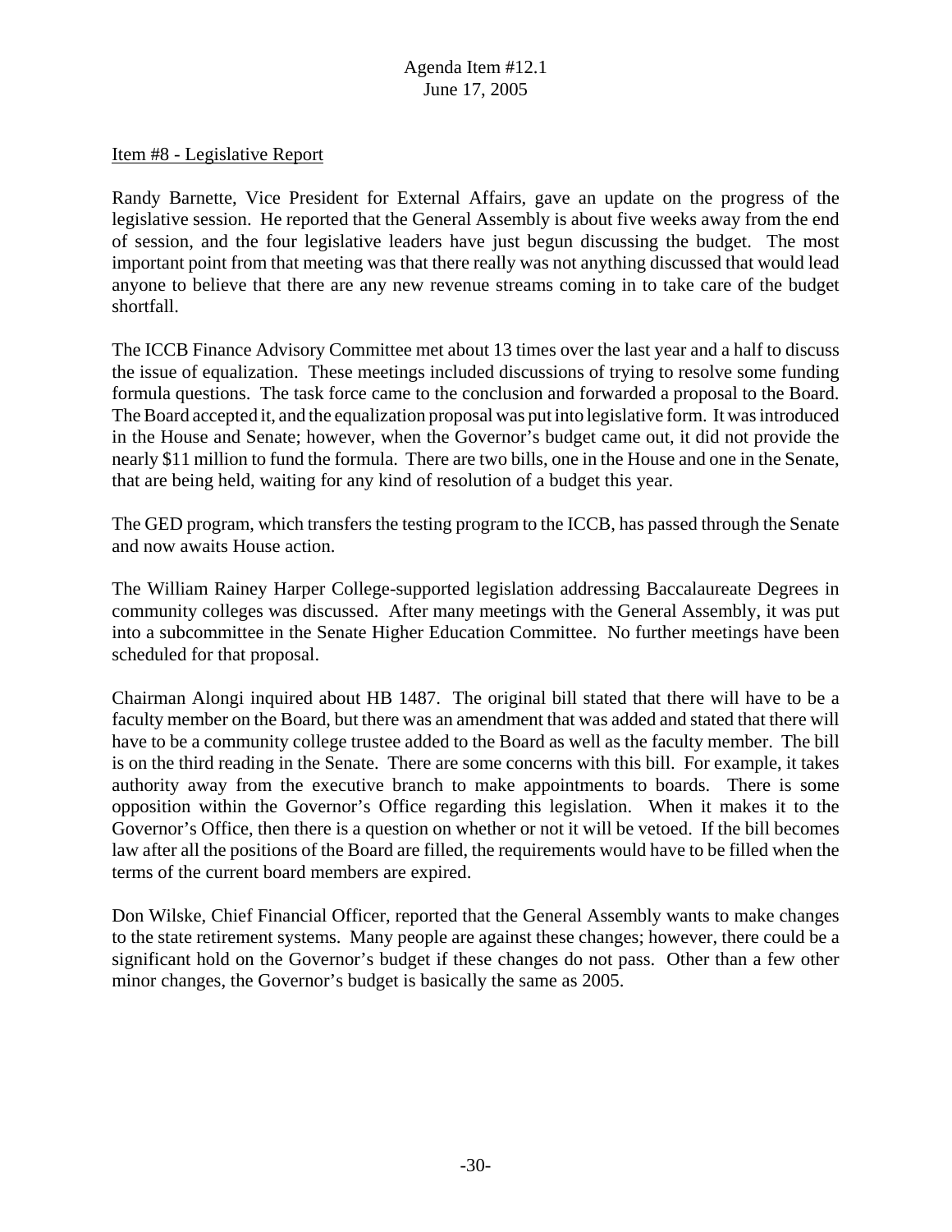Item #8 - Legislative Report

Randy Barnette, Vice President for External Affairs, gave an update on the progress of the legislative session. He reported that the General Assembly is about five weeks away from the end of session, and the four legislative leaders have just begun discussing the budget. The most important point from that meeting was that there really was not anything discussed that would lead anyone to believe that there are any new revenue streams coming in to take care of the budget shortfall.

The ICCB Finance Advisory Committee met about 13 times over the last year and a half to discuss the issue of equalization. These meetings included discussions of trying to resolve some funding formula questions. The task force came to the conclusion and forwarded a proposal to the Board. The Board accepted it, and the equalization proposal was put into legislative form. It was introduced in the House and Senate; however, when the Governor's budget came out, it did not provide the nearly $11 million to fund the formula. There are two bills, one in the House and one in the Senate, that are being held, waiting for any kind of resolution of a budget this year.

The GED program, which transfers the testing program to the ICCB, has passed through the Senate and now awaits House action.

The William Rainey Harper College-supported legislation addressing Baccalaureate Degrees in community colleges was discussed. After many meetings with the General Assembly, it was put into a subcommittee in the Senate Higher Education Committee. No further meetings have been scheduled for that proposal.

Chairman Alongi inquired about HB 1487. The original bill stated that there will have to be a faculty member on the Board, but there was an amendment that was added and stated that there will have to be a community college trustee added to the Board as well as the faculty member. The bill is on the third reading in the Senate. There are some concerns with this bill. For example, it takes authority away from the executive branch to make appointments to boards. There is some opposition within the Governor's Office regarding this legislation. When it makes it to the Governor's Office, then there is a question on whether or not it will be vetoed. If the bill becomes law after all the positions of the Board are filled, the requirements would have to be filled when the terms of the current board members are expired.

Don Wilske, Chief Financial Officer, reported that the General Assembly wants to make changes to the state retirement systems. Many people are against these changes; however, there could be a significant hold on the Governor's budget if these changes do not pass. Other than a few other minor changes, the Governor's budget is basically the same as 2005.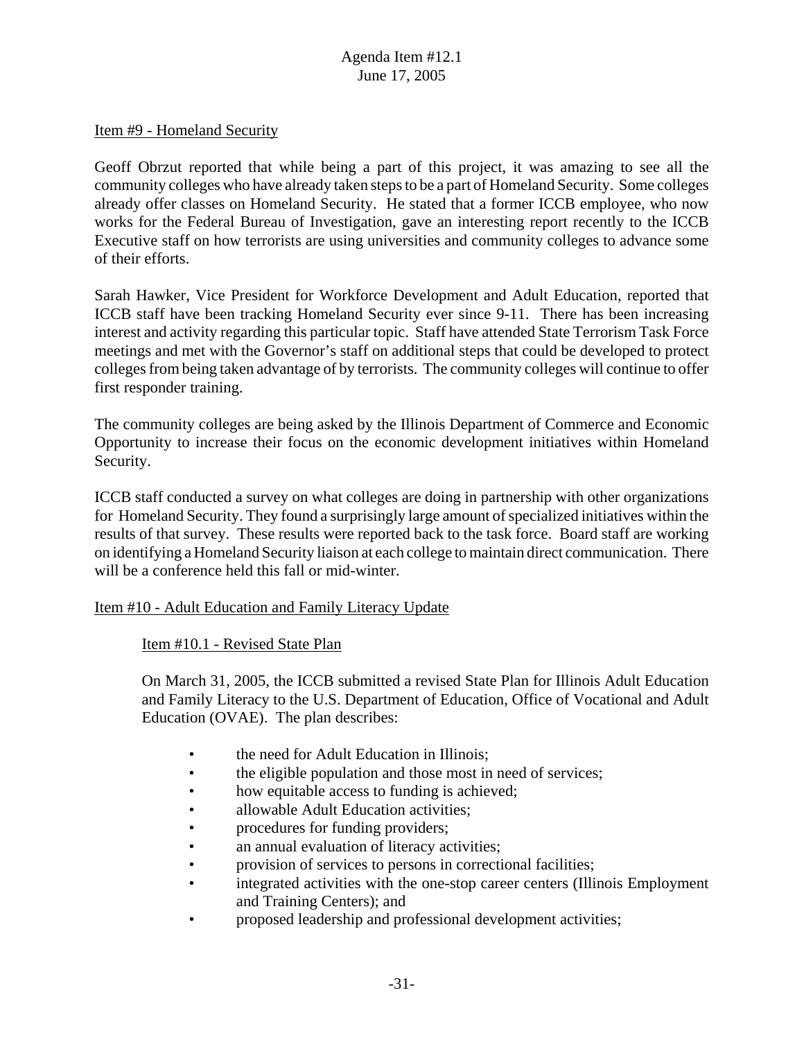Item #9 - Homeland Security

Geoff Obrzut reported that while being a part of this project, it was amazing to see all the community colleges who have already taken steps to be a part of Homeland Security. Some colleges already offer classes on Homeland Security. He stated that a former ICCB employee, who now works for the Federal Bureau of Investigation, gave an interesting report recently to the ICCB Executive staff on how terrorists are using universities and community colleges to advance some of their efforts.

Sarah Hawker, Vice President for Workforce Development and Adult Education, reported that ICCB staff have been tracking Homeland Security ever since 9-11. There has been increasing interest and activity regarding this particular topic. Staff have attended State Terrorism Task Force meetings and met with the Governor's staff on additional steps that could be developed to protect colleges from being taken advantage of by terrorists. The community colleges will continue to offer first responder training.

The community colleges are being asked by the Illinois Department of Commerce and Economic Opportunity to increase their focus on the economic development initiatives within Homeland Security.

ICCB staff conducted a survey on what colleges are doing in partnership with other organizations for Homeland Security. They found a surprisingly large amount of specialized initiatives within the results of that survey. These results were reported back to the task force. Board staff are working on identifying a Homeland Security liaison at each college to maintain direct communication. There will be a conference held this fall or mid-winter.

Item #10 - Adult Education and Family Literacy Update

Item #10.1 - Revised State Plan

On March 31, 2005, the ICCB submitted a revised State Plan for Illinois Adult Education and Family Literacy to the U.S. Department of Education, Office of Vocational and Adult Education (OVAE). The plan describes:

- the need for Adult Education in Illinois;
- the eligible population and those most in need of services;
- how equitable access to funding is achieved;
- allowable Adult Education activities;
- procedures for funding providers;
- an annual evaluation of literacy activities;
- provision of services to persons in correctional facilities;
- integrated activities with the one-stop career centers (Illinois Employment and Training Centers); and
- proposed leadership and professional development activities;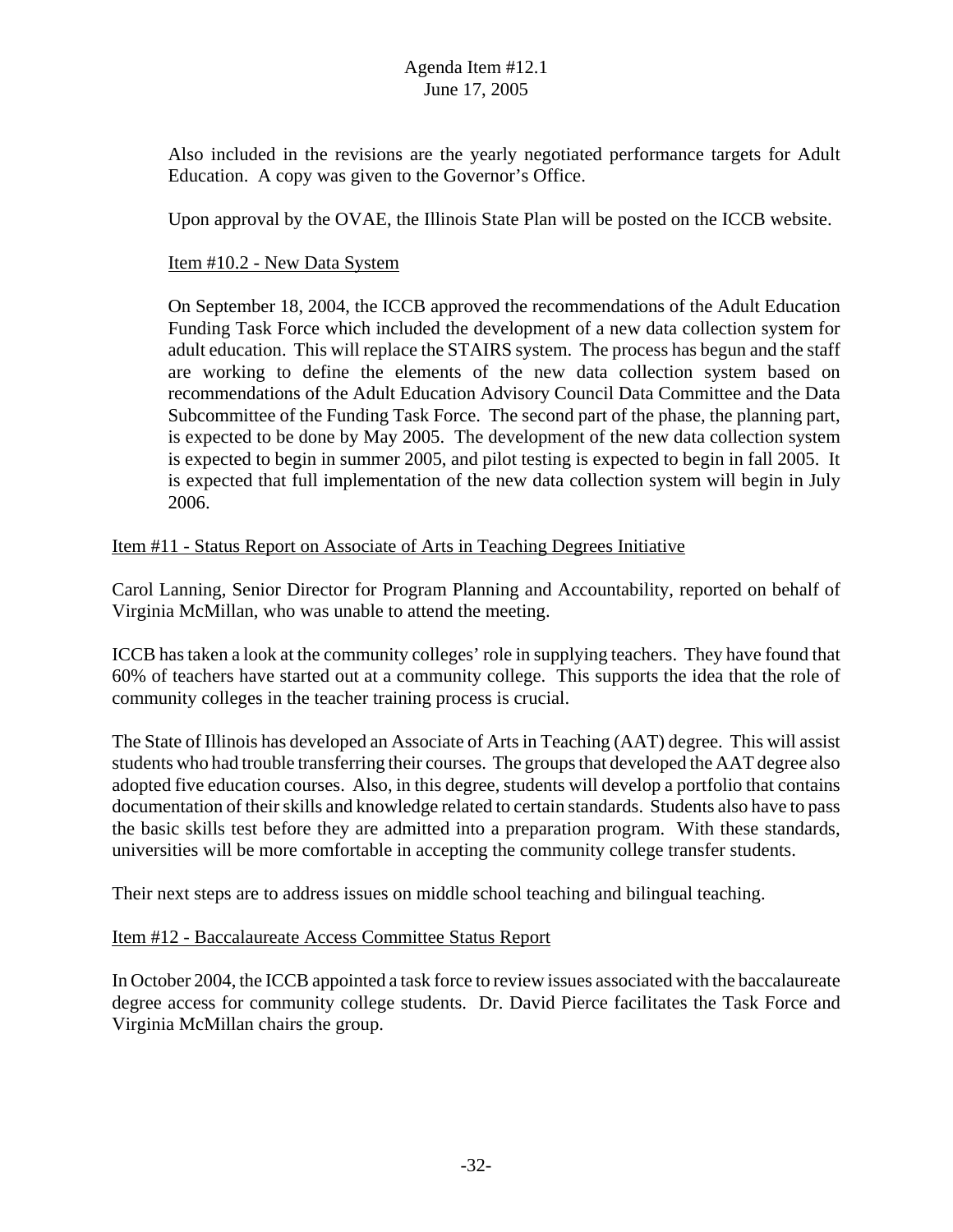Also included in the revisions are the yearly negotiated performance targets for Adult Education. A copy was given to the Governor's Office.

Upon approval by the OVAE, the Illinois State Plan will be posted on the ICCB website.

Item #10.2 - New Data System

On September 18, 2004, the ICCB approved the recommendations of the Adult Education Funding Task Force which included the development of a new data collection system for adult education. This will replace the STAIRS system. The process has begun and the staff are working to define the elements of the new data collection system based on recommendations of the Adult Education Advisory Council Data Committee and the Data Subcommittee of the Funding Task Force. The second part of the phase, the planning part, is expected to be done by May 2005. The development of the new data collection system is expected to begin in summer 2005, and pilot testing is expected to begin in fall 2005. It is expected that full implementation of the new data collection system will begin in July 2006.

Item #11 - Status Report on Associate of Arts in Teaching Degrees Initiative

Carol Lanning, Senior Director for Program Planning and Accountability, reported on behalf of Virginia McMillan, who was unable to attend the meeting.

ICCB has taken a look at the community colleges' role in supplying teachers. They have found that 60% of teachers have started out at a community college. This supports the idea that the role of community colleges in the teacher training process is crucial.

The State of Illinois has developed an Associate of Arts in Teaching (AAT) degree. This will assist students who had trouble transferring their courses. The groups that developed the AAT degree also adopted five education courses. Also, in this degree, students will develop a portfolio that contains documentation of their skills and knowledge related to certain standards. Students also have to pass the basic skills test before they are admitted into a preparation program. With these standards, universities will be more comfortable in accepting the community college transfer students.

Their next steps are to address issues on middle school teaching and bilingual teaching.

Item #12 - Baccalaureate Access Committee Status Report

In October 2004, the ICCB appointed a task force to review issues associated with the baccalaureate degree access for community college students. Dr. David Pierce facilitates the Task Force and Virginia McMillan chairs the group.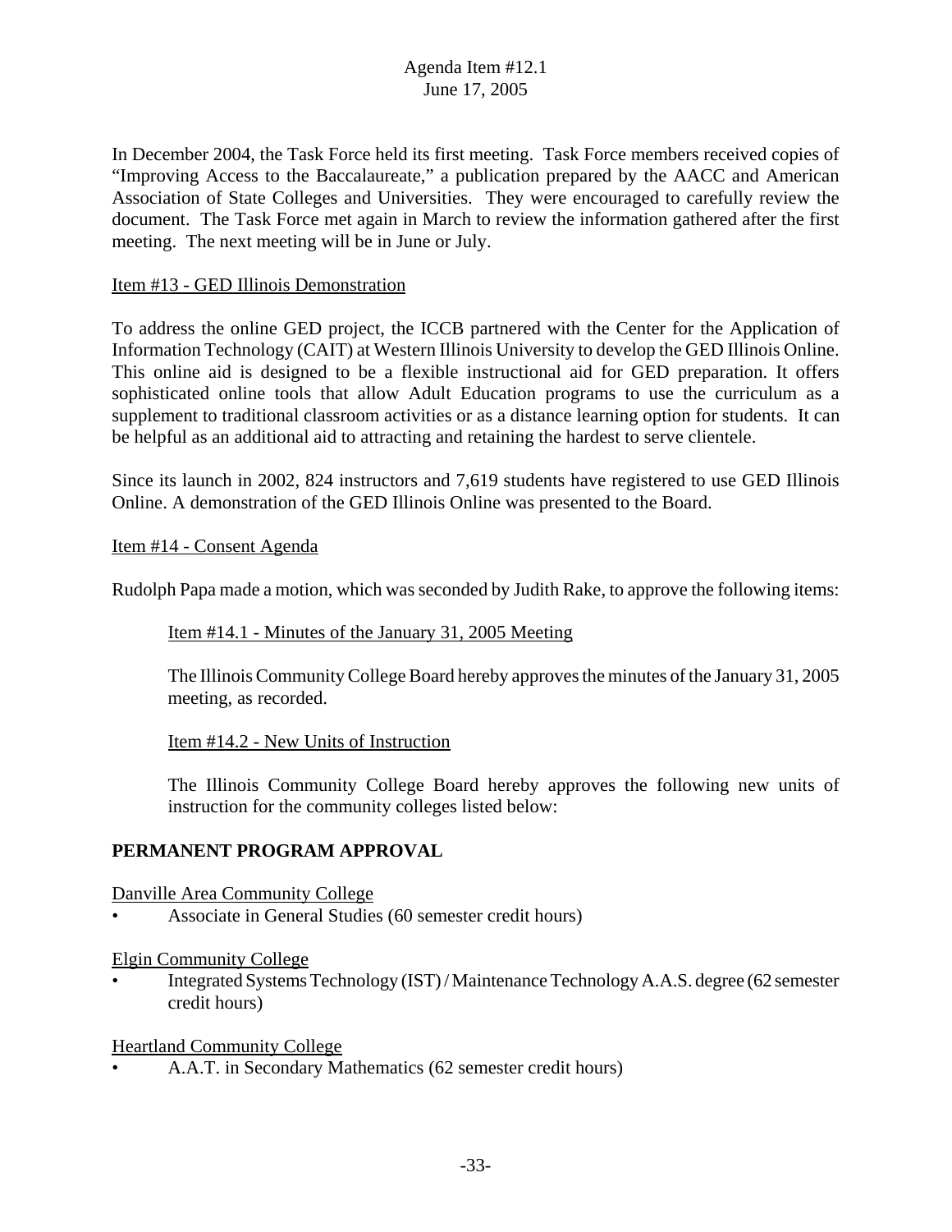In December 2004, the Task Force held its first meeting. Task Force members received copies of "Improving Access to the Baccalaureate," a publication prepared by the AACC and American Association of State Colleges and Universities. They were encouraged to carefully review the document. The Task Force met again in March to review the information gathered after the first meeting. The next meeting will be in June or July.

Item #13 - GED Illinois Demonstration

To address the online GED project, the ICCB partnered with the Center for the Application of Information Technology (CAIT) at Western Illinois University to develop the GED Illinois Online. This online aid is designed to be a flexible instructional aid for GED preparation. It offers sophisticated online tools that allow Adult Education programs to use the curriculum as a supplement to traditional classroom activities or as a distance learning option for students. It can be helpful as an additional aid to attracting and retaining the hardest to serve clientele.

Since its launch in 2002, 824 instructors and 7,619 students have registered to use GED Illinois Online. A demonstration of the GED Illinois Online was presented to the Board.

Item #14 - Consent Agenda

Rudolph Papa made a motion, which was seconded by Judith Rake, to approve the following items:

Item #14.1 - Minutes of the January 31, 2005 Meeting

The Illinois Community College Board hereby approves the minutes of the January 31, 2005 meeting, as recorded.

Item #14.2 - New Units of Instruction

The Illinois Community College Board hereby approves the following new units of instruction for the community colleges listed below:

**PERMANENT PROGRAM APPROVAL**

Danville Area Community College

- Associate in General Studies (60 semester credit hours)

Elgin Community College

- Integrated Systems Technology (IST) / Maintenance Technology A.A.S. degree (62 semester credit hours)

Heartland Community College

- A.A.T. in Secondary Mathematics (62 semester credit hours)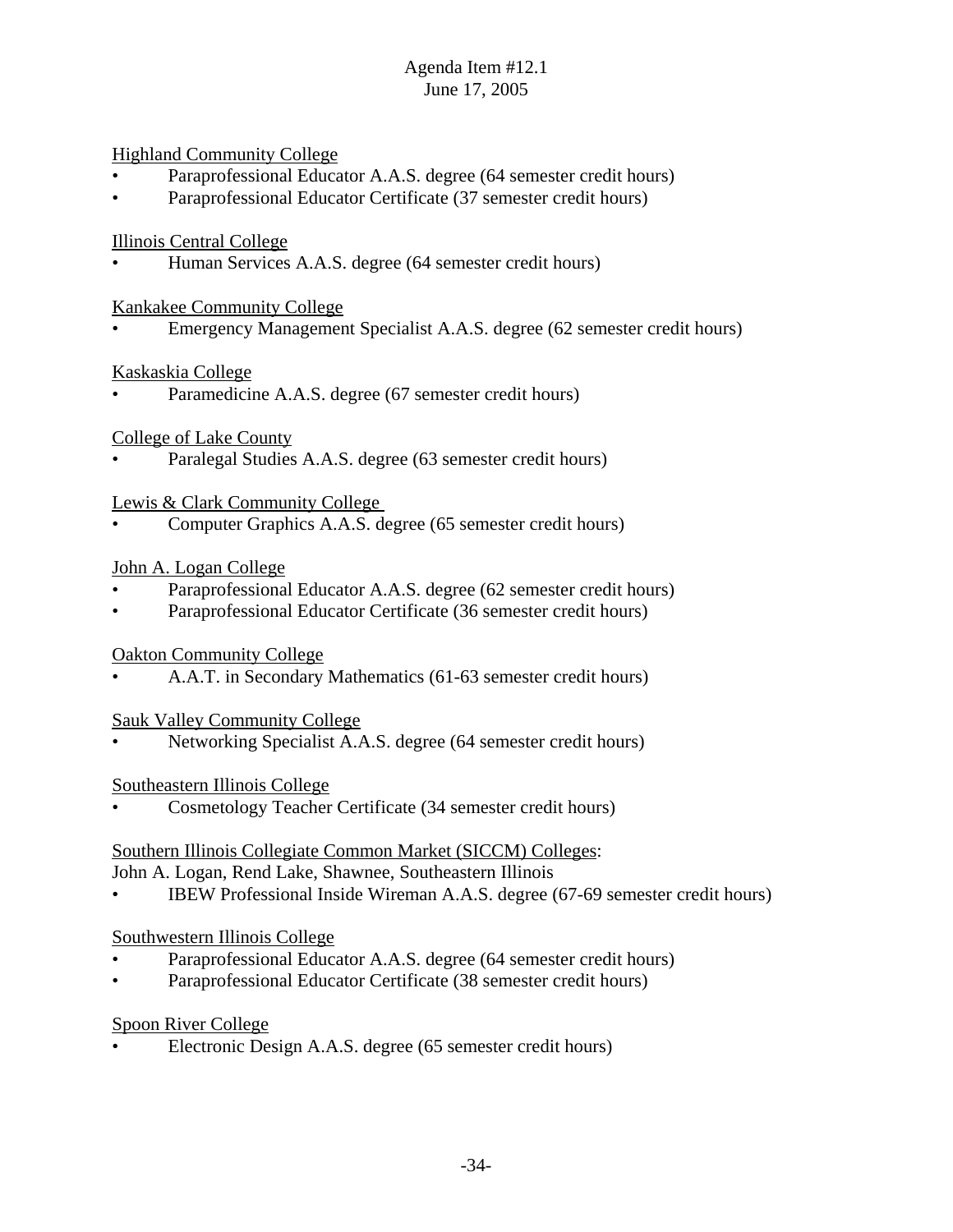Highland Community College

- Paraprofessional Educator A.A.S. degree (64 semester credit hours)
- Paraprofessional Educator Certificate (37 semester credit hours)

Illinois Central College

- Human Services A.A.S. degree (64 semester credit hours)

Kankakee Community College

- Emergency Management Specialist A.A.S. degree (62 semester credit hours)

Kaskaskia College

- Paramedicine A.A.S. degree (67 semester credit hours)

College of Lake County

- Paralegal Studies A.A.S. degree (63 semester credit hours)

Lewis & Clark Community College

- Computer Graphics A.A.S. degree (65 semester credit hours)

John A. Logan College

- Paraprofessional Educator A.A.S. degree (62 semester credit hours)
- Paraprofessional Educator Certificate (36 semester credit hours)

Oakton Community College

- A.A.T. in Secondary Mathematics (61-63 semester credit hours)

Sauk Valley Community College

- Networking Specialist A.A.S. degree (64 semester credit hours)

Southeastern Illinois College

- Cosmetology Teacher Certificate (34 semester credit hours)

Southern Illinois Collegiate Common Market (SICCM) Colleges:
John A. Logan, Rend Lake, Shawnee, Southeastern Illinois

- IBEW Professional Inside Wireman A.A.S. degree (67-69 semester credit hours)

Southwestern Illinois College

- Paraprofessional Educator A.A.S. degree (64 semester credit hours)
- Paraprofessional Educator Certificate (38 semester credit hours)

Spoon River College

- Electronic Design A.A.S. degree (65 semester credit hours)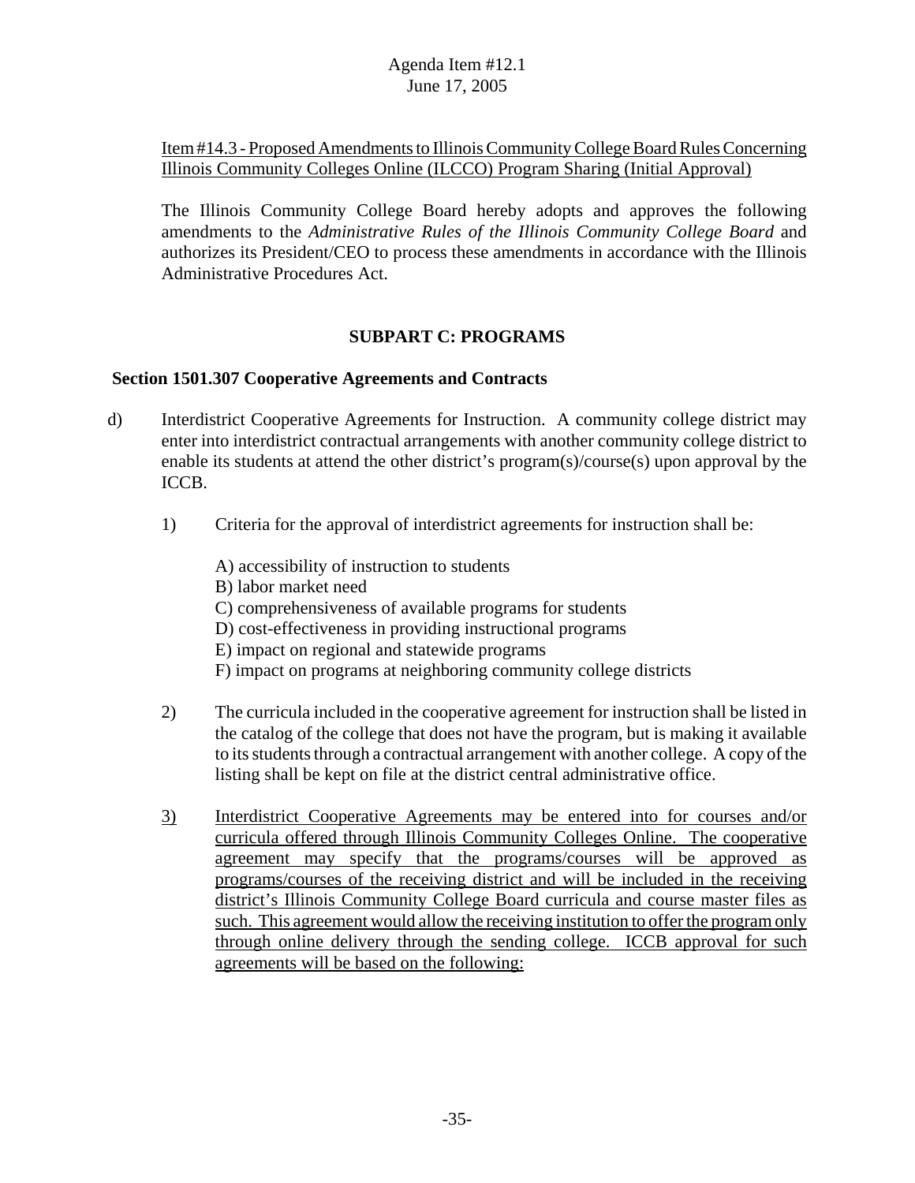Agenda Item #12.1
June 17, 2005

<u>Item #14.3 - Proposed Amendments to Illinois Community College Board Rules Concerning Illinois Community Colleges Online (ILCCO) Program Sharing (Initial Approval)</u>

The Illinois Community College Board hereby adopts and approves the following amendments to the *Administrative Rules of the Illinois Community College Board* and authorizes its President/CEO to process these amendments in accordance with the Illinois Administrative Procedures Act.

**SUBPART C: PROGRAMS**

**Section 1501.307 Cooperative Agreements and Contracts**

d) Interdistrict Cooperative Agreements for Instruction. A community college district may enter into interdistrict contractual arrangements with another community college district to enable its students at attend the other district's program(s)/course(s) upon approval by the ICCB.

1) Criteria for the approval of interdistrict agreements for instruction shall be:

A) accessibility of instruction to students
B) labor market need
C) comprehensiveness of available programs for students
D) cost-effectiveness in providing instructional programs
E) impact on regional and statewide programs
F) impact on programs at neighboring community college districts

2) The curricula included in the cooperative agreement for instruction shall be listed in the catalog of the college that does not have the program, but is making it available to its students through a contractual arrangement with another college. A copy of the listing shall be kept on file at the district central administrative office.

<u>3)</u> <u>Interdistrict Cooperative Agreements may be entered into for courses and/or curricula offered through Illinois Community Colleges Online. The cooperative agreement may specify that the programs/courses will be approved as programs/courses of the receiving district and will be included in the receiving district's Illinois Community College Board curricula and course master files as such. This agreement would allow the receiving institution to offer the program only through online delivery through the sending college. ICCB approval for such agreements will be based on the following:</u>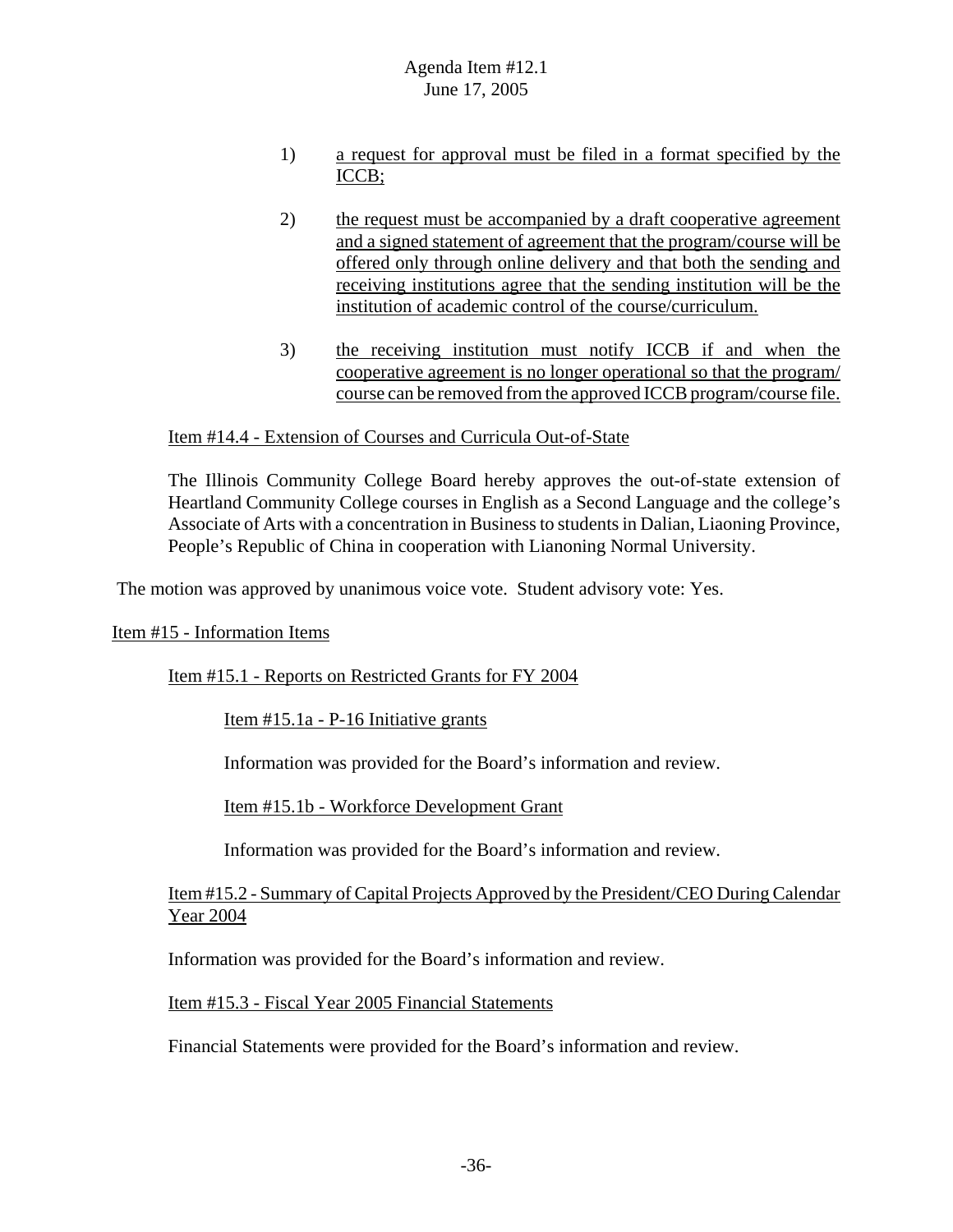1) a request for approval must be filed in a format specified by the ICCB;

2) the request must be accompanied by a draft cooperative agreement and a signed statement of agreement that the program/course will be offered only through online delivery and that both the sending and receiving institutions agree that the sending institution will be the institution of academic control of the course/curriculum.

3) the receiving institution must notify ICCB if and when the cooperative agreement is no longer operational so that the program/ course can be removed from the approved ICCB program/course file.

Item #14.4 - Extension of Courses and Curricula Out-of-State

The Illinois Community College Board hereby approves the out-of-state extension of Heartland Community College courses in English as a Second Language and the college's Associate of Arts with a concentration in Business to students in Dalian, Liaoning Province, People's Republic of China in cooperation with Lianoning Normal University.

The motion was approved by unanimous voice vote. Student advisory vote: Yes.

Item #15 - Information Items

Item #15.1 - Reports on Restricted Grants for FY 2004

Item #15.1a - P-16 Initiative grants

Information was provided for the Board's information and review.

Item #15.1b - Workforce Development Grant

Information was provided for the Board's information and review.

Item #15.2 - Summary of Capital Projects Approved by the President/CEO During Calendar Year 2004

Information was provided for the Board's information and review.

Item #15.3 - Fiscal Year 2005 Financial Statements

Financial Statements were provided for the Board's information and review.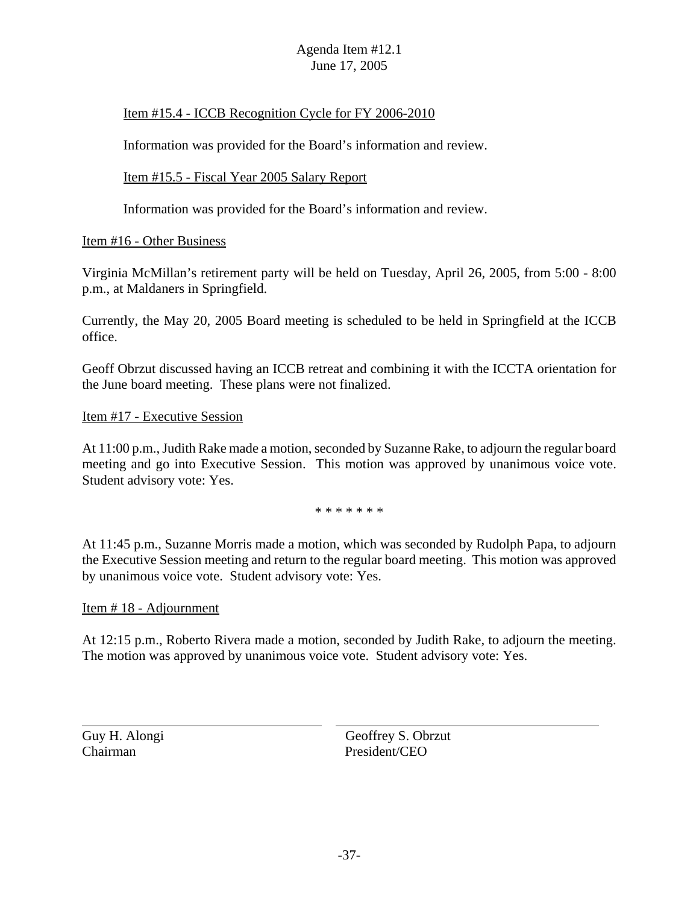Agenda Item #12.1
June 17, 2005

Item #15.4 - ICCB Recognition Cycle for FY 2006-2010

Information was provided for the Board's information and review.

Item #15.5 - Fiscal Year 2005 Salary Report

Information was provided for the Board's information and review.

Item #16 - Other Business

Virginia McMillan's retirement party will be held on Tuesday, April 26, 2005, from 5:00 - 8:00 p.m., at Maldaners in Springfield.

Currently, the May 20, 2005 Board meeting is scheduled to be held in Springfield at the ICCB office.

Geoff Obrzut discussed having an ICCB retreat and combining it with the ICCTA orientation for the June board meeting. These plans were not finalized.

Item #17 - Executive Session

At 11:00 p.m., Judith Rake made a motion, seconded by Suzanne Rake, to adjourn the regular board meeting and go into Executive Session. This motion was approved by unanimous voice vote. Student advisory vote: Yes.

\* \* \* \* \* \* \*

At 11:45 p.m., Suzanne Morris made a motion, which was seconded by Rudolph Papa, to adjourn the Executive Session meeting and return to the regular board meeting. This motion was approved by unanimous voice vote. Student advisory vote: Yes.

Item # 18 - Adjournment

At 12:15 p.m., Roberto Rivera made a motion, seconded by Judith Rake, to adjourn the meeting. The motion was approved by unanimous voice vote. Student advisory vote: Yes.

| | |
|---|---|
| Guy H. Alongi<br>Chairman | Geoffrey S. Obrzut<br>President/CEO |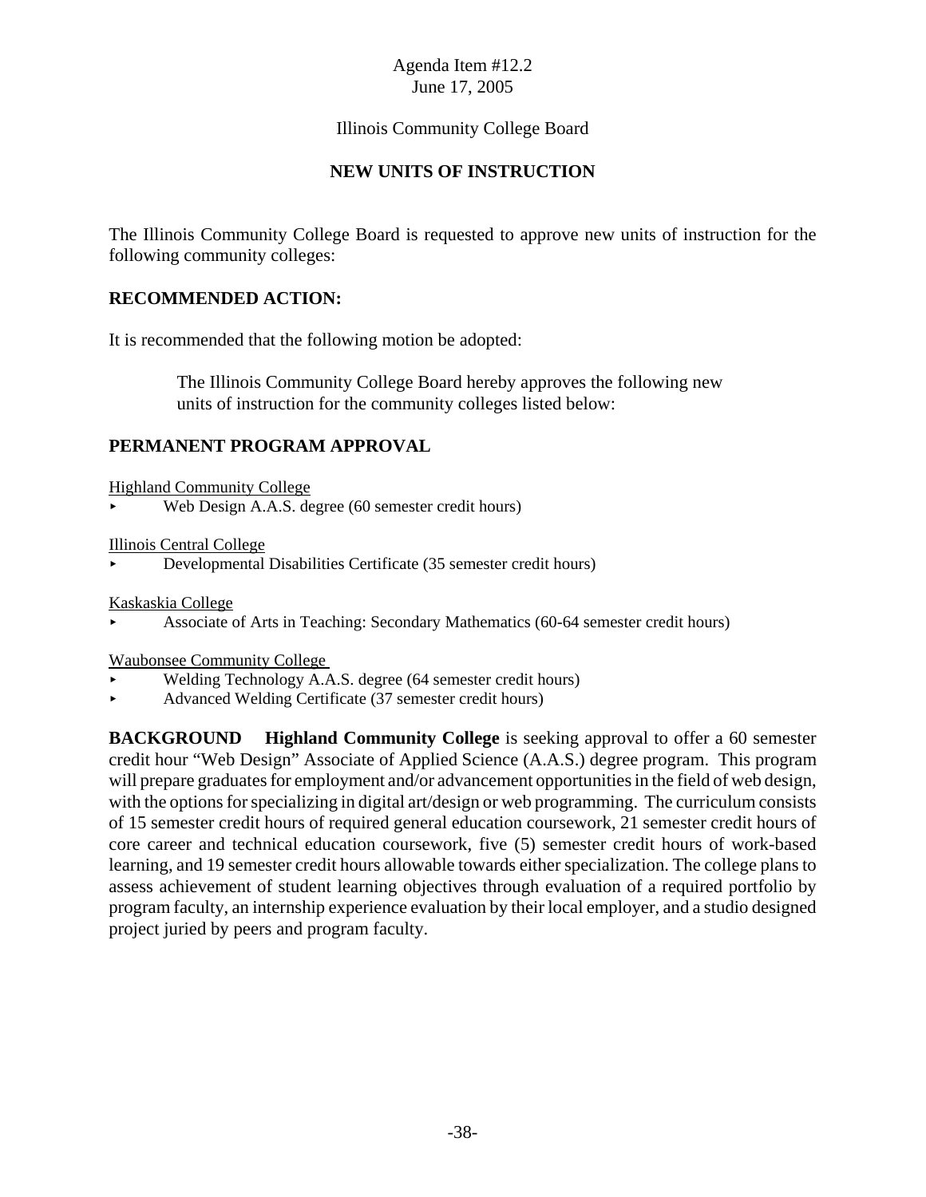Agenda Item #12.2
June 17, 2005

Illinois Community College Board

## NEW UNITS OF INSTRUCTION

The Illinois Community College Board is requested to approve new units of instruction for the following community colleges:

### RECOMMENDED ACTION:

It is recommended that the following motion be adopted:

> The Illinois Community College Board hereby approves the following new units of instruction for the community colleges listed below:

### PERMANENT PROGRAM APPROVAL

Highland Community College

- Web Design A.A.S. degree (60 semester credit hours)

Illinois Central College

- Developmental Disabilities Certificate (35 semester credit hours)

Kaskaskia College

- Associate of Arts in Teaching: Secondary Mathematics (60-64 semester credit hours)

Waubonsee Community College

- Welding Technology A.A.S. degree (64 semester credit hours)
- Advanced Welding Certificate (37 semester credit hours)

**BACKGROUND** **Highland Community College** is seeking approval to offer a 60 semester credit hour "Web Design" Associate of Applied Science (A.A.S.) degree program. This program will prepare graduates for employment and/or advancement opportunities in the field of web design, with the options for specializing in digital art/design or web programming. The curriculum consists of 15 semester credit hours of required general education coursework, 21 semester credit hours of core career and technical education coursework, five (5) semester credit hours of work-based learning, and 19 semester credit hours allowable towards either specialization. The college plans to assess achievement of student learning objectives through evaluation of a required portfolio by program faculty, an internship experience evaluation by their local employer, and a studio designed project juried by peers and program faculty.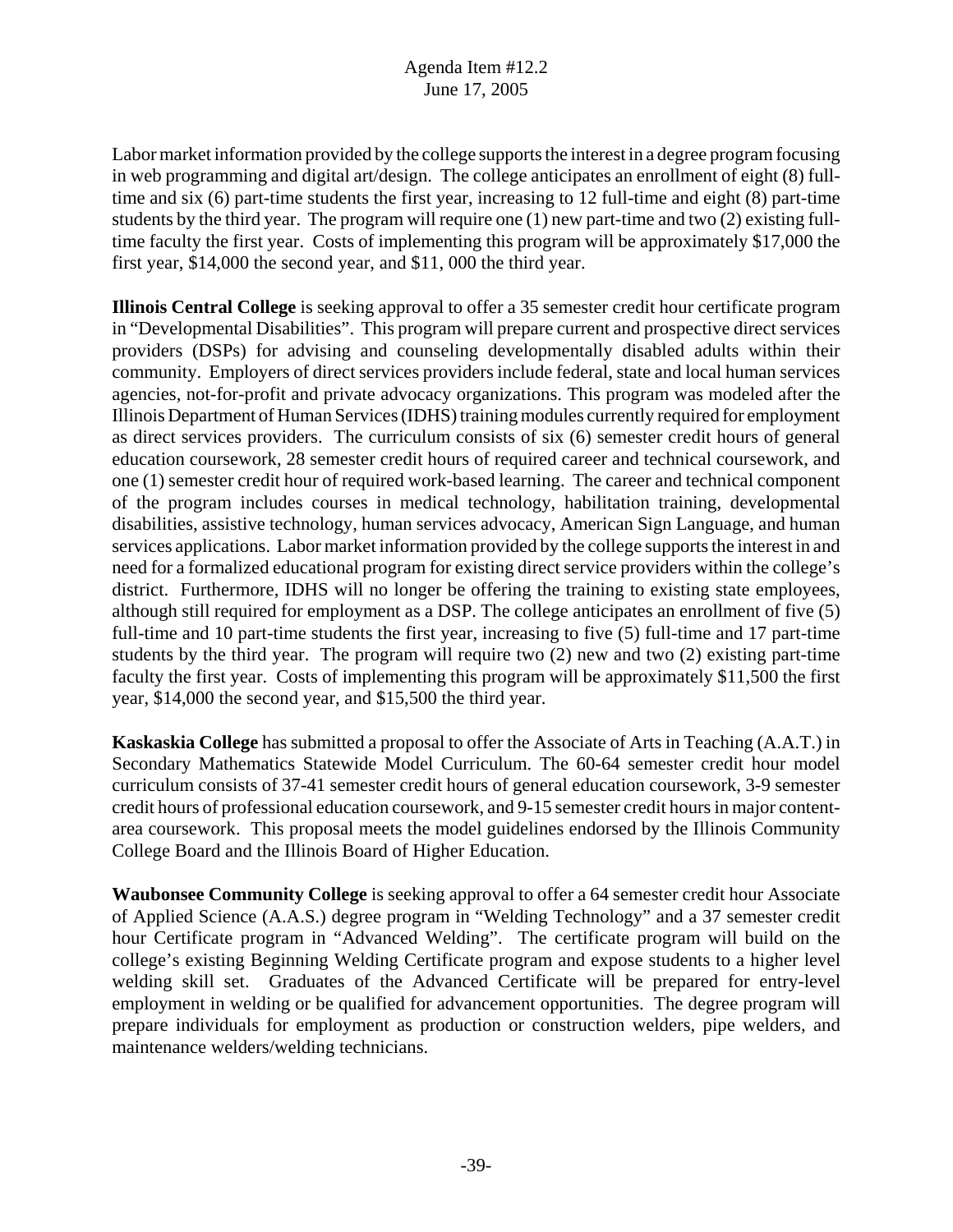Labor market information provided by the college supports the interest in a degree program focusing in web programming and digital art/design. The college anticipates an enrollment of eight (8) full-time and six (6) part-time students the first year, increasing to 12 full-time and eight (8) part-time students by the third year. The program will require one (1) new part-time and two (2) existing full-time faculty the first year. Costs of implementing this program will be approximately $17,000 the first year, $14,000 the second year, and $11, 000 the third year.

**Illinois Central College** is seeking approval to offer a 35 semester credit hour certificate program in "Developmental Disabilities". This program will prepare current and prospective direct services providers (DSPs) for advising and counseling developmentally disabled adults within their community. Employers of direct services providers include federal, state and local human services agencies, not-for-profit and private advocacy organizations. This program was modeled after the Illinois Department of Human Services (IDHS) training modules currently required for employment as direct services providers. The curriculum consists of six (6) semester credit hours of general education coursework, 28 semester credit hours of required career and technical coursework, and one (1) semester credit hour of required work-based learning. The career and technical component of the program includes courses in medical technology, habilitation training, developmental disabilities, assistive technology, human services advocacy, American Sign Language, and human services applications. Labor market information provided by the college supports the interest in and need for a formalized educational program for existing direct service providers within the college's district. Furthermore, IDHS will no longer be offering the training to existing state employees, although still required for employment as a DSP. The college anticipates an enrollment of five (5) full-time and 10 part-time students the first year, increasing to five (5) full-time and 17 part-time students by the third year. The program will require two (2) new and two (2) existing part-time faculty the first year. Costs of implementing this program will be approximately $11,500 the first year, $14,000 the second year, and $15,500 the third year.

**Kaskaskia College** has submitted a proposal to offer the Associate of Arts in Teaching (A.A.T.) in Secondary Mathematics Statewide Model Curriculum. The 60-64 semester credit hour model curriculum consists of 37-41 semester credit hours of general education coursework, 3-9 semester credit hours of professional education coursework, and 9-15 semester credit hours in major content-area coursework. This proposal meets the model guidelines endorsed by the Illinois Community College Board and the Illinois Board of Higher Education.

**Waubonsee Community College** is seeking approval to offer a 64 semester credit hour Associate of Applied Science (A.A.S.) degree program in "Welding Technology" and a 37 semester credit hour Certificate program in "Advanced Welding". The certificate program will build on the college's existing Beginning Welding Certificate program and expose students to a higher level welding skill set. Graduates of the Advanced Certificate will be prepared for entry-level employment in welding or be qualified for advancement opportunities. The degree program will prepare individuals for employment as production or construction welders, pipe welders, and maintenance welders/welding technicians.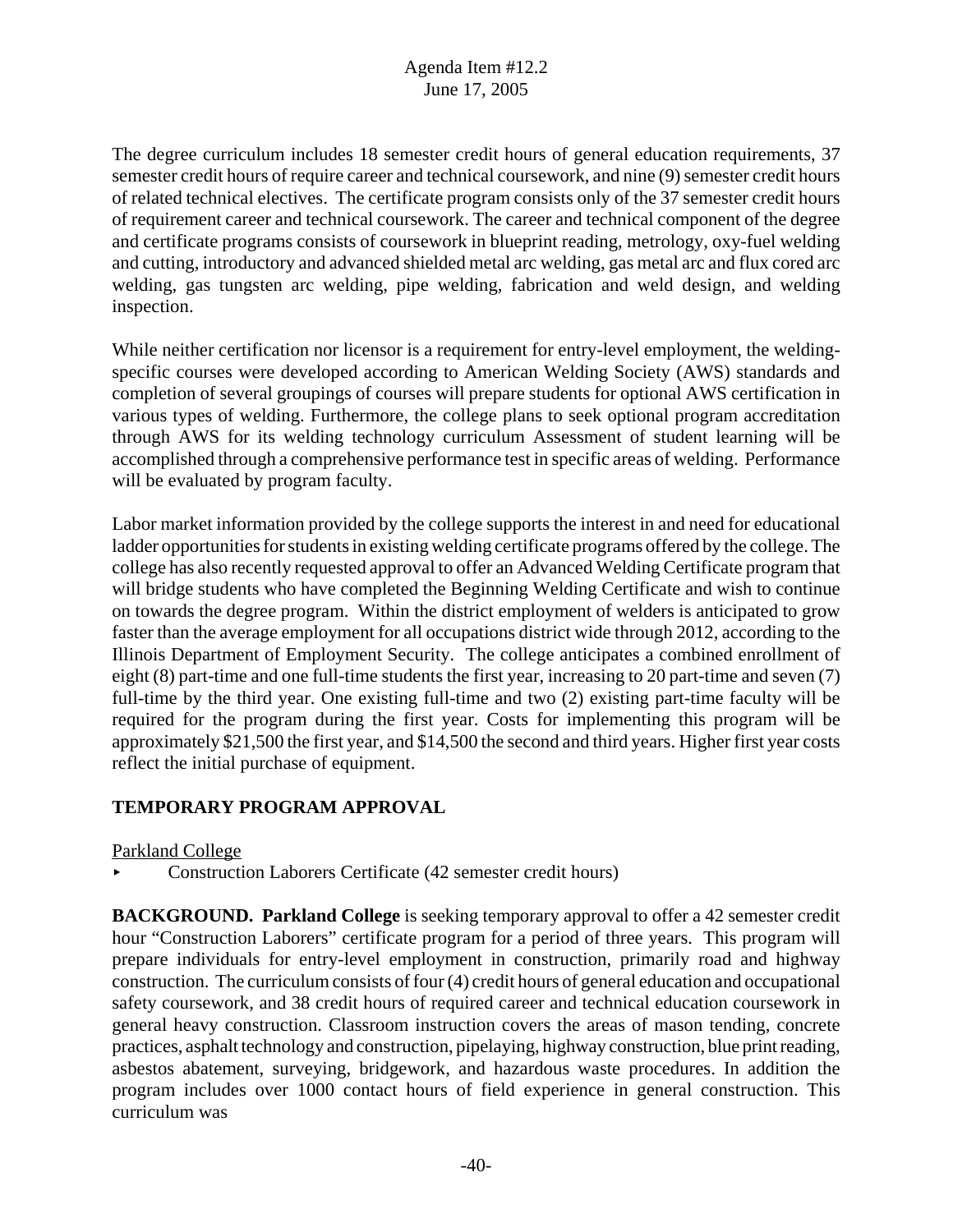The degree curriculum includes 18 semester credit hours of general education requirements, 37 semester credit hours of require career and technical coursework, and nine (9) semester credit hours of related technical electives. The certificate program consists only of the 37 semester credit hours of requirement career and technical coursework. The career and technical component of the degree and certificate programs consists of coursework in blueprint reading, metrology, oxy-fuel welding and cutting, introductory and advanced shielded metal arc welding, gas metal arc and flux cored arc welding, gas tungsten arc welding, pipe welding, fabrication and weld design, and welding inspection.

While neither certification nor licensor is a requirement for entry-level employment, the welding-specific courses were developed according to American Welding Society (AWS) standards and completion of several groupings of courses will prepare students for optional AWS certification in various types of welding. Furthermore, the college plans to seek optional program accreditation through AWS for its welding technology curriculum Assessment of student learning will be accomplished through a comprehensive performance test in specific areas of welding. Performance will be evaluated by program faculty.

Labor market information provided by the college supports the interest in and need for educational ladder opportunities for students in existing welding certificate programs offered by the college. The college has also recently requested approval to offer an Advanced Welding Certificate program that will bridge students who have completed the Beginning Welding Certificate and wish to continue on towards the degree program. Within the district employment of welders is anticipated to grow faster than the average employment for all occupations district wide through 2012, according to the Illinois Department of Employment Security. The college anticipates a combined enrollment of eight (8) part-time and one full-time students the first year, increasing to 20 part-time and seven (7) full-time by the third year. One existing full-time and two (2) existing part-time faculty will be required for the program during the first year. Costs for implementing this program will be approximately $21,500 the first year, and $14,500 the second and third years. Higher first year costs reflect the initial purchase of equipment.

## TEMPORARY PROGRAM APPROVAL

Parkland College

- Construction Laborers Certificate (42 semester credit hours)

**BACKGROUND. Parkland College** is seeking temporary approval to offer a 42 semester credit hour "Construction Laborers" certificate program for a period of three years. This program will prepare individuals for entry-level employment in construction, primarily road and highway construction. The curriculum consists of four (4) credit hours of general education and occupational safety coursework, and 38 credit hours of required career and technical education coursework in general heavy construction. Classroom instruction covers the areas of mason tending, concrete practices, asphalt technology and construction, pipelaying, highway construction, blue print reading, asbestos abatement, surveying, bridgework, and hazardous waste procedures. In addition the program includes over 1000 contact hours of field experience in general construction. This curriculum was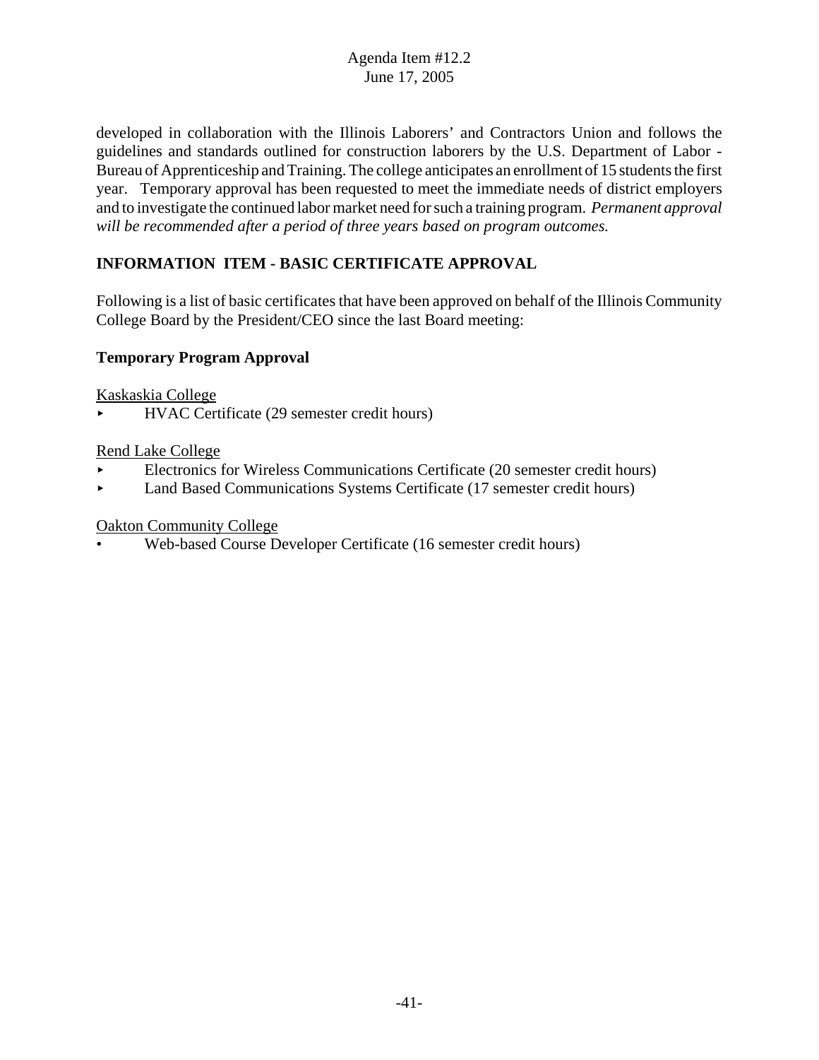developed in collaboration with the Illinois Laborers' and Contractors Union and follows the guidelines and standards outlined for construction laborers by the U.S. Department of Labor - Bureau of Apprenticeship and Training. The college anticipates an enrollment of 15 students the first year. Temporary approval has been requested to meet the immediate needs of district employers and to investigate the continued labor market need for such a training program. *Permanent approval will be recommended after a period of three years based on program outcomes.*

## INFORMATION ITEM - BASIC CERTIFICATE APPROVAL

Following is a list of basic certificates that have been approved on behalf of the Illinois Community College Board by the President/CEO since the last Board meeting:

### Temporary Program Approval

Kaskaskia College

- HVAC Certificate (29 semester credit hours)

Rend Lake College

- Electronics for Wireless Communications Certificate (20 semester credit hours)
- Land Based Communications Systems Certificate (17 semester credit hours)

Oakton Community College

- Web-based Course Developer Certificate (16 semester credit hours)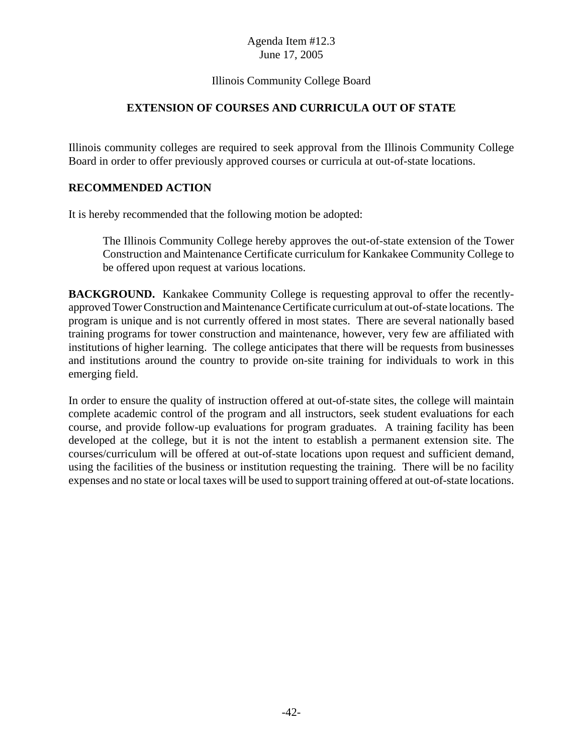Agenda Item #12.3
June 17, 2005

Illinois Community College Board

## EXTENSION OF COURSES AND CURRICULA OUT OF STATE

Illinois community colleges are required to seek approval from the Illinois Community College Board in order to offer previously approved courses or curricula at out-of-state locations.

**RECOMMENDED ACTION**

It is hereby recommended that the following motion be adopted:

> The Illinois Community College hereby approves the out-of-state extension of the Tower Construction and Maintenance Certificate curriculum for Kankakee Community College to be offered upon request at various locations.

**BACKGROUND.** Kankakee Community College is requesting approval to offer the recently-approved Tower Construction and Maintenance Certificate curriculum at out-of-state locations. The program is unique and is not currently offered in most states. There are several nationally based training programs for tower construction and maintenance, however, very few are affiliated with institutions of higher learning. The college anticipates that there will be requests from businesses and institutions around the country to provide on-site training for individuals to work in this emerging field.

In order to ensure the quality of instruction offered at out-of-state sites, the college will maintain complete academic control of the program and all instructors, seek student evaluations for each course, and provide follow-up evaluations for program graduates. A training facility has been developed at the college, but it is not the intent to establish a permanent extension site. The courses/curriculum will be offered at out-of-state locations upon request and sufficient demand, using the facilities of the business or institution requesting the training. There will be no facility expenses and no state or local taxes will be used to support training offered at out-of-state locations.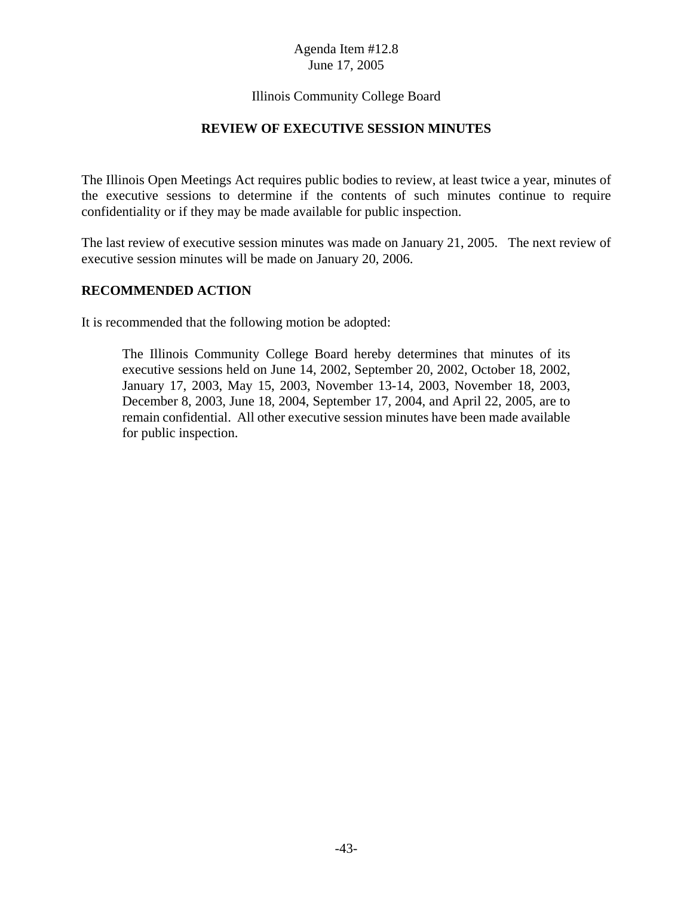Agenda Item #12.8
June 17, 2005

Illinois Community College Board

## REVIEW OF EXECUTIVE SESSION MINUTES

The Illinois Open Meetings Act requires public bodies to review, at least twice a year, minutes of the executive sessions to determine if the contents of such minutes continue to require confidentiality or if they may be made available for public inspection.

The last review of executive session minutes was made on January 21, 2005. The next review of executive session minutes will be made on January 20, 2006.

### RECOMMENDED ACTION

It is recommended that the following motion be adopted:

> The Illinois Community College Board hereby determines that minutes of its executive sessions held on June 14, 2002, September 20, 2002, October 18, 2002, January 17, 2003, May 15, 2003, November 13-14, 2003, November 18, 2003, December 8, 2003, June 18, 2004, September 17, 2004, and April 22, 2005, are to remain confidential. All other executive session minutes have been made available for public inspection.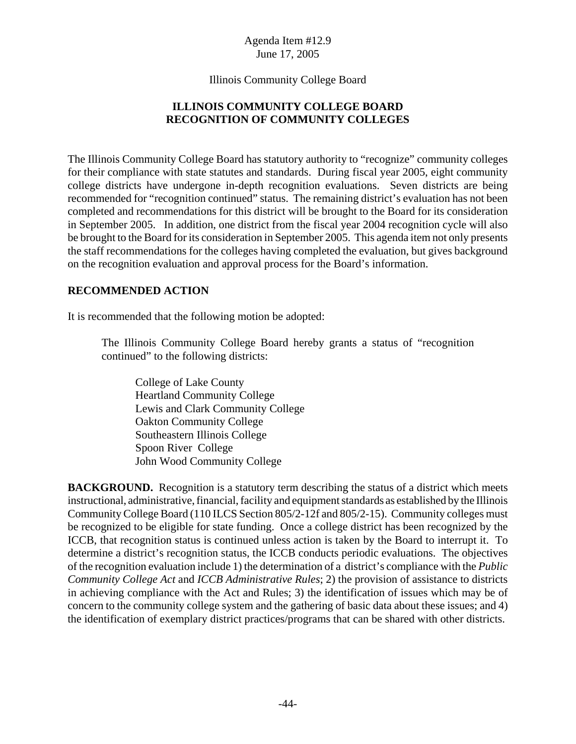Agenda Item #12.9
June 17, 2005

Illinois Community College Board

## ILLINOIS COMMUNITY COLLEGE BOARD
## RECOGNITION OF COMMUNITY COLLEGES

The Illinois Community College Board has statutory authority to "recognize" community colleges for their compliance with state statutes and standards. During fiscal year 2005, eight community college districts have undergone in-depth recognition evaluations. Seven districts are being recommended for "recognition continued" status. The remaining district's evaluation has not been completed and recommendations for this district will be brought to the Board for its consideration in September 2005. In addition, one district from the fiscal year 2004 recognition cycle will also be brought to the Board for its consideration in September 2005. This agenda item not only presents the staff recommendations for the colleges having completed the evaluation, but gives background on the recognition evaluation and approval process for the Board's information.

### RECOMMENDED ACTION

It is recommended that the following motion be adopted:

> The Illinois Community College Board hereby grants a status of "recognition continued" to the following districts:
>
> College of Lake County
> Heartland Community College
> Lewis and Clark Community College
> Oakton Community College
> Southeastern Illinois College
> Spoon River College
> John Wood Community College

**BACKGROUND.** Recognition is a statutory term describing the status of a district which meets instructional, administrative, financial, facility and equipment standards as established by the Illinois Community College Board (110 ILCS Section 805/2-12f and 805/2-15). Community colleges must be recognized to be eligible for state funding. Once a college district has been recognized by the ICCB, that recognition status is continued unless action is taken by the Board to interrupt it. To determine a district's recognition status, the ICCB conducts periodic evaluations. The objectives of the recognition evaluation include 1) the determination of a district's compliance with the *Public Community College Act* and *ICCB Administrative Rules*; 2) the provision of assistance to districts in achieving compliance with the Act and Rules; 3) the identification of issues which may be of concern to the community college system and the gathering of basic data about these issues; and 4) the identification of exemplary district practices/programs that can be shared with other districts.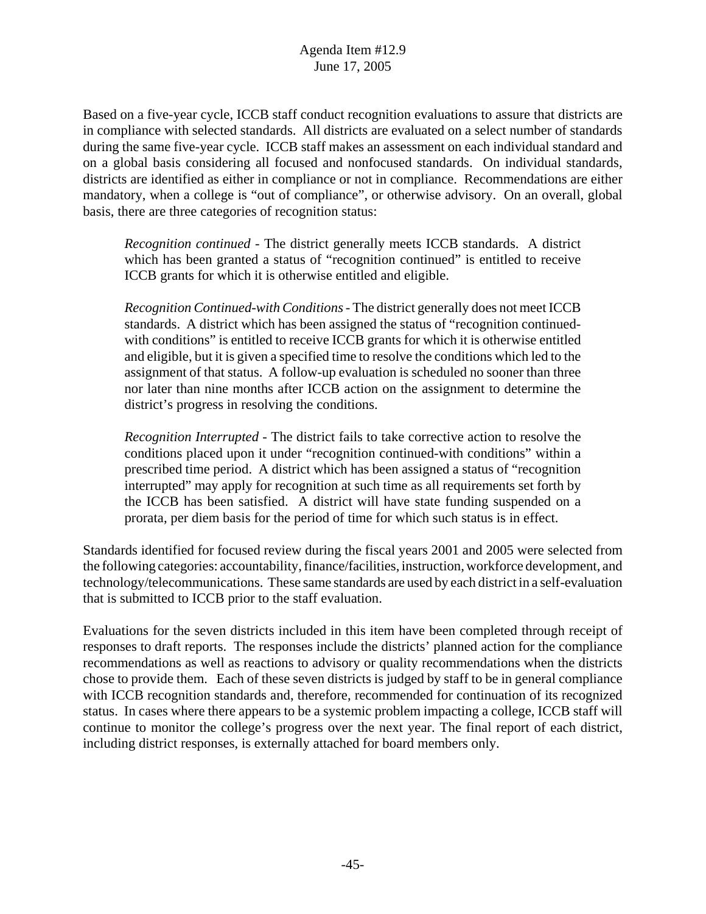Based on a five-year cycle, ICCB staff conduct recognition evaluations to assure that districts are in compliance with selected standards. All districts are evaluated on a select number of standards during the same five-year cycle. ICCB staff makes an assessment on each individual standard and on a global basis considering all focused and nonfocused standards. On individual standards, districts are identified as either in compliance or not in compliance. Recommendations are either mandatory, when a college is "out of compliance", or otherwise advisory. On an overall, global basis, there are three categories of recognition status:

> *Recognition continued* - The district generally meets ICCB standards. A district which has been granted a status of "recognition continued" is entitled to receive ICCB grants for which it is otherwise entitled and eligible.
>
> *Recognition Continued-with Conditions* - The district generally does not meet ICCB standards. A district which has been assigned the status of "recognition continued-with conditions" is entitled to receive ICCB grants for which it is otherwise entitled and eligible, but it is given a specified time to resolve the conditions which led to the assignment of that status. A follow-up evaluation is scheduled no sooner than three nor later than nine months after ICCB action on the assignment to determine the district's progress in resolving the conditions.
>
> *Recognition Interrupted* - The district fails to take corrective action to resolve the conditions placed upon it under "recognition continued-with conditions" within a prescribed time period. A district which has been assigned a status of "recognition interrupted" may apply for recognition at such time as all requirements set forth by the ICCB has been satisfied. A district will have state funding suspended on a prorata, per diem basis for the period of time for which such status is in effect.

Standards identified for focused review during the fiscal years 2001 and 2005 were selected from the following categories: accountability, finance/facilities, instruction, workforce development, and technology/telecommunications. These same standards are used by each district in a self-evaluation that is submitted to ICCB prior to the staff evaluation.

Evaluations for the seven districts included in this item have been completed through receipt of responses to draft reports. The responses include the districts' planned action for the compliance recommendations as well as reactions to advisory or quality recommendations when the districts chose to provide them. Each of these seven districts is judged by staff to be in general compliance with ICCB recognition standards and, therefore, recommended for continuation of its recognized status. In cases where there appears to be a systemic problem impacting a college, ICCB staff will continue to monitor the college's progress over the next year. The final report of each district, including district responses, is externally attached for board members only.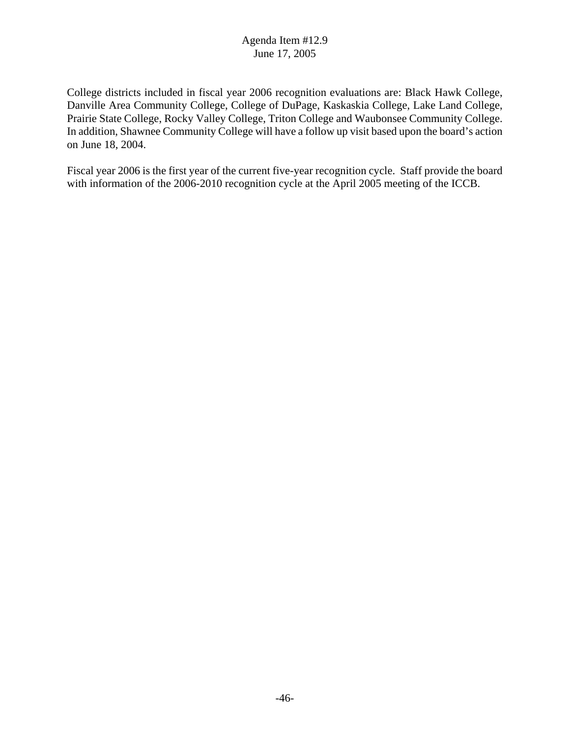College districts included in fiscal year 2006 recognition evaluations are: Black Hawk College, Danville Area Community College, College of DuPage, Kaskaskia College, Lake Land College, Prairie State College, Rocky Valley College, Triton College and Waubonsee Community College. In addition, Shawnee Community College will have a follow up visit based upon the board's action on June 18, 2004.

Fiscal year 2006 is the first year of the current five-year recognition cycle. Staff provide the board with information of the 2006-2010 recognition cycle at the April 2005 meeting of the ICCB.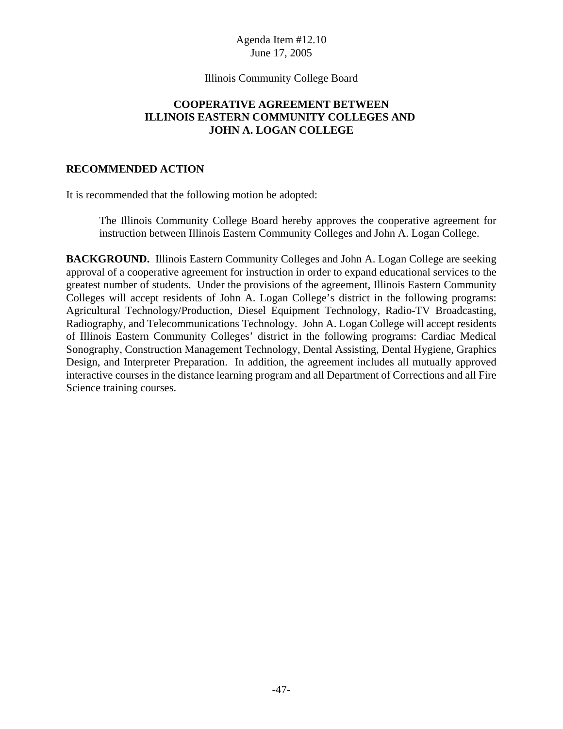Agenda Item #12.10
June 17, 2005

Illinois Community College Board

## COOPERATIVE AGREEMENT BETWEEN ILLINOIS EASTERN COMMUNITY COLLEGES AND JOHN A. LOGAN COLLEGE

### RECOMMENDED ACTION

It is recommended that the following motion be adopted:

> The Illinois Community College Board hereby approves the cooperative agreement for instruction between Illinois Eastern Community Colleges and John A. Logan College.

**BACKGROUND.** Illinois Eastern Community Colleges and John A. Logan College are seeking approval of a cooperative agreement for instruction in order to expand educational services to the greatest number of students. Under the provisions of the agreement, Illinois Eastern Community Colleges will accept residents of John A. Logan College's district in the following programs: Agricultural Technology/Production, Diesel Equipment Technology, Radio-TV Broadcasting, Radiography, and Telecommunications Technology. John A. Logan College will accept residents of Illinois Eastern Community Colleges' district in the following programs: Cardiac Medical Sonography, Construction Management Technology, Dental Assisting, Dental Hygiene, Graphics Design, and Interpreter Preparation. In addition, the agreement includes all mutually approved interactive courses in the distance learning program and all Department of Corrections and all Fire Science training courses.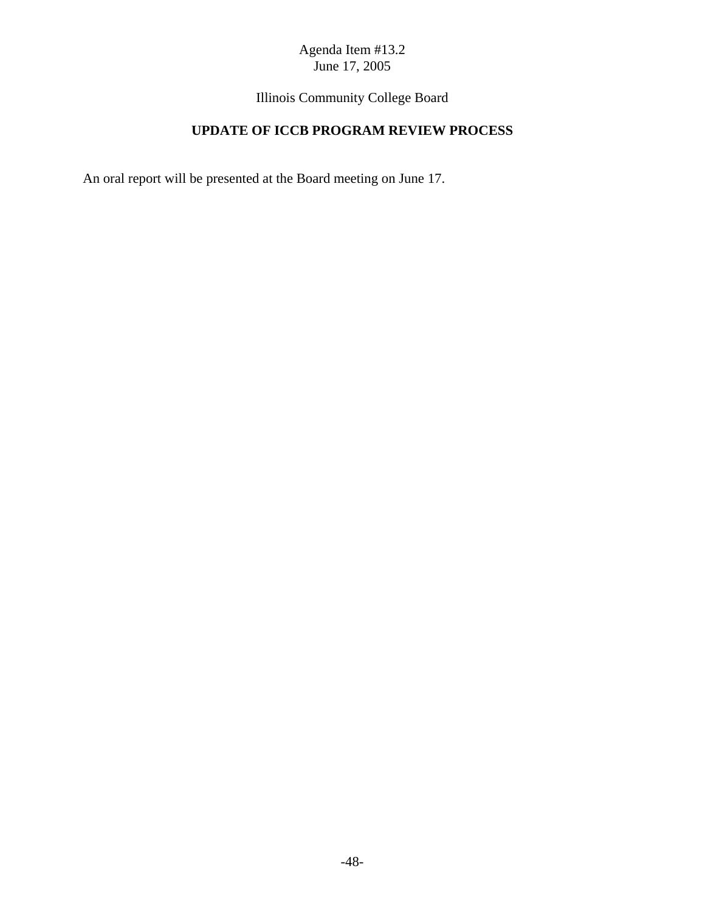Agenda Item #13.2
June 17, 2005

Illinois Community College Board

## UPDATE OF ICCB PROGRAM REVIEW PROCESS

An oral report will be presented at the Board meeting on June 17.